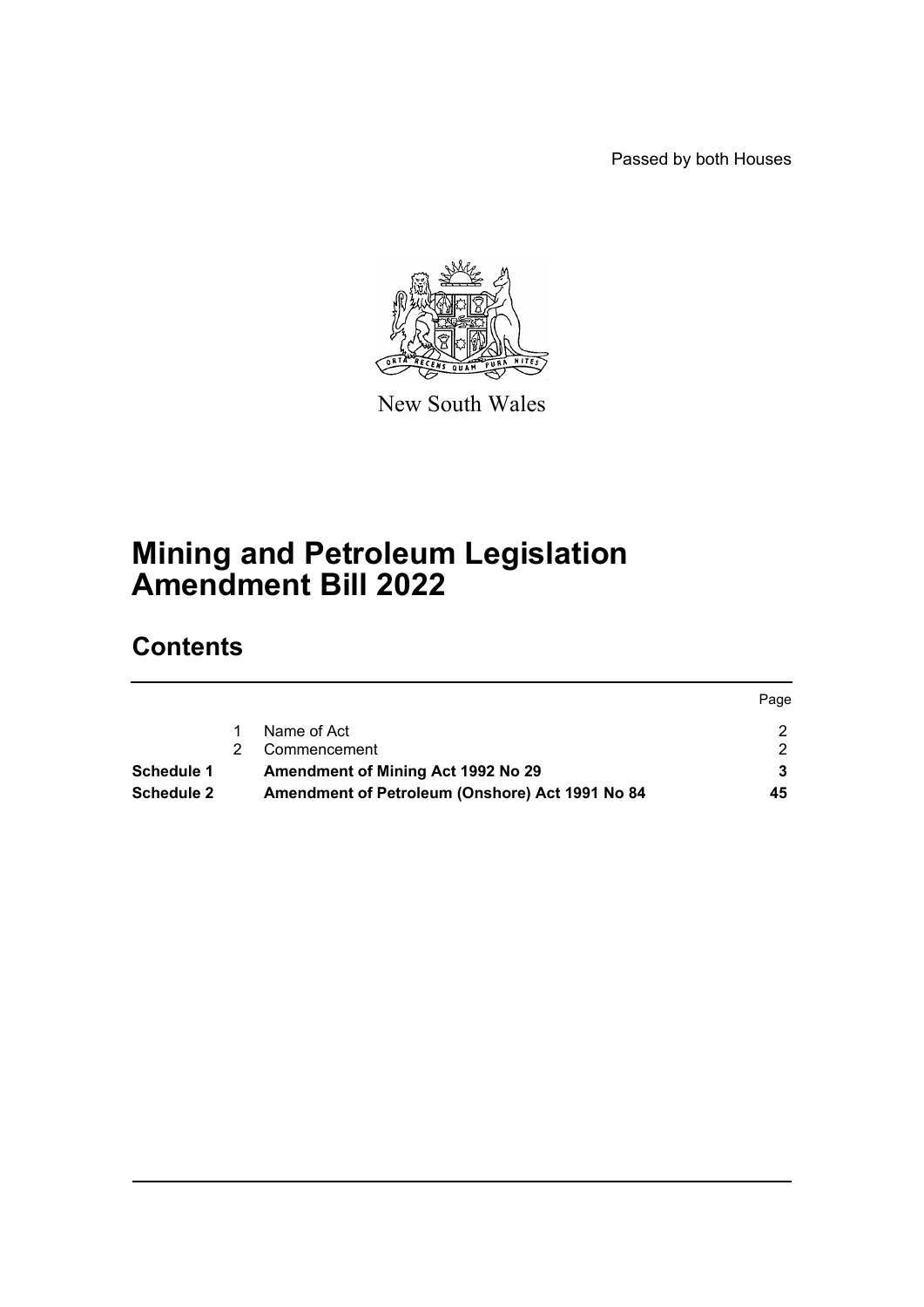Passed by both Houses

New South Wales

# Mining and Petroleum Legislation Amendment Bill 2022

## Contents

| | | | Page |
|---|---|---|---|
| | 1 | Name of Act | 2 |
| | 2 | Commencement | 2 |
| **Schedule 1** | | **Amendment of Mining Act 1992 No 29** | **3** |
| **Schedule 2** | | **Amendment of Petroleum (Onshore) Act 1991 No 84** | **45** |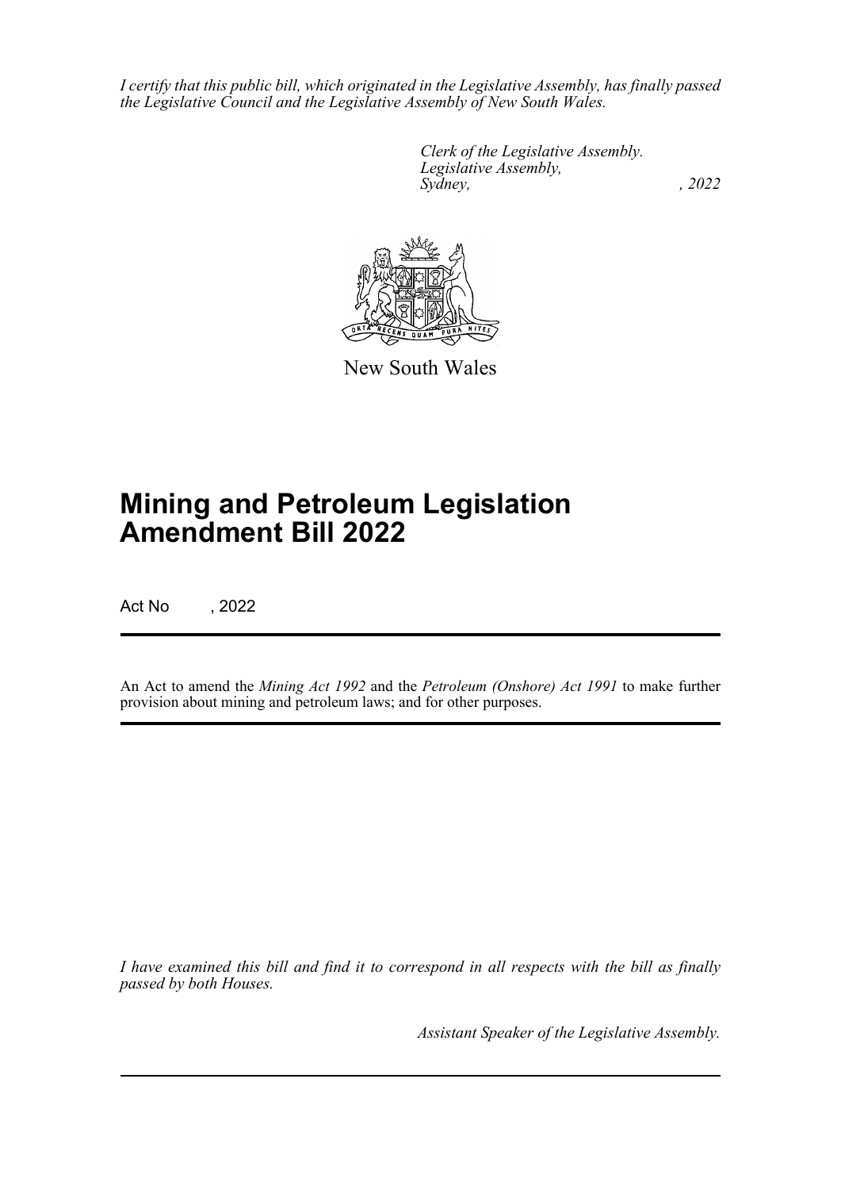*I certify that this public bill, which originated in the Legislative Assembly, has finally passed the Legislative Council and the Legislative Assembly of New South Wales.*

*Clerk of the Legislative Assembly.*
*Legislative Assembly,*
*Sydney, , 2022*

New South Wales

# Mining and Petroleum Legislation Amendment Bill 2022

Act No , 2022

An Act to amend the *Mining Act 1992* and the *Petroleum (Onshore) Act 1991* to make further provision about mining and petroleum laws; and for other purposes.

*I have examined this bill and find it to correspond in all respects with the bill as finally passed by both Houses.*

*Assistant Speaker of the Legislative Assembly.*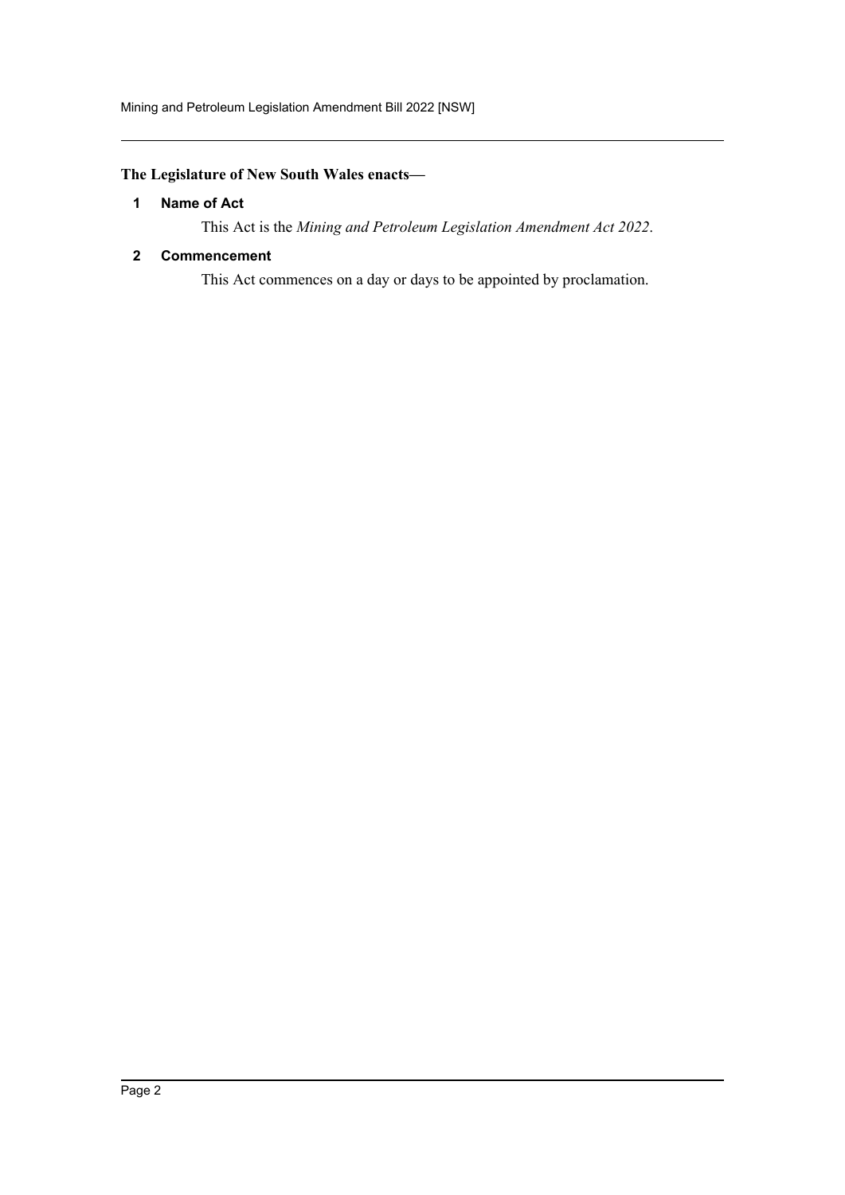**The Legislature of New South Wales enacts—**

## 1 Name of Act

This Act is the *Mining and Petroleum Legislation Amendment Act 2022*.

## 2 Commencement

This Act commences on a day or days to be appointed by proclamation.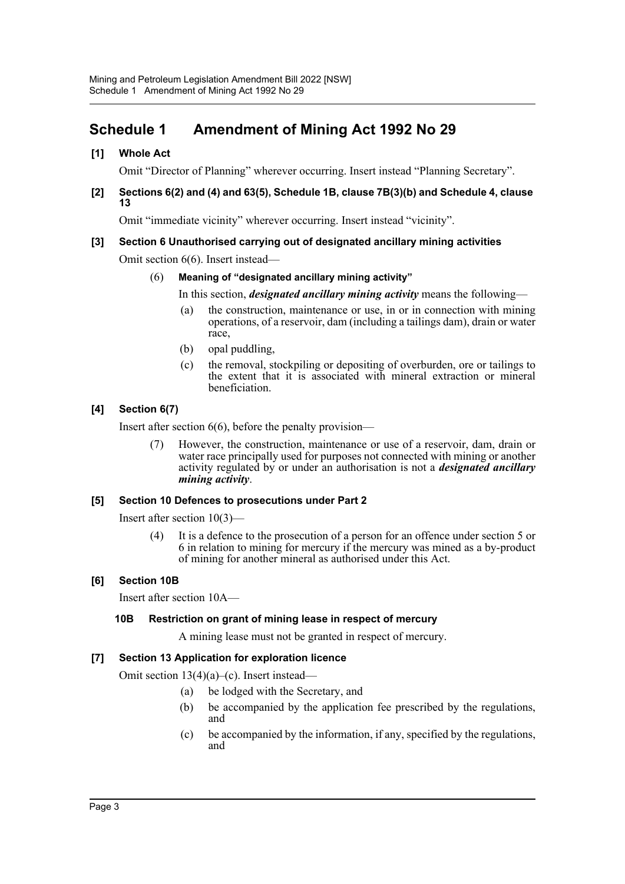## Schedule 1 Amendment of Mining Act 1992 No 29

**[1] Whole Act**

Omit "Director of Planning" wherever occurring. Insert instead "Planning Secretary".

**[2] Sections 6(2) and (4) and 63(5), Schedule 1B, clause 7B(3)(b) and Schedule 4, clause 13**

Omit "immediate vicinity" wherever occurring. Insert instead "vicinity".

**[3] Section 6 Unauthorised carrying out of designated ancillary mining activities**

Omit section 6(6). Insert instead—

(6) **Meaning of "designated ancillary mining activity"**

In this section, ***designated ancillary mining activity*** means the following—

- (a) the construction, maintenance or use, in or in connection with mining operations, of a reservoir, dam (including a tailings dam), drain or water race,
- (b) opal puddling,
- (c) the removal, stockpiling or depositing of overburden, ore or tailings to the extent that it is associated with mineral extraction or mineral beneficiation.

**[4] Section 6(7)**

Insert after section 6(6), before the penalty provision—

(7) However, the construction, maintenance or use of a reservoir, dam, drain or water race principally used for purposes not connected with mining or another activity regulated by or under an authorisation is not a ***designated ancillary mining activity***.

**[5] Section 10 Defences to prosecutions under Part 2**

Insert after section 10(3)—

(4) It is a defence to the prosecution of a person for an offence under section 5 or 6 in relation to mining for mercury if the mercury was mined as a by-product of mining for another mineral as authorised under this Act.

**[6] Section 10B**

Insert after section 10A—

**10B Restriction on grant of mining lease in respect of mercury**

A mining lease must not be granted in respect of mercury.

**[7] Section 13 Application for exploration licence**

Omit section 13(4)(a)–(c). Insert instead—

- (a) be lodged with the Secretary, and
- (b) be accompanied by the application fee prescribed by the regulations, and
- (c) be accompanied by the information, if any, specified by the regulations, and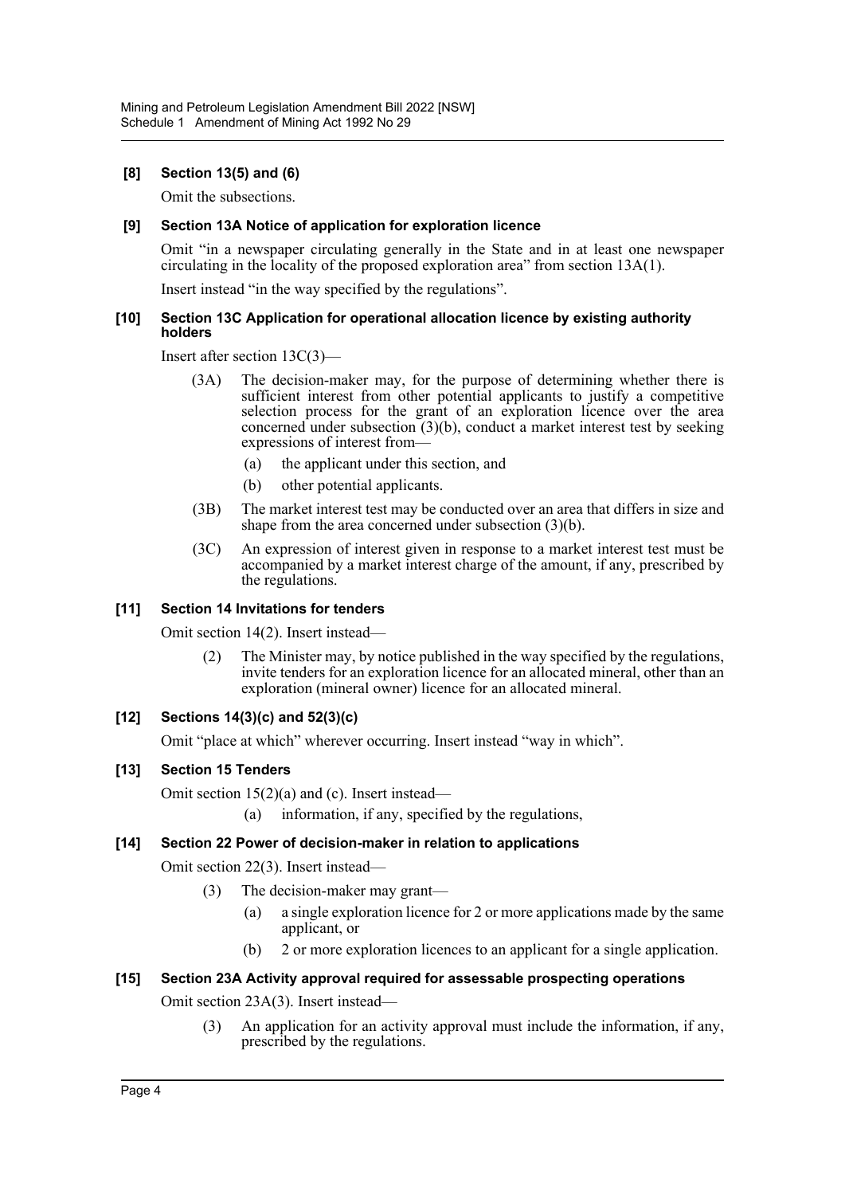**[8] Section 13(5) and (6)**

Omit the subsections.

**[9] Section 13A Notice of application for exploration licence**

Omit "in a newspaper circulating generally in the State and in at least one newspaper circulating in the locality of the proposed exploration area" from section 13A(1).

Insert instead "in the way specified by the regulations".

**[10] Section 13C Application for operational allocation licence by existing authority holders**

Insert after section 13C(3)—

(3A) The decision-maker may, for the purpose of determining whether there is sufficient interest from other potential applicants to justify a competitive selection process for the grant of an exploration licence over the area concerned under subsection (3)(b), conduct a market interest test by seeking expressions of interest from—

(a) the applicant under this section, and

(b) other potential applicants.

(3B) The market interest test may be conducted over an area that differs in size and shape from the area concerned under subsection (3)(b).

(3C) An expression of interest given in response to a market interest test must be accompanied by a market interest charge of the amount, if any, prescribed by the regulations.

**[11] Section 14 Invitations for tenders**

Omit section 14(2). Insert instead—

(2) The Minister may, by notice published in the way specified by the regulations, invite tenders for an exploration licence for an allocated mineral, other than an exploration (mineral owner) licence for an allocated mineral.

**[12] Sections 14(3)(c) and 52(3)(c)**

Omit "place at which" wherever occurring. Insert instead "way in which".

**[13] Section 15 Tenders**

Omit section 15(2)(a) and (c). Insert instead—

(a) information, if any, specified by the regulations,

**[14] Section 22 Power of decision-maker in relation to applications**

Omit section 22(3). Insert instead—

(3) The decision-maker may grant—

(a) a single exploration licence for 2 or more applications made by the same applicant, or

(b) 2 or more exploration licences to an applicant for a single application.

**[15] Section 23A Activity approval required for assessable prospecting operations**

Omit section 23A(3). Insert instead—

(3) An application for an activity approval must include the information, if any, prescribed by the regulations.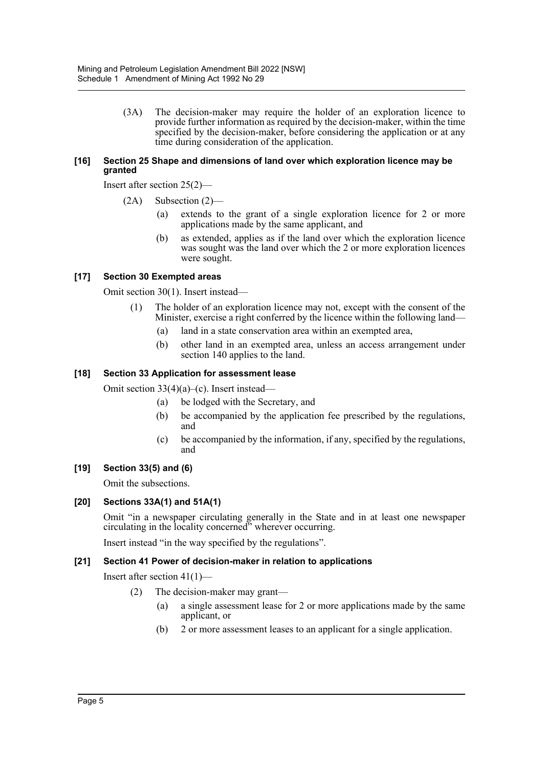(3A) The decision-maker may require the holder of an exploration licence to provide further information as required by the decision-maker, within the time specified by the decision-maker, before considering the application or at any time during consideration of the application.

#### [16] Section 25 Shape and dimensions of land over which exploration licence may be granted

Insert after section 25(2)—

(2A) Subsection (2)—

- (a) extends to the grant of a single exploration licence for 2 or more applications made by the same applicant, and
- (b) as extended, applies as if the land over which the exploration licence was sought was the land over which the 2 or more exploration licences were sought.

#### [17] Section 30 Exempted areas

Omit section 30(1). Insert instead—

(1) The holder of an exploration licence may not, except with the consent of the Minister, exercise a right conferred by the licence within the following land—

- (a) land in a state conservation area within an exempted area,
- (b) other land in an exempted area, unless an access arrangement under section 140 applies to the land.

#### [18] Section 33 Application for assessment lease

Omit section 33(4)(a)–(c). Insert instead—

- (a) be lodged with the Secretary, and
- (b) be accompanied by the application fee prescribed by the regulations, and
- (c) be accompanied by the information, if any, specified by the regulations, and

#### [19] Section 33(5) and (6)

Omit the subsections.

#### [20] Sections 33A(1) and 51A(1)

Omit "in a newspaper circulating generally in the State and in at least one newspaper circulating in the locality concerned" wherever occurring.

Insert instead "in the way specified by the regulations".

#### [21] Section 41 Power of decision-maker in relation to applications

Insert after section 41(1)—

(2) The decision-maker may grant—

- (a) a single assessment lease for 2 or more applications made by the same applicant, or
- (b) 2 or more assessment leases to an applicant for a single application.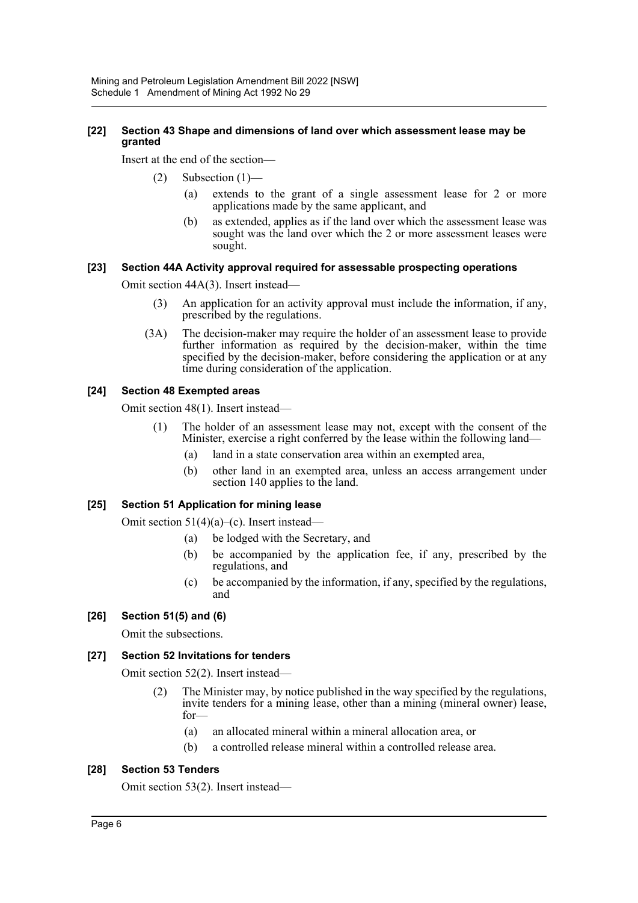#### [22] Section 43 Shape and dimensions of land over which assessment lease may be granted

Insert at the end of the section—

(2) Subsection (1)—

(a) extends to the grant of a single assessment lease for 2 or more applications made by the same applicant, and

(b) as extended, applies as if the land over which the assessment lease was sought was the land over which the 2 or more assessment leases were sought.

#### [23] Section 44A Activity approval required for assessable prospecting operations

Omit section 44A(3). Insert instead—

(3) An application for an activity approval must include the information, if any, prescribed by the regulations.

(3A) The decision-maker may require the holder of an assessment lease to provide further information as required by the decision-maker, within the time specified by the decision-maker, before considering the application or at any time during consideration of the application.

#### [24] Section 48 Exempted areas

Omit section 48(1). Insert instead—

(1) The holder of an assessment lease may not, except with the consent of the Minister, exercise a right conferred by the lease within the following land—

(a) land in a state conservation area within an exempted area,

(b) other land in an exempted area, unless an access arrangement under section 140 applies to the land.

#### [25] Section 51 Application for mining lease

Omit section 51(4)(a)–(c). Insert instead—

(a) be lodged with the Secretary, and

(b) be accompanied by the application fee, if any, prescribed by the regulations, and

(c) be accompanied by the information, if any, specified by the regulations, and

#### [26] Section 51(5) and (6)

Omit the subsections.

#### [27] Section 52 Invitations for tenders

Omit section 52(2). Insert instead—

(2) The Minister may, by notice published in the way specified by the regulations, invite tenders for a mining lease, other than a mining (mineral owner) lease, for—

(a) an allocated mineral within a mineral allocation area, or

(b) a controlled release mineral within a controlled release area.

#### [28] Section 53 Tenders

Omit section 53(2). Insert instead—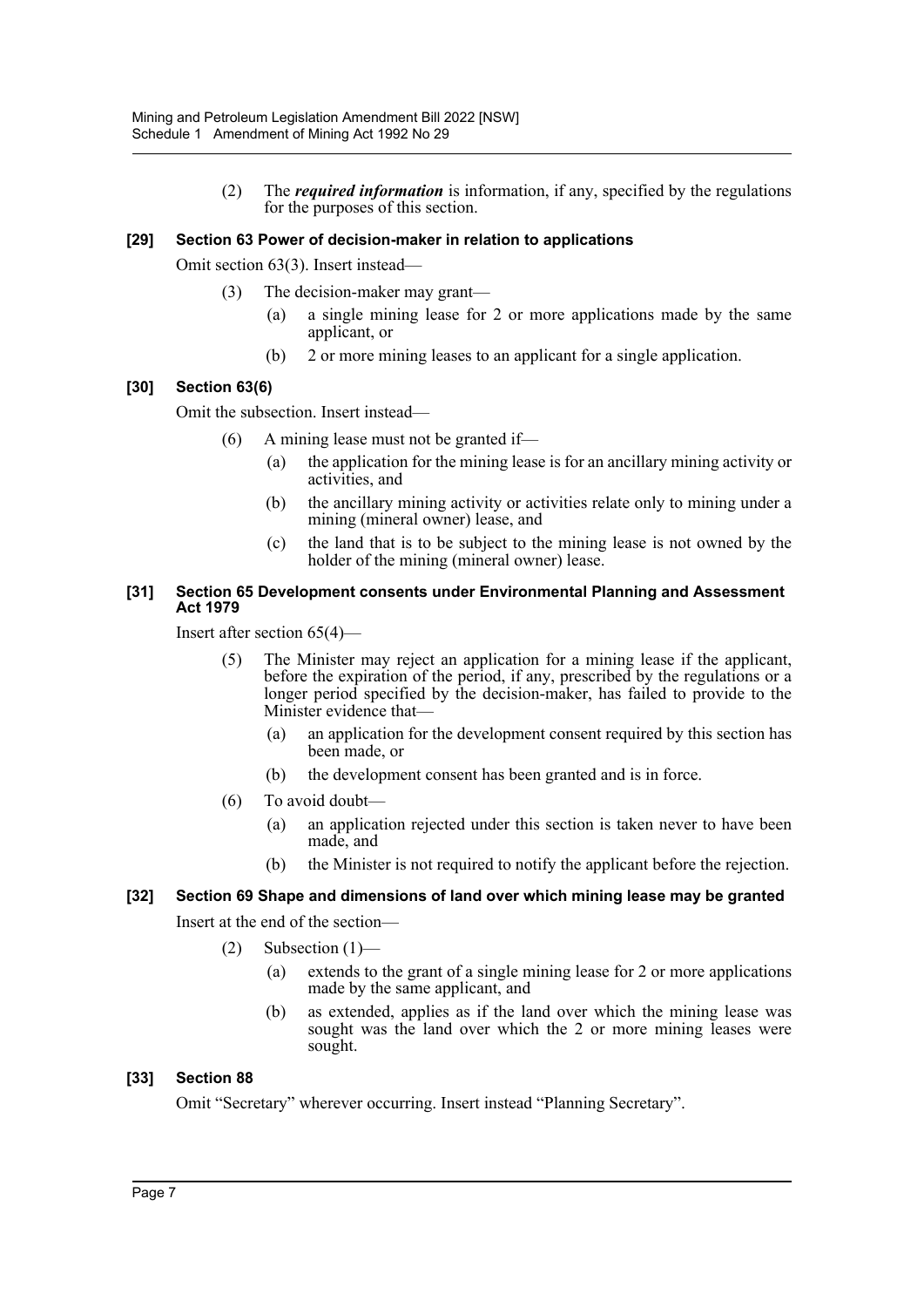(2) The ***required information*** is information, if any, specified by the regulations for the purposes of this section.

**[29] Section 63 Power of decision-maker in relation to applications**

Omit section 63(3). Insert instead—

(3) The decision-maker may grant—

(a) a single mining lease for 2 or more applications made by the same applicant, or

(b) 2 or more mining leases to an applicant for a single application.

**[30] Section 63(6)**

Omit the subsection. Insert instead—

(6) A mining lease must not be granted if—

(a) the application for the mining lease is for an ancillary mining activity or activities, and

(b) the ancillary mining activity or activities relate only to mining under a mining (mineral owner) lease, and

(c) the land that is to be subject to the mining lease is not owned by the holder of the mining (mineral owner) lease.

**[31] Section 65 Development consents under Environmental Planning and Assessment Act 1979**

Insert after section 65(4)—

(5) The Minister may reject an application for a mining lease if the applicant, before the expiration of the period, if any, prescribed by the regulations or a longer period specified by the decision-maker, has failed to provide to the Minister evidence that—

(a) an application for the development consent required by this section has been made, or

(b) the development consent has been granted and is in force.

(6) To avoid doubt—

(a) an application rejected under this section is taken never to have been made, and

(b) the Minister is not required to notify the applicant before the rejection.

**[32] Section 69 Shape and dimensions of land over which mining lease may be granted**

Insert at the end of the section—

(2) Subsection (1)—

(a) extends to the grant of a single mining lease for 2 or more applications made by the same applicant, and

(b) as extended, applies as if the land over which the mining lease was sought was the land over which the 2 or more mining leases were sought.

**[33] Section 88**

Omit "Secretary" wherever occurring. Insert instead "Planning Secretary".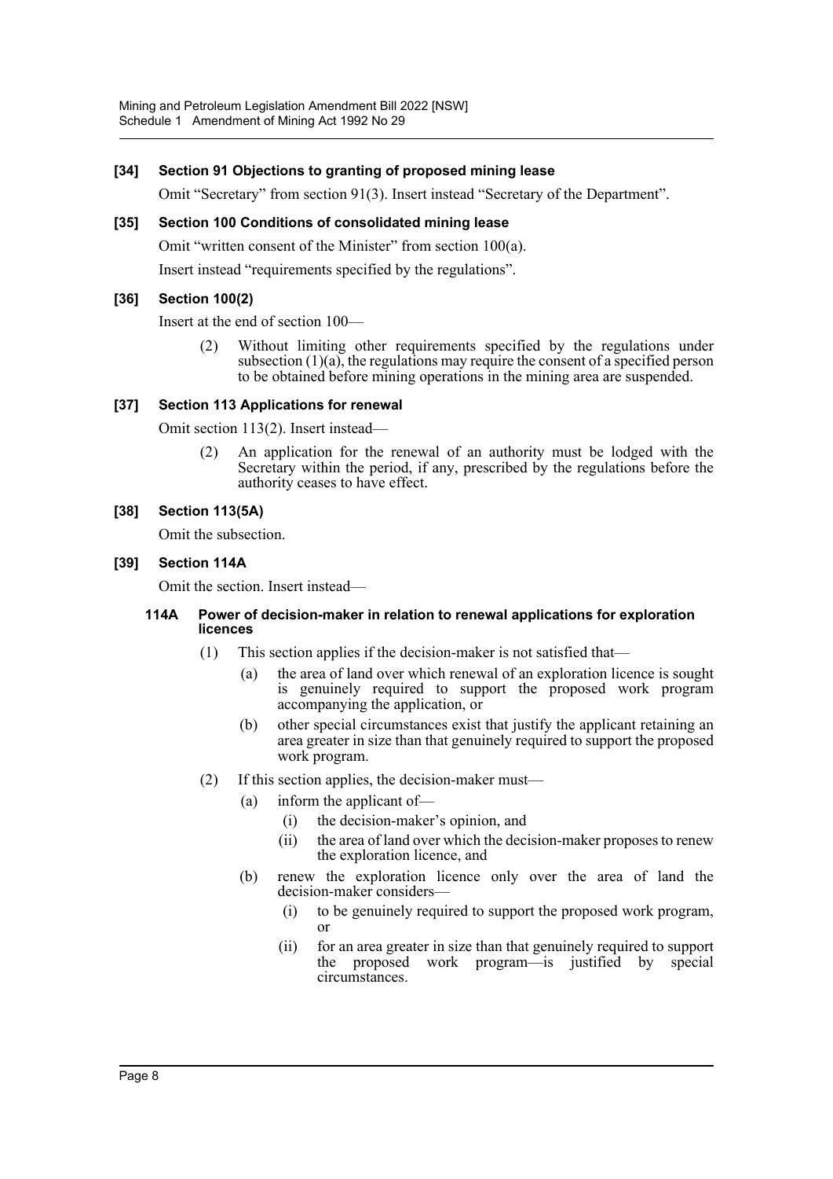### [34] Section 91 Objections to granting of proposed mining lease

Omit "Secretary" from section 91(3). Insert instead "Secretary of the Department".

### [35] Section 100 Conditions of consolidated mining lease

Omit "written consent of the Minister" from section 100(a).

Insert instead "requirements specified by the regulations".

### [36] Section 100(2)

Insert at the end of section 100—

(2) Without limiting other requirements specified by the regulations under subsection (1)(a), the regulations may require the consent of a specified person to be obtained before mining operations in the mining area are suspended.

### [37] Section 113 Applications for renewal

Omit section 113(2). Insert instead—

(2) An application for the renewal of an authority must be lodged with the Secretary within the period, if any, prescribed by the regulations before the authority ceases to have effect.

### [38] Section 113(5A)

Omit the subsection.

### [39] Section 114A

Omit the section. Insert instead—

#### 114A Power of decision-maker in relation to renewal applications for exploration licences

(1) This section applies if the decision-maker is not satisfied that—

- (a) the area of land over which renewal of an exploration licence is sought is genuinely required to support the proposed work program accompanying the application, or
- (b) other special circumstances exist that justify the applicant retaining an area greater in size than that genuinely required to support the proposed work program.

(2) If this section applies, the decision-maker must—

- (a) inform the applicant of—
  - (i) the decision-maker's opinion, and
  - (ii) the area of land over which the decision-maker proposes to renew the exploration licence, and
- (b) renew the exploration licence only over the area of land the decision-maker considers—
  - (i) to be genuinely required to support the proposed work program, or
  - (ii) for an area greater in size than that genuinely required to support the proposed work program—is justified by special circumstances.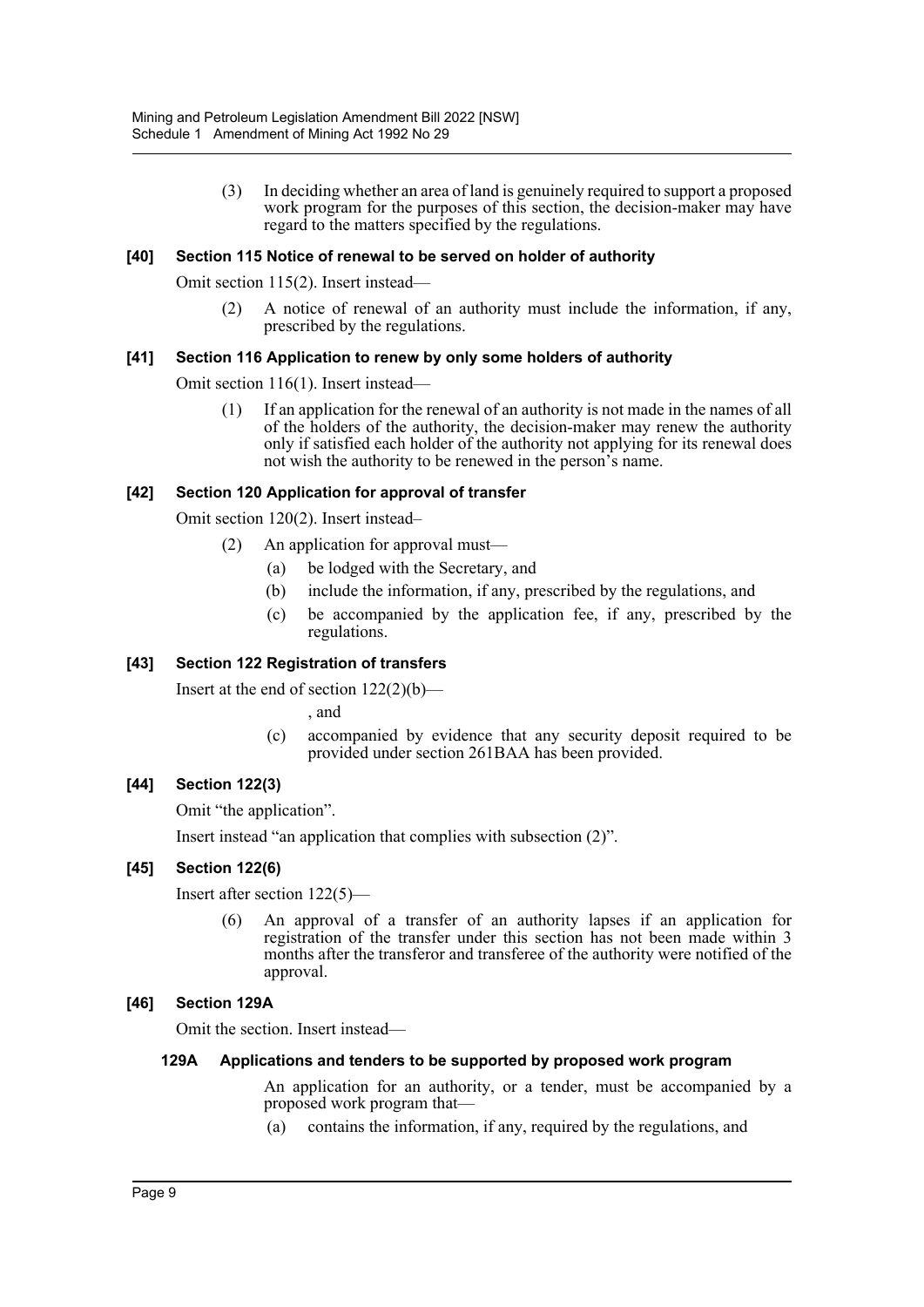(3) In deciding whether an area of land is genuinely required to support a proposed work program for the purposes of this section, the decision-maker may have regard to the matters specified by the regulations.

**[40] Section 115 Notice of renewal to be served on holder of authority**

Omit section 115(2). Insert instead—

(2) A notice of renewal of an authority must include the information, if any, prescribed by the regulations.

**[41] Section 116 Application to renew by only some holders of authority**

Omit section 116(1). Insert instead—

(1) If an application for the renewal of an authority is not made in the names of all of the holders of the authority, the decision-maker may renew the authority only if satisfied each holder of the authority not applying for its renewal does not wish the authority to be renewed in the person's name.

**[42] Section 120 Application for approval of transfer**

Omit section 120(2). Insert instead–

(2) An application for approval must—

(a) be lodged with the Secretary, and

(b) include the information, if any, prescribed by the regulations, and

(c) be accompanied by the application fee, if any, prescribed by the regulations.

**[43] Section 122 Registration of transfers**

Insert at the end of section 122(2)(b)—

, and

(c) accompanied by evidence that any security deposit required to be provided under section 261BAA has been provided.

**[44] Section 122(3)**

Omit "the application".

Insert instead "an application that complies with subsection (2)".

**[45] Section 122(6)**

Insert after section 122(5)—

(6) An approval of a transfer of an authority lapses if an application for registration of the transfer under this section has not been made within 3 months after the transferor and transferee of the authority were notified of the approval.

**[46] Section 129A**

Omit the section. Insert instead—

**129A Applications and tenders to be supported by proposed work program**

An application for an authority, or a tender, must be accompanied by a proposed work program that—

(a) contains the information, if any, required by the regulations, and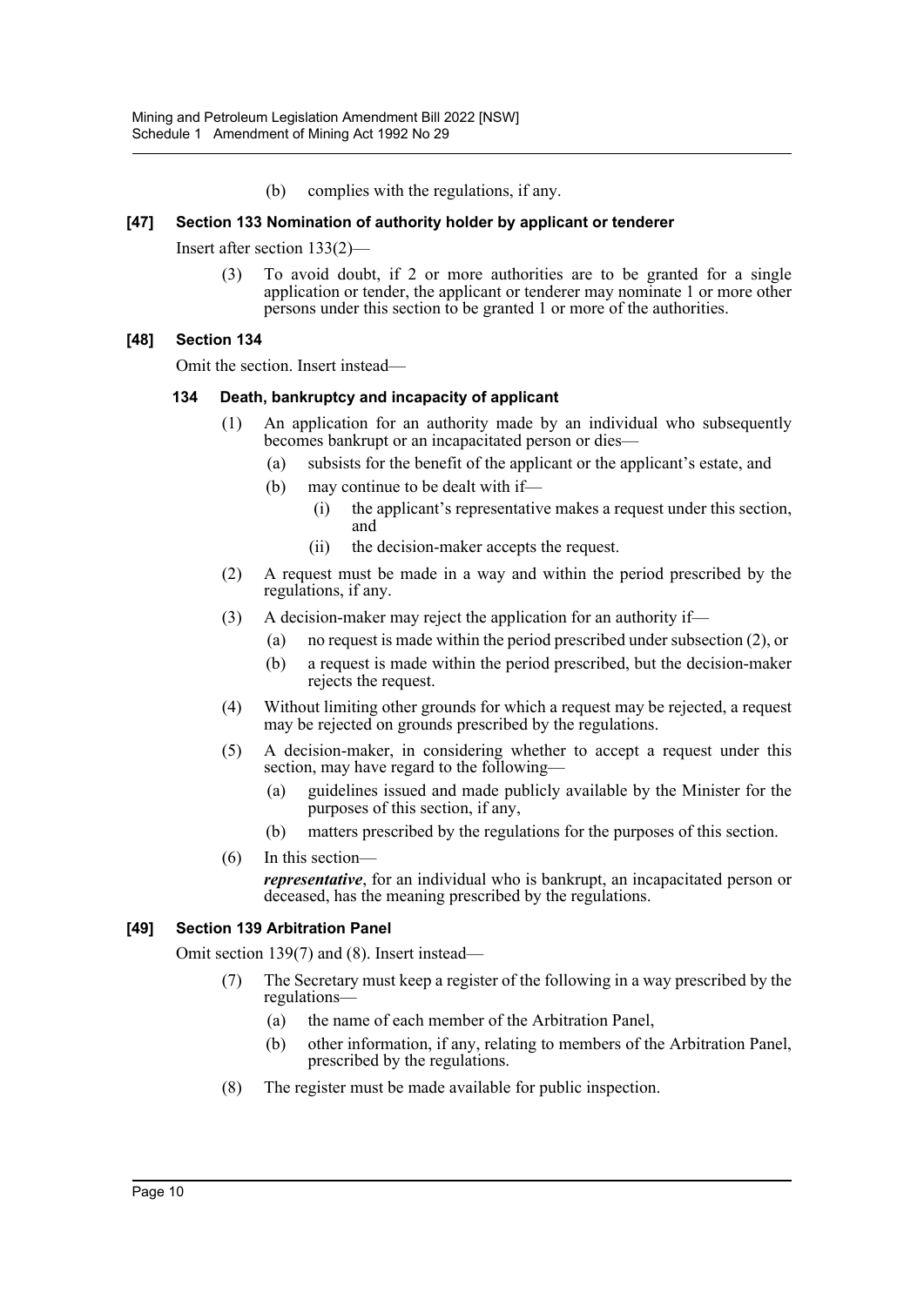(b) complies with the regulations, if any.

### [47] Section 133 Nomination of authority holder by applicant or tenderer

Insert after section 133(2)—

(3) To avoid doubt, if 2 or more authorities are to be granted for a single application or tender, the applicant or tenderer may nominate 1 or more other persons under this section to be granted 1 or more of the authorities.

### [48] Section 134

Omit the section. Insert instead—

#### 134 Death, bankruptcy and incapacity of applicant

(1) An application for an authority made by an individual who subsequently becomes bankrupt or an incapacitated person or dies—

- (a) subsists for the benefit of the applicant or the applicant's estate, and
- (b) may continue to be dealt with if—
  - (i) the applicant's representative makes a request under this section, and
  - (ii) the decision-maker accepts the request.

(2) A request must be made in a way and within the period prescribed by the regulations, if any.

(3) A decision-maker may reject the application for an authority if—

- (a) no request is made within the period prescribed under subsection (2), or
- (b) a request is made within the period prescribed, but the decision-maker rejects the request.

(4) Without limiting other grounds for which a request may be rejected, a request may be rejected on grounds prescribed by the regulations.

(5) A decision-maker, in considering whether to accept a request under this section, may have regard to the following—

- (a) guidelines issued and made publicly available by the Minister for the purposes of this section, if any,
- (b) matters prescribed by the regulations for the purposes of this section.

(6) In this section—

***representative***, for an individual who is bankrupt, an incapacitated person or deceased, has the meaning prescribed by the regulations.

### [49] Section 139 Arbitration Panel

Omit section 139(7) and (8). Insert instead—

(7) The Secretary must keep a register of the following in a way prescribed by the regulations—

- (a) the name of each member of the Arbitration Panel,
- (b) other information, if any, relating to members of the Arbitration Panel, prescribed by the regulations.

(8) The register must be made available for public inspection.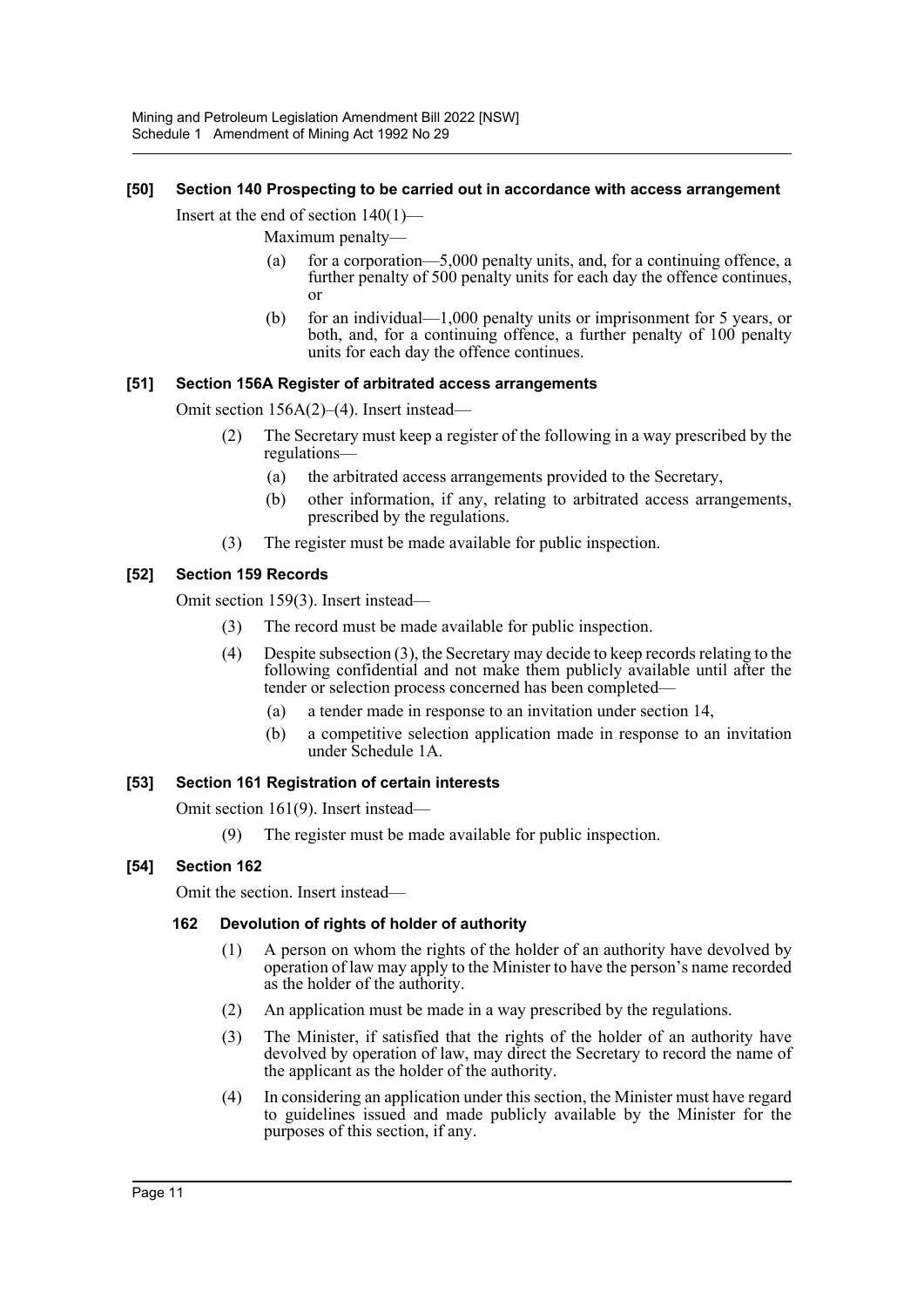### [50] Section 140 Prospecting to be carried out in accordance with access arrangement

Insert at the end of section 140(1)—

Maximum penalty—

(a) for a corporation—5,000 penalty units, and, for a continuing offence, a further penalty of 500 penalty units for each day the offence continues, or

(b) for an individual—1,000 penalty units or imprisonment for 5 years, or both, and, for a continuing offence, a further penalty of 100 penalty units for each day the offence continues.

### [51] Section 156A Register of arbitrated access arrangements

Omit section 156A(2)–(4). Insert instead—

(2) The Secretary must keep a register of the following in a way prescribed by the regulations—

(a) the arbitrated access arrangements provided to the Secretary,

(b) other information, if any, relating to arbitrated access arrangements, prescribed by the regulations.

(3) The register must be made available for public inspection.

### [52] Section 159 Records

Omit section 159(3). Insert instead—

(3) The record must be made available for public inspection.

(4) Despite subsection (3), the Secretary may decide to keep records relating to the following confidential and not make them publicly available until after the tender or selection process concerned has been completed—

(a) a tender made in response to an invitation under section 14,

(b) a competitive selection application made in response to an invitation under Schedule 1A.

### [53] Section 161 Registration of certain interests

Omit section 161(9). Insert instead—

(9) The register must be made available for public inspection.

### [54] Section 162

Omit the section. Insert instead—

#### 162 Devolution of rights of holder of authority

(1) A person on whom the rights of the holder of an authority have devolved by operation of law may apply to the Minister to have the person's name recorded as the holder of the authority.

(2) An application must be made in a way prescribed by the regulations.

(3) The Minister, if satisfied that the rights of the holder of an authority have devolved by operation of law, may direct the Secretary to record the name of the applicant as the holder of the authority.

(4) In considering an application under this section, the Minister must have regard to guidelines issued and made publicly available by the Minister for the purposes of this section, if any.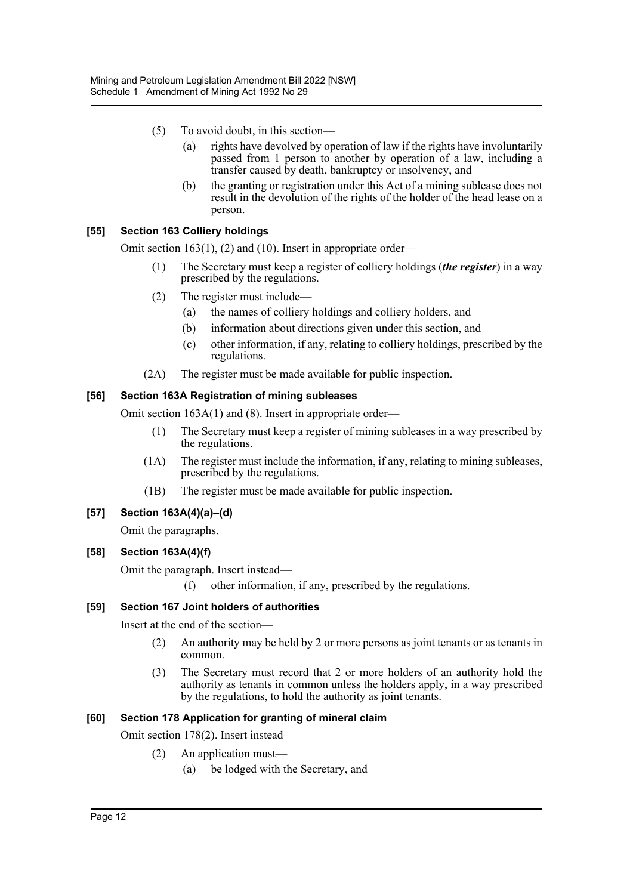(5) To avoid doubt, in this section—

(a) rights have devolved by operation of law if the rights have involuntarily passed from 1 person to another by operation of a law, including a transfer caused by death, bankruptcy or insolvency, and

(b) the granting or registration under this Act of a mining sublease does not result in the devolution of the rights of the holder of the head lease on a person.

### [55] Section 163 Colliery holdings

Omit section 163(1), (2) and (10). Insert in appropriate order—

(1) The Secretary must keep a register of colliery holdings (***the register***) in a way prescribed by the regulations.

(2) The register must include—

(a) the names of colliery holdings and colliery holders, and

(b) information about directions given under this section, and

(c) other information, if any, relating to colliery holdings, prescribed by the regulations.

(2A) The register must be made available for public inspection.

### [56] Section 163A Registration of mining subleases

Omit section 163A(1) and (8). Insert in appropriate order—

(1) The Secretary must keep a register of mining subleases in a way prescribed by the regulations.

(1A) The register must include the information, if any, relating to mining subleases, prescribed by the regulations.

(1B) The register must be made available for public inspection.

### [57] Section 163A(4)(a)–(d)

Omit the paragraphs.

### [58] Section 163A(4)(f)

Omit the paragraph. Insert instead—

(f) other information, if any, prescribed by the regulations.

### [59] Section 167 Joint holders of authorities

Insert at the end of the section—

(2) An authority may be held by 2 or more persons as joint tenants or as tenants in common.

(3) The Secretary must record that 2 or more holders of an authority hold the authority as tenants in common unless the holders apply, in a way prescribed by the regulations, to hold the authority as joint tenants.

### [60] Section 178 Application for granting of mineral claim

Omit section 178(2). Insert instead–

(2) An application must—

(a) be lodged with the Secretary, and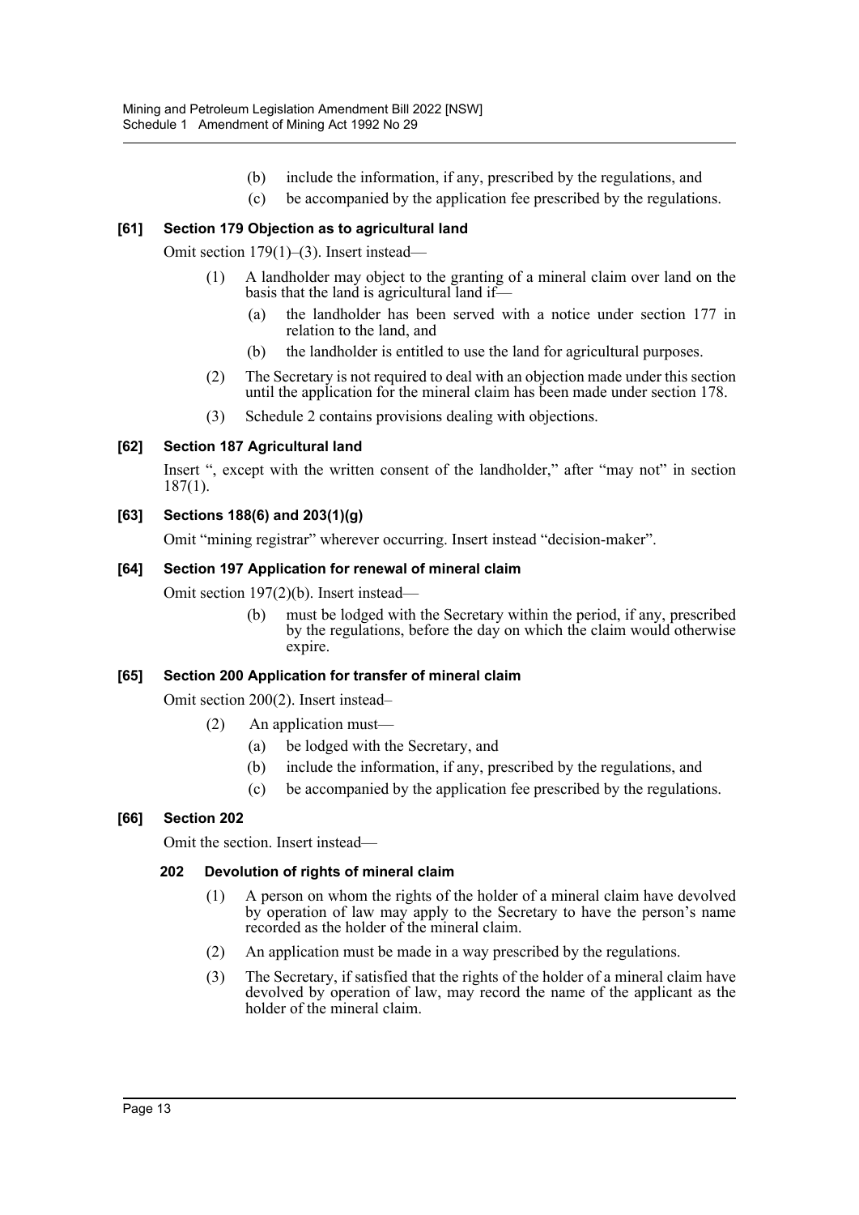(b) include the information, if any, prescribed by the regulations, and

(c) be accompanied by the application fee prescribed by the regulations.

#### [61] Section 179 Objection as to agricultural land

Omit section 179(1)–(3). Insert instead—

(1) A landholder may object to the granting of a mineral claim over land on the basis that the land is agricultural land if—

(a) the landholder has been served with a notice under section 177 in relation to the land, and

(b) the landholder is entitled to use the land for agricultural purposes.

(2) The Secretary is not required to deal with an objection made under this section until the application for the mineral claim has been made under section 178.

(3) Schedule 2 contains provisions dealing with objections.

#### [62] Section 187 Agricultural land

Insert ", except with the written consent of the landholder," after "may not" in section 187(1).

#### [63] Sections 188(6) and 203(1)(g)

Omit "mining registrar" wherever occurring. Insert instead "decision-maker".

#### [64] Section 197 Application for renewal of mineral claim

Omit section 197(2)(b). Insert instead—

(b) must be lodged with the Secretary within the period, if any, prescribed by the regulations, before the day on which the claim would otherwise expire.

#### [65] Section 200 Application for transfer of mineral claim

Omit section 200(2). Insert instead–

(2) An application must—

(a) be lodged with the Secretary, and

(b) include the information, if any, prescribed by the regulations, and

(c) be accompanied by the application fee prescribed by the regulations.

#### [66] Section 202

Omit the section. Insert instead—

**202 Devolution of rights of mineral claim**

(1) A person on whom the rights of the holder of a mineral claim have devolved by operation of law may apply to the Secretary to have the person's name recorded as the holder of the mineral claim.

(2) An application must be made in a way prescribed by the regulations.

(3) The Secretary, if satisfied that the rights of the holder of a mineral claim have devolved by operation of law, may record the name of the applicant as the holder of the mineral claim.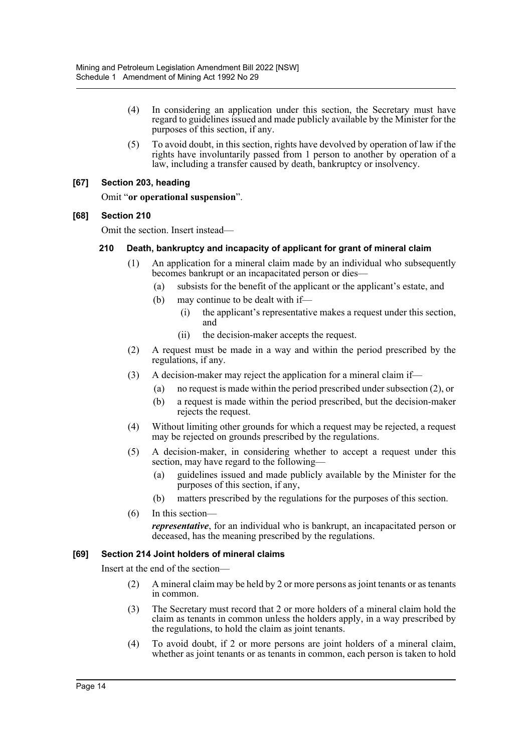(4) In considering an application under this section, the Secretary must have regard to guidelines issued and made publicly available by the Minister for the purposes of this section, if any.

(5) To avoid doubt, in this section, rights have devolved by operation of law if the rights have involuntarily passed from 1 person to another by operation of a law, including a transfer caused by death, bankruptcy or insolvency.

### [67] Section 203, heading

Omit "**or operational suspension**".

### [68] Section 210

Omit the section. Insert instead—

#### 210 Death, bankruptcy and incapacity of applicant for grant of mineral claim

(1) An application for a mineral claim made by an individual who subsequently becomes bankrupt or an incapacitated person or dies—

- (a) subsists for the benefit of the applicant or the applicant's estate, and
- (b) may continue to be dealt with if—
  - (i) the applicant's representative makes a request under this section, and
  - (ii) the decision-maker accepts the request.

(2) A request must be made in a way and within the period prescribed by the regulations, if any.

(3) A decision-maker may reject the application for a mineral claim if—

- (a) no request is made within the period prescribed under subsection (2), or
- (b) a request is made within the period prescribed, but the decision-maker rejects the request.

(4) Without limiting other grounds for which a request may be rejected, a request may be rejected on grounds prescribed by the regulations.

(5) A decision-maker, in considering whether to accept a request under this section, may have regard to the following—

- (a) guidelines issued and made publicly available by the Minister for the purposes of this section, if any,
- (b) matters prescribed by the regulations for the purposes of this section.

(6) In this section—

***representative***, for an individual who is bankrupt, an incapacitated person or deceased, has the meaning prescribed by the regulations.

### [69] Section 214 Joint holders of mineral claims

Insert at the end of the section—

(2) A mineral claim may be held by 2 or more persons as joint tenants or as tenants in common.

(3) The Secretary must record that 2 or more holders of a mineral claim hold the claim as tenants in common unless the holders apply, in a way prescribed by the regulations, to hold the claim as joint tenants.

(4) To avoid doubt, if 2 or more persons are joint holders of a mineral claim, whether as joint tenants or as tenants in common, each person is taken to hold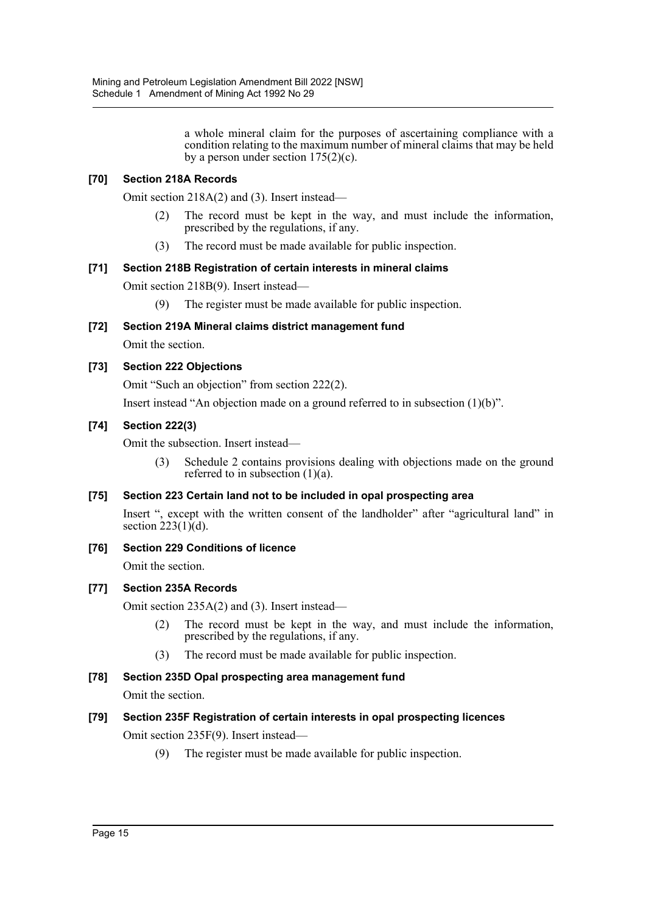a whole mineral claim for the purposes of ascertaining compliance with a condition relating to the maximum number of mineral claims that may be held by a person under section 175(2)(c).

### [70] Section 218A Records

Omit section 218A(2) and (3). Insert instead—

(2) The record must be kept in the way, and must include the information, prescribed by the regulations, if any.

(3) The record must be made available for public inspection.

### [71] Section 218B Registration of certain interests in mineral claims

Omit section 218B(9). Insert instead—

(9) The register must be made available for public inspection.

### [72] Section 219A Mineral claims district management fund

Omit the section.

### [73] Section 222 Objections

Omit "Such an objection" from section 222(2).

Insert instead "An objection made on a ground referred to in subsection (1)(b)".

### [74] Section 222(3)

Omit the subsection. Insert instead—

(3) Schedule 2 contains provisions dealing with objections made on the ground referred to in subsection (1)(a).

### [75] Section 223 Certain land not to be included in opal prospecting area

Insert ", except with the written consent of the landholder" after "agricultural land" in section 223(1)(d).

### [76] Section 229 Conditions of licence

Omit the section.

### [77] Section 235A Records

Omit section 235A(2) and (3). Insert instead—

(2) The record must be kept in the way, and must include the information, prescribed by the regulations, if any.

(3) The record must be made available for public inspection.

### [78] Section 235D Opal prospecting area management fund

Omit the section.

### [79] Section 235F Registration of certain interests in opal prospecting licences

Omit section 235F(9). Insert instead—

(9) The register must be made available for public inspection.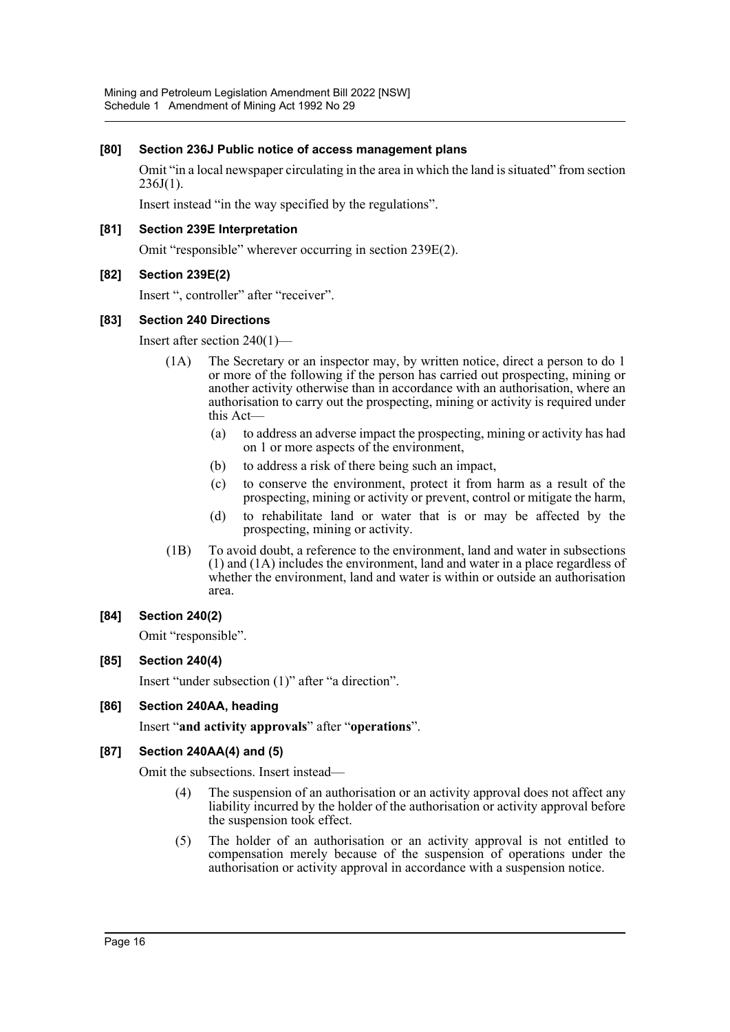### [80] Section 236J Public notice of access management plans

Omit "in a local newspaper circulating in the area in which the land is situated" from section 236J(1).

Insert instead "in the way specified by the regulations".

### [81] Section 239E Interpretation

Omit "responsible" wherever occurring in section 239E(2).

### [82] Section 239E(2)

Insert ", controller" after "receiver".

### [83] Section 240 Directions

Insert after section 240(1)—

> (1A) The Secretary or an inspector may, by written notice, direct a person to do 1 or more of the following if the person has carried out prospecting, mining or another activity otherwise than in accordance with an authorisation, where an authorisation to carry out the prospecting, mining or activity is required under this Act—
>
> (a) to address an adverse impact the prospecting, mining or activity has had on 1 or more aspects of the environment,
>
> (b) to address a risk of there being such an impact,
>
> (c) to conserve the environment, protect it from harm as a result of the prospecting, mining or activity or prevent, control or mitigate the harm,
>
> (d) to rehabilitate land or water that is or may be affected by the prospecting, mining or activity.
>
> (1B) To avoid doubt, a reference to the environment, land and water in subsections (1) and (1A) includes the environment, land and water in a place regardless of whether the environment, land and water is within or outside an authorisation area.

### [84] Section 240(2)

Omit "responsible".

### [85] Section 240(4)

Insert "under subsection (1)" after "a direction".

### [86] Section 240AA, heading

Insert "**and activity approvals**" after "**operations**".

### [87] Section 240AA(4) and (5)

Omit the subsections. Insert instead—

> (4) The suspension of an authorisation or an activity approval does not affect any liability incurred by the holder of the authorisation or activity approval before the suspension took effect.
>
> (5) The holder of an authorisation or an activity approval is not entitled to compensation merely because of the suspension of operations under the authorisation or activity approval in accordance with a suspension notice.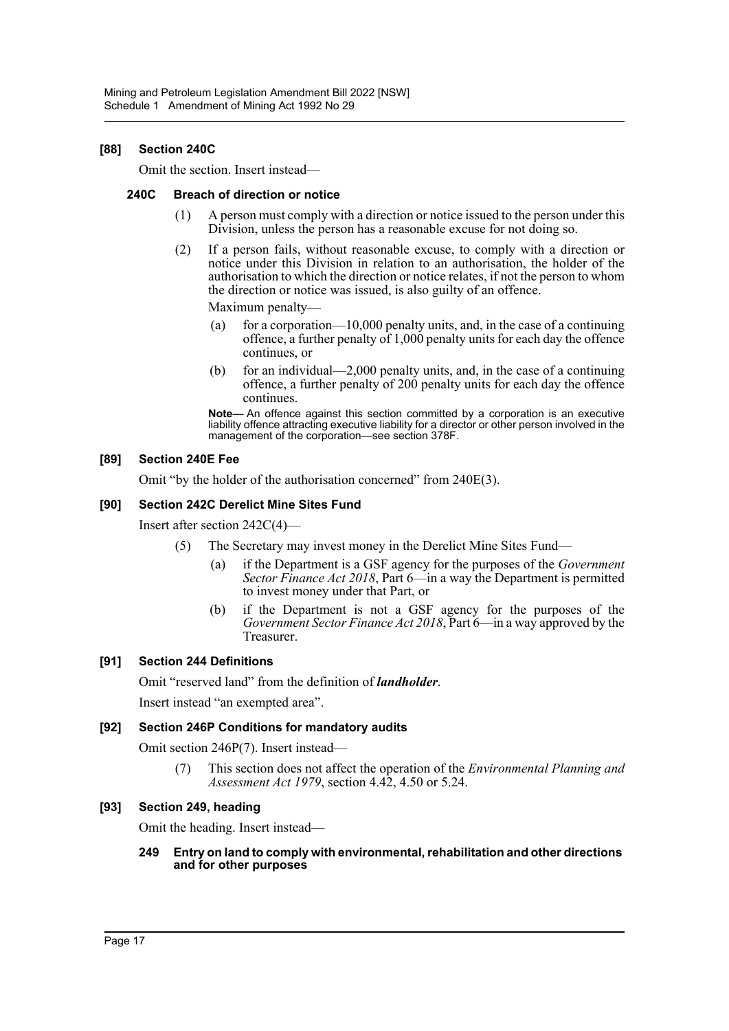### [88] Section 240C

Omit the section. Insert instead—

#### 240C Breach of direction or notice

(1) A person must comply with a direction or notice issued to the person under this Division, unless the person has a reasonable excuse for not doing so.

(2) If a person fails, without reasonable excuse, to comply with a direction or notice under this Division in relation to an authorisation, the holder of the authorisation to which the direction or notice relates, if not the person to whom the direction or notice was issued, is also guilty of an offence.

Maximum penalty—

(a) for a corporation—10,000 penalty units, and, in the case of a continuing offence, a further penalty of 1,000 penalty units for each day the offence continues, or

(b) for an individual—2,000 penalty units, and, in the case of a continuing offence, a further penalty of 200 penalty units for each day the offence continues.

**Note—** An offence against this section committed by a corporation is an executive liability offence attracting executive liability for a director or other person involved in the management of the corporation—see section 378F.

### [89] Section 240E Fee

Omit "by the holder of the authorisation concerned" from 240E(3).

### [90] Section 242C Derelict Mine Sites Fund

Insert after section 242C(4)—

(5) The Secretary may invest money in the Derelict Mine Sites Fund—

(a) if the Department is a GSF agency for the purposes of the *Government Sector Finance Act 2018*, Part 6—in a way the Department is permitted to invest money under that Part, or

(b) if the Department is not a GSF agency for the purposes of the *Government Sector Finance Act 2018*, Part 6—in a way approved by the Treasurer.

### [91] Section 244 Definitions

Omit "reserved land" from the definition of ***landholder***.

Insert instead "an exempted area".

### [92] Section 246P Conditions for mandatory audits

Omit section 246P(7). Insert instead—

(7) This section does not affect the operation of the *Environmental Planning and Assessment Act 1979*, section 4.42, 4.50 or 5.24.

### [93] Section 249, heading

Omit the heading. Insert instead—

#### 249 Entry on land to comply with environmental, rehabilitation and other directions and for other purposes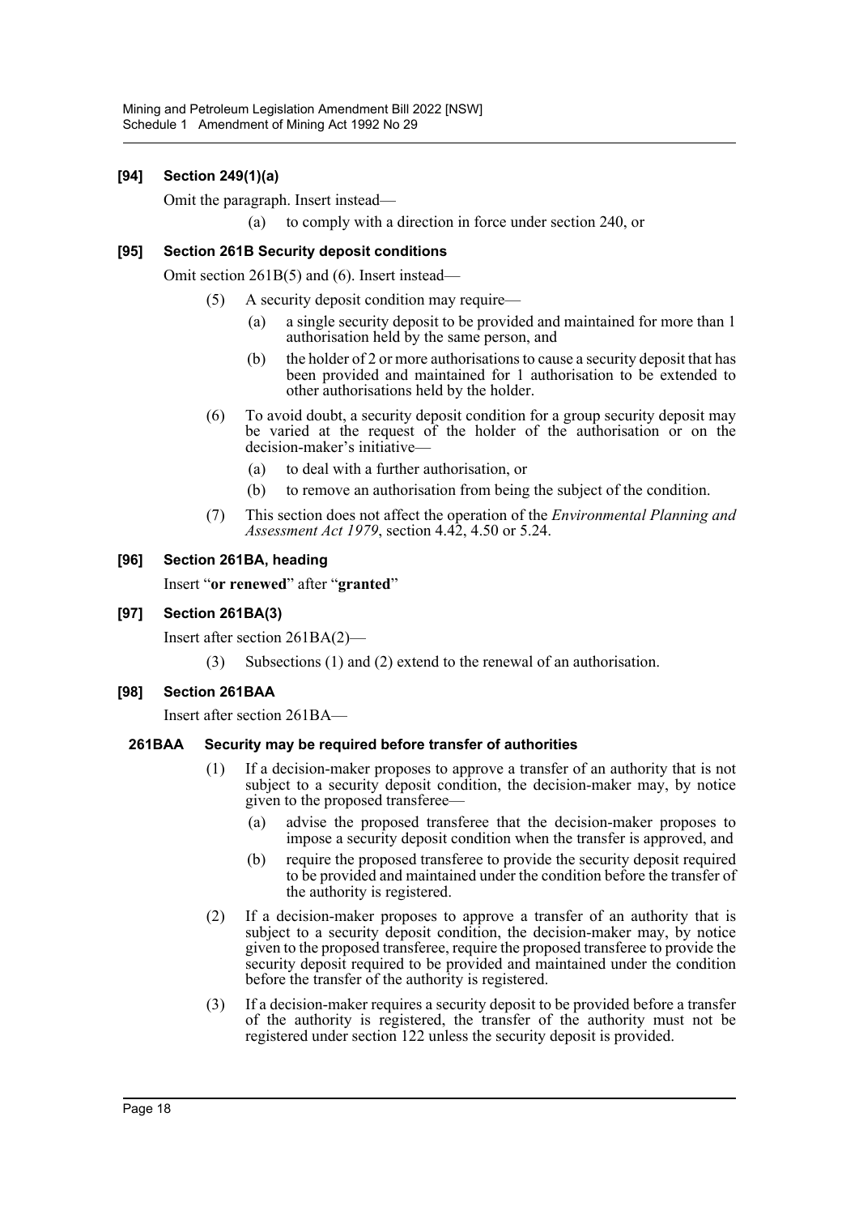### [94] Section 249(1)(a)

Omit the paragraph. Insert instead—

(a) to comply with a direction in force under section 240, or

### [95] Section 261B Security deposit conditions

Omit section 261B(5) and (6). Insert instead—

(5) A security deposit condition may require—

(a) a single security deposit to be provided and maintained for more than 1 authorisation held by the same person, and

(b) the holder of 2 or more authorisations to cause a security deposit that has been provided and maintained for 1 authorisation to be extended to other authorisations held by the holder.

(6) To avoid doubt, a security deposit condition for a group security deposit may be varied at the request of the holder of the authorisation or on the decision-maker's initiative—

(a) to deal with a further authorisation, or

(b) to remove an authorisation from being the subject of the condition.

(7) This section does not affect the operation of the *Environmental Planning and Assessment Act 1979*, section 4.42, 4.50 or 5.24.

### [96] Section 261BA, heading

Insert "**or renewed**" after "**granted**"

### [97] Section 261BA(3)

Insert after section 261BA(2)—

(3) Subsections (1) and (2) extend to the renewal of an authorisation.

### [98] Section 261BAA

Insert after section 261BA—

#### 261BAA Security may be required before transfer of authorities

(1) If a decision-maker proposes to approve a transfer of an authority that is not subject to a security deposit condition, the decision-maker may, by notice given to the proposed transferee—

(a) advise the proposed transferee that the decision-maker proposes to impose a security deposit condition when the transfer is approved, and

(b) require the proposed transferee to provide the security deposit required to be provided and maintained under the condition before the transfer of the authority is registered.

(2) If a decision-maker proposes to approve a transfer of an authority that is subject to a security deposit condition, the decision-maker may, by notice given to the proposed transferee, require the proposed transferee to provide the security deposit required to be provided and maintained under the condition before the transfer of the authority is registered.

(3) If a decision-maker requires a security deposit to be provided before a transfer of the authority is registered, the transfer of the authority must not be registered under section 122 unless the security deposit is provided.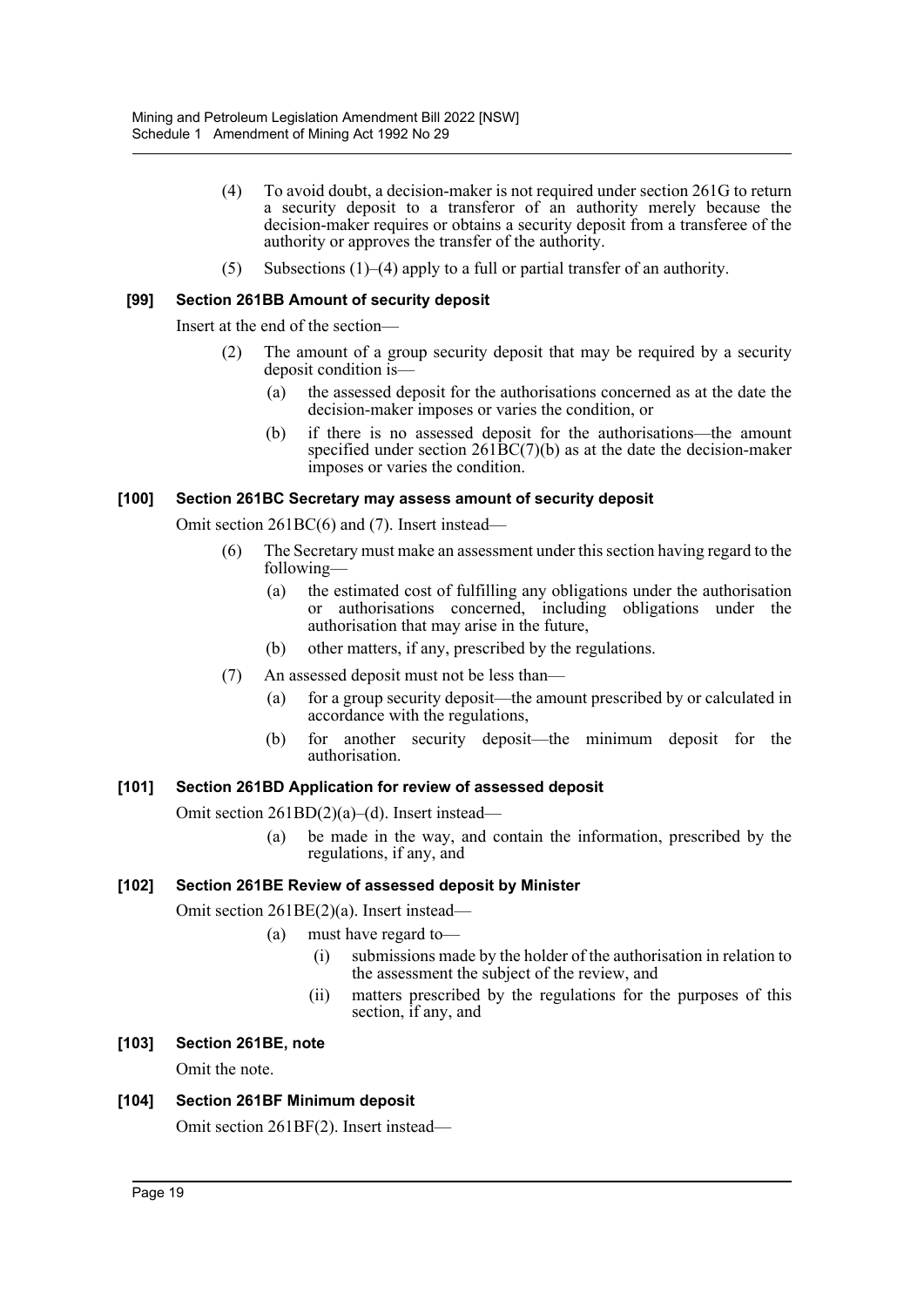(4) To avoid doubt, a decision-maker is not required under section 261G to return a security deposit to a transferor of an authority merely because the decision-maker requires or obtains a security deposit from a transferee of the authority or approves the transfer of the authority.

(5) Subsections (1)–(4) apply to a full or partial transfer of an authority.

### [99] Section 261BB Amount of security deposit

Insert at the end of the section—

(2) The amount of a group security deposit that may be required by a security deposit condition is—

(a) the assessed deposit for the authorisations concerned as at the date the decision-maker imposes or varies the condition, or

(b) if there is no assessed deposit for the authorisations—the amount specified under section 261BC(7)(b) as at the date the decision-maker imposes or varies the condition.

### [100] Section 261BC Secretary may assess amount of security deposit

Omit section 261BC(6) and (7). Insert instead—

(6) The Secretary must make an assessment under this section having regard to the following—

(a) the estimated cost of fulfilling any obligations under the authorisation or authorisations concerned, including obligations under the authorisation that may arise in the future,

(b) other matters, if any, prescribed by the regulations.

(7) An assessed deposit must not be less than—

(a) for a group security deposit—the amount prescribed by or calculated in accordance with the regulations,

(b) for another security deposit—the minimum deposit for the authorisation.

### [101] Section 261BD Application for review of assessed deposit

Omit section 261BD(2)(a)–(d). Insert instead—

(a) be made in the way, and contain the information, prescribed by the regulations, if any, and

### [102] Section 261BE Review of assessed deposit by Minister

Omit section 261BE(2)(a). Insert instead—

(a) must have regard to—

(i) submissions made by the holder of the authorisation in relation to the assessment the subject of the review, and

(ii) matters prescribed by the regulations for the purposes of this section, if any, and

### [103] Section 261BE, note

Omit the note.

### [104] Section 261BF Minimum deposit

Omit section 261BF(2). Insert instead—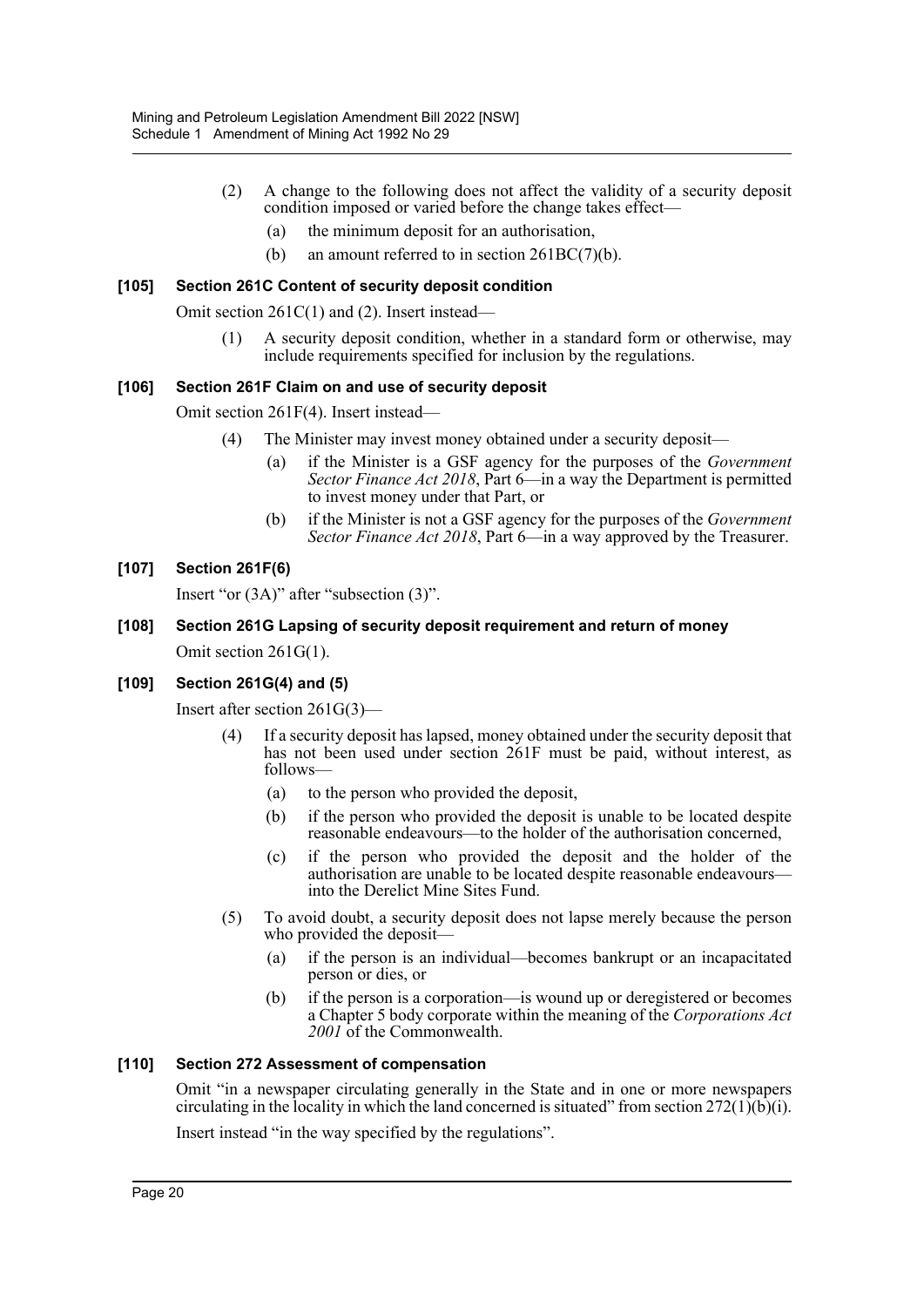(2) A change to the following does not affect the validity of a security deposit condition imposed or varied before the change takes effect—

(a) the minimum deposit for an authorisation,

(b) an amount referred to in section 261BC(7)(b).

### [105] Section 261C Content of security deposit condition

Omit section 261C(1) and (2). Insert instead—

(1) A security deposit condition, whether in a standard form or otherwise, may include requirements specified for inclusion by the regulations.

### [106] Section 261F Claim on and use of security deposit

Omit section 261F(4). Insert instead—

(4) The Minister may invest money obtained under a security deposit—

(a) if the Minister is a GSF agency for the purposes of the *Government Sector Finance Act 2018*, Part 6—in a way the Department is permitted to invest money under that Part, or

(b) if the Minister is not a GSF agency for the purposes of the *Government Sector Finance Act 2018*, Part 6—in a way approved by the Treasurer.

### [107] Section 261F(6)

Insert "or (3A)" after "subsection (3)".

### [108] Section 261G Lapsing of security deposit requirement and return of money

Omit section 261G(1).

### [109] Section 261G(4) and (5)

Insert after section 261G(3)—

(4) If a security deposit has lapsed, money obtained under the security deposit that has not been used under section 261F must be paid, without interest, as follows—

(a) to the person who provided the deposit,

(b) if the person who provided the deposit is unable to be located despite reasonable endeavours—to the holder of the authorisation concerned,

(c) if the person who provided the deposit and the holder of the authorisation are unable to be located despite reasonable endeavours—into the Derelict Mine Sites Fund.

(5) To avoid doubt, a security deposit does not lapse merely because the person who provided the deposit—

(a) if the person is an individual—becomes bankrupt or an incapacitated person or dies, or

(b) if the person is a corporation—is wound up or deregistered or becomes a Chapter 5 body corporate within the meaning of the *Corporations Act 2001* of the Commonwealth.

### [110] Section 272 Assessment of compensation

Omit "in a newspaper circulating generally in the State and in one or more newspapers circulating in the locality in which the land concerned is situated" from section 272(1)(b)(i).

Insert instead "in the way specified by the regulations".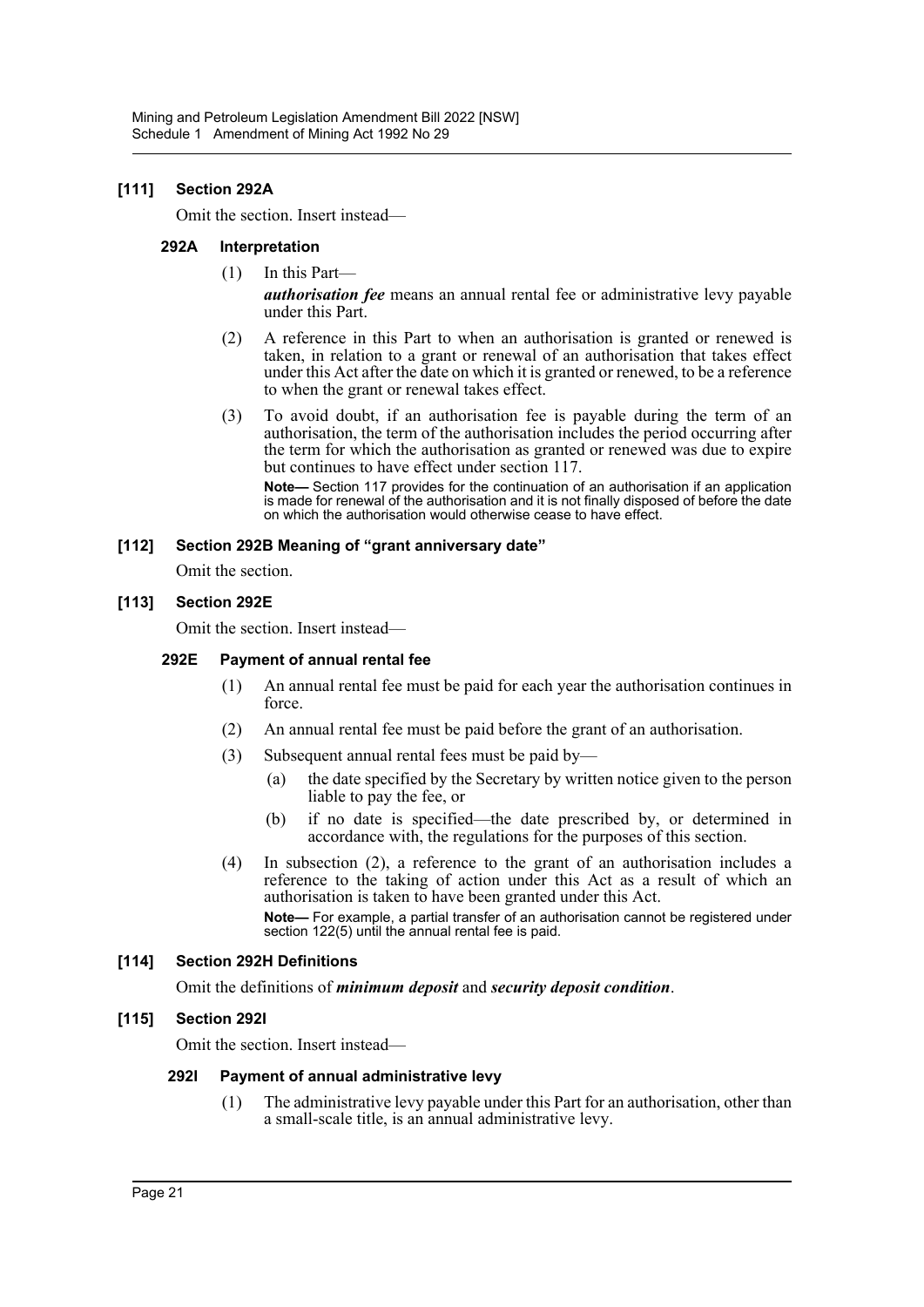### [111] Section 292A

Omit the section. Insert instead—

#### 292A Interpretation

(1) In this Part—

***authorisation fee*** means an annual rental fee or administrative levy payable under this Part.

(2) A reference in this Part to when an authorisation is granted or renewed is taken, in relation to a grant or renewal of an authorisation that takes effect under this Act after the date on which it is granted or renewed, to be a reference to when the grant or renewal takes effect.

(3) To avoid doubt, if an authorisation fee is payable during the term of an authorisation, the term of the authorisation includes the period occurring after the term for which the authorisation as granted or renewed was due to expire but continues to have effect under section 117.

**Note—** Section 117 provides for the continuation of an authorisation if an application is made for renewal of the authorisation and it is not finally disposed of before the date on which the authorisation would otherwise cease to have effect.

### [112] Section 292B Meaning of "grant anniversary date"

Omit the section.

### [113] Section 292E

Omit the section. Insert instead—

#### 292E Payment of annual rental fee

(1) An annual rental fee must be paid for each year the authorisation continues in force.

(2) An annual rental fee must be paid before the grant of an authorisation.

(3) Subsequent annual rental fees must be paid by—

(a) the date specified by the Secretary by written notice given to the person liable to pay the fee, or

(b) if no date is specified—the date prescribed by, or determined in accordance with, the regulations for the purposes of this section.

(4) In subsection (2), a reference to the grant of an authorisation includes a reference to the taking of action under this Act as a result of which an authorisation is taken to have been granted under this Act.

**Note—** For example, a partial transfer of an authorisation cannot be registered under section 122(5) until the annual rental fee is paid.

### [114] Section 292H Definitions

Omit the definitions of ***minimum deposit*** and ***security deposit condition***.

### [115] Section 292I

Omit the section. Insert instead—

#### 292I Payment of annual administrative levy

(1) The administrative levy payable under this Part for an authorisation, other than a small-scale title, is an annual administrative levy.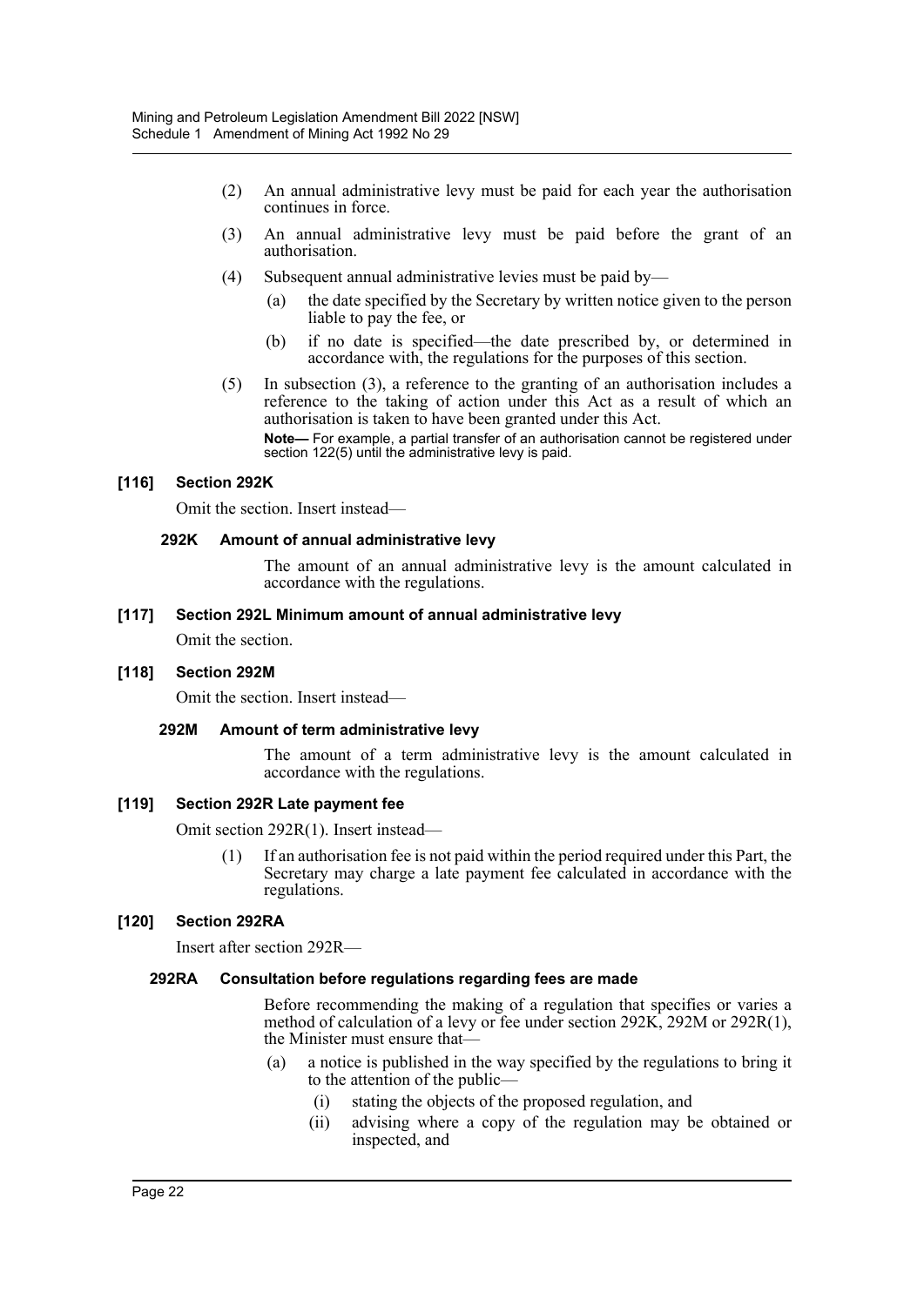(2) An annual administrative levy must be paid for each year the authorisation continues in force.

(3) An annual administrative levy must be paid before the grant of an authorisation.

(4) Subsequent annual administrative levies must be paid by—

(a) the date specified by the Secretary by written notice given to the person liable to pay the fee, or

(b) if no date is specified—the date prescribed by, or determined in accordance with, the regulations for the purposes of this section.

(5) In subsection (3), a reference to the granting of an authorisation includes a reference to the taking of action under this Act as a result of which an authorisation is taken to have been granted under this Act.

**Note—** For example, a partial transfer of an authorisation cannot be registered under section 122(5) until the administrative levy is paid.

#### [116] Section 292K

Omit the section. Insert instead—

##### 292K Amount of annual administrative levy

The amount of an annual administrative levy is the amount calculated in accordance with the regulations.

#### [117] Section 292L Minimum amount of annual administrative levy

Omit the section.

#### [118] Section 292M

Omit the section. Insert instead—

##### 292M Amount of term administrative levy

The amount of a term administrative levy is the amount calculated in accordance with the regulations.

#### [119] Section 292R Late payment fee

Omit section 292R(1). Insert instead—

(1) If an authorisation fee is not paid within the period required under this Part, the Secretary may charge a late payment fee calculated in accordance with the regulations.

#### [120] Section 292RA

Insert after section 292R—

##### 292RA Consultation before regulations regarding fees are made

Before recommending the making of a regulation that specifies or varies a method of calculation of a levy or fee under section 292K, 292M or 292R(1), the Minister must ensure that—

(a) a notice is published in the way specified by the regulations to bring it to the attention of the public—

(i) stating the objects of the proposed regulation, and

(ii) advising where a copy of the regulation may be obtained or inspected, and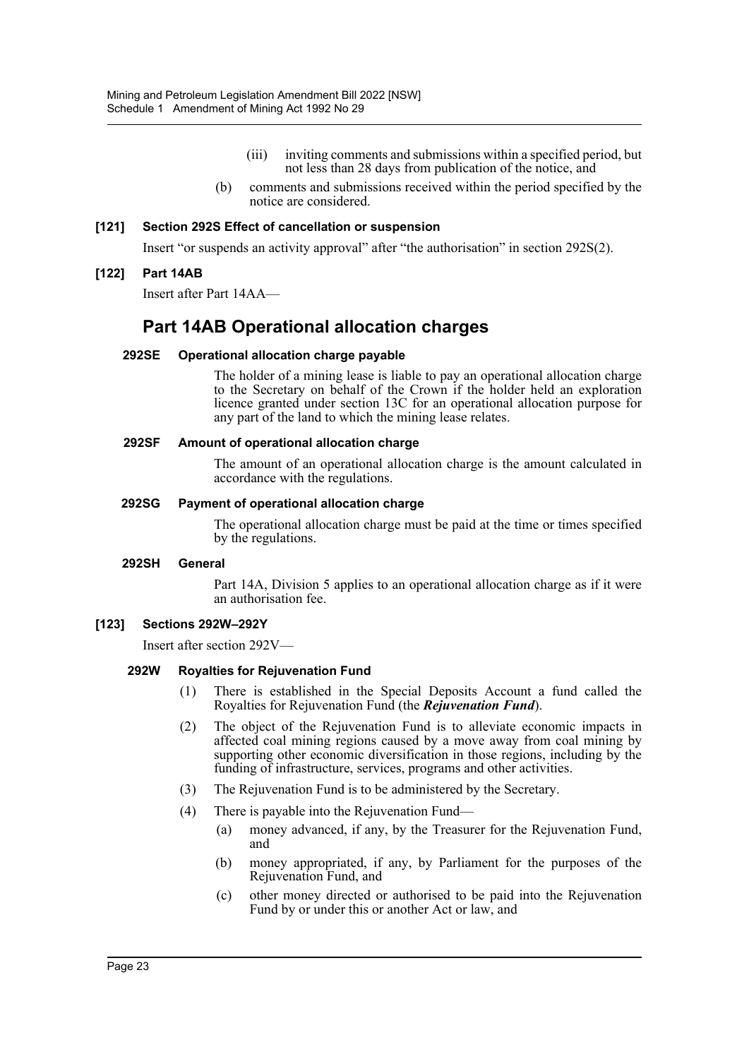(iii) inviting comments and submissions within a specified period, but not less than 28 days from publication of the notice, and

(b) comments and submissions received within the period specified by the notice are considered.

**[121] Section 292S Effect of cancellation or suspension**

Insert "or suspends an activity approval" after "the authorisation" in section 292S(2).

**[122] Part 14AB**

Insert after Part 14AA—

## Part 14AB Operational allocation charges

**292SE Operational allocation charge payable**

The holder of a mining lease is liable to pay an operational allocation charge to the Secretary on behalf of the Crown if the holder held an exploration licence granted under section 13C for an operational allocation purpose for any part of the land to which the mining lease relates.

**292SF Amount of operational allocation charge**

The amount of an operational allocation charge is the amount calculated in accordance with the regulations.

**292SG Payment of operational allocation charge**

The operational allocation charge must be paid at the time or times specified by the regulations.

**292SH General**

Part 14A, Division 5 applies to an operational allocation charge as if it were an authorisation fee.

**[123] Sections 292W–292Y**

Insert after section 292V—

**292W Royalties for Rejuvenation Fund**

(1) There is established in the Special Deposits Account a fund called the Royalties for Rejuvenation Fund (the ***Rejuvenation Fund***).

(2) The object of the Rejuvenation Fund is to alleviate economic impacts in affected coal mining regions caused by a move away from coal mining by supporting other economic diversification in those regions, including by the funding of infrastructure, services, programs and other activities.

(3) The Rejuvenation Fund is to be administered by the Secretary.

(4) There is payable into the Rejuvenation Fund—

(a) money advanced, if any, by the Treasurer for the Rejuvenation Fund, and

(b) money appropriated, if any, by Parliament for the purposes of the Rejuvenation Fund, and

(c) other money directed or authorised to be paid into the Rejuvenation Fund by or under this or another Act or law, and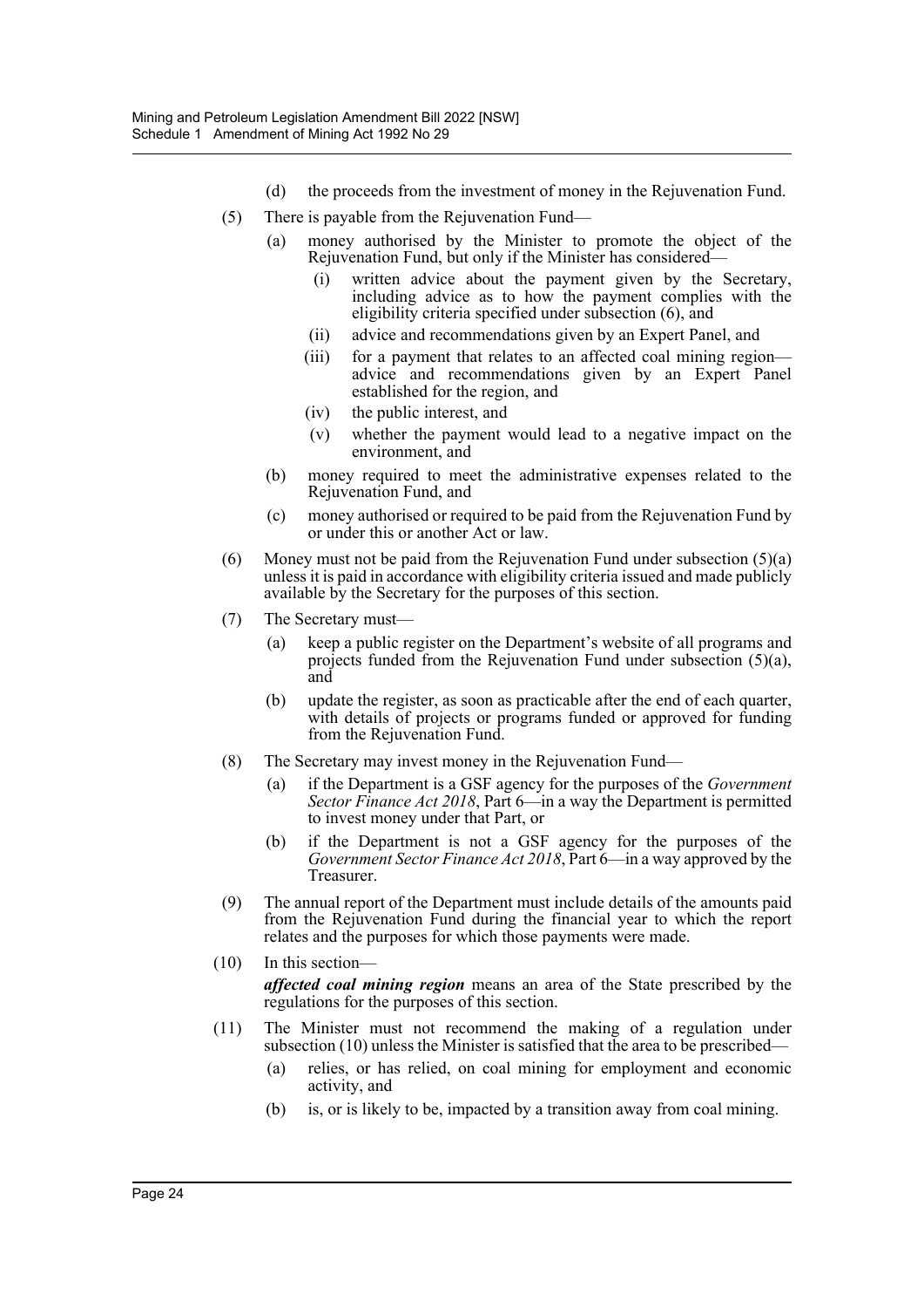(d) the proceeds from the investment of money in the Rejuvenation Fund.

(5) There is payable from the Rejuvenation Fund—

(a) money authorised by the Minister to promote the object of the Rejuvenation Fund, but only if the Minister has considered—

(i) written advice about the payment given by the Secretary, including advice as to how the payment complies with the eligibility criteria specified under subsection (6), and

(ii) advice and recommendations given by an Expert Panel, and

(iii) for a payment that relates to an affected coal mining region—advice and recommendations given by an Expert Panel established for the region, and

(iv) the public interest, and

(v) whether the payment would lead to a negative impact on the environment, and

(b) money required to meet the administrative expenses related to the Rejuvenation Fund, and

(c) money authorised or required to be paid from the Rejuvenation Fund by or under this or another Act or law.

(6) Money must not be paid from the Rejuvenation Fund under subsection (5)(a) unless it is paid in accordance with eligibility criteria issued and made publicly available by the Secretary for the purposes of this section.

(7) The Secretary must—

(a) keep a public register on the Department's website of all programs and projects funded from the Rejuvenation Fund under subsection (5)(a), and

(b) update the register, as soon as practicable after the end of each quarter, with details of projects or programs funded or approved for funding from the Rejuvenation Fund.

(8) The Secretary may invest money in the Rejuvenation Fund—

(a) if the Department is a GSF agency for the purposes of the *Government Sector Finance Act 2018*, Part 6—in a way the Department is permitted to invest money under that Part, or

(b) if the Department is not a GSF agency for the purposes of the *Government Sector Finance Act 2018*, Part 6—in a way approved by the Treasurer.

(9) The annual report of the Department must include details of the amounts paid from the Rejuvenation Fund during the financial year to which the report relates and the purposes for which those payments were made.

(10) In this section—

***affected coal mining region*** means an area of the State prescribed by the regulations for the purposes of this section.

(11) The Minister must not recommend the making of a regulation under subsection (10) unless the Minister is satisfied that the area to be prescribed—

(a) relies, or has relied, on coal mining for employment and economic activity, and

(b) is, or is likely to be, impacted by a transition away from coal mining.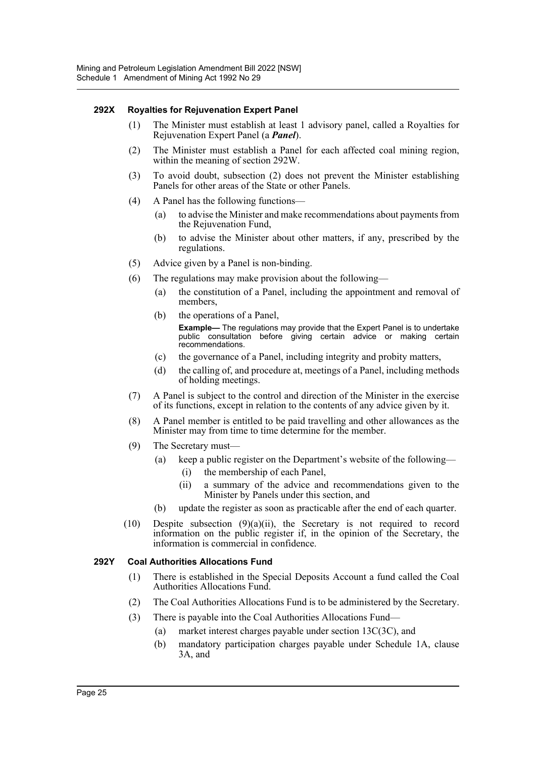#### 292X Royalties for Rejuvenation Expert Panel

(1) The Minister must establish at least 1 advisory panel, called a Royalties for Rejuvenation Expert Panel (a ***Panel***).

(2) The Minister must establish a Panel for each affected coal mining region, within the meaning of section 292W.

(3) To avoid doubt, subsection (2) does not prevent the Minister establishing Panels for other areas of the State or other Panels.

(4) A Panel has the following functions—

- (a) to advise the Minister and make recommendations about payments from the Rejuvenation Fund,
- (b) to advise the Minister about other matters, if any, prescribed by the regulations.

(5) Advice given by a Panel is non-binding.

(6) The regulations may make provision about the following—

- (a) the constitution of a Panel, including the appointment and removal of members,
- (b) the operations of a Panel,

  **Example—** The regulations may provide that the Expert Panel is to undertake public consultation before giving certain advice or making certain recommendations.
- (c) the governance of a Panel, including integrity and probity matters,
- (d) the calling of, and procedure at, meetings of a Panel, including methods of holding meetings.

(7) A Panel is subject to the control and direction of the Minister in the exercise of its functions, except in relation to the contents of any advice given by it.

(8) A Panel member is entitled to be paid travelling and other allowances as the Minister may from time to time determine for the member.

(9) The Secretary must—

- (a) keep a public register on the Department's website of the following—
  - (i) the membership of each Panel,
  - (ii) a summary of the advice and recommendations given to the Minister by Panels under this section, and
- (b) update the register as soon as practicable after the end of each quarter.

(10) Despite subsection (9)(a)(ii), the Secretary is not required to record information on the public register if, in the opinion of the Secretary, the information is commercial in confidence.

#### 292Y Coal Authorities Allocations Fund

(1) There is established in the Special Deposits Account a fund called the Coal Authorities Allocations Fund.

(2) The Coal Authorities Allocations Fund is to be administered by the Secretary.

(3) There is payable into the Coal Authorities Allocations Fund—

- (a) market interest charges payable under section 13C(3C), and
- (b) mandatory participation charges payable under Schedule 1A, clause 3A, and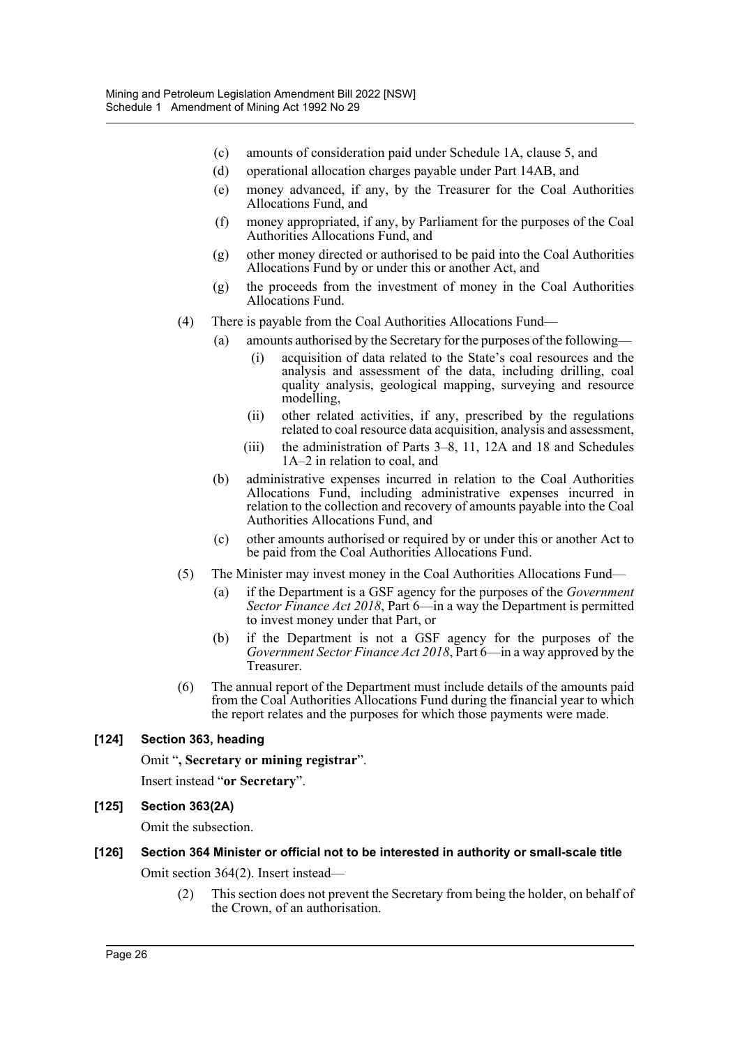(c) amounts of consideration paid under Schedule 1A, clause 5, and

(d) operational allocation charges payable under Part 14AB, and

(e) money advanced, if any, by the Treasurer for the Coal Authorities Allocations Fund, and

(f) money appropriated, if any, by Parliament for the purposes of the Coal Authorities Allocations Fund, and

(g) other money directed or authorised to be paid into the Coal Authorities Allocations Fund by or under this or another Act, and

(g) the proceeds from the investment of money in the Coal Authorities Allocations Fund.

(4) There is payable from the Coal Authorities Allocations Fund—

(a) amounts authorised by the Secretary for the purposes of the following—

(i) acquisition of data related to the State's coal resources and the analysis and assessment of the data, including drilling, coal quality analysis, geological mapping, surveying and resource modelling,

(ii) other related activities, if any, prescribed by the regulations related to coal resource data acquisition, analysis and assessment,

(iii) the administration of Parts 3–8, 11, 12A and 18 and Schedules 1A–2 in relation to coal, and

(b) administrative expenses incurred in relation to the Coal Authorities Allocations Fund, including administrative expenses incurred in relation to the collection and recovery of amounts payable into the Coal Authorities Allocations Fund, and

(c) other amounts authorised or required by or under this or another Act to be paid from the Coal Authorities Allocations Fund.

(5) The Minister may invest money in the Coal Authorities Allocations Fund—

(a) if the Department is a GSF agency for the purposes of the *Government Sector Finance Act 2018*, Part 6—in a way the Department is permitted to invest money under that Part, or

(b) if the Department is not a GSF agency for the purposes of the *Government Sector Finance Act 2018*, Part 6—in a way approved by the Treasurer.

(6) The annual report of the Department must include details of the amounts paid from the Coal Authorities Allocations Fund during the financial year to which the report relates and the purposes for which those payments were made.

**[124] Section 363, heading**

Omit "**, Secretary or mining registrar**".

Insert instead "**or Secretary**".

**[125] Section 363(2A)**

Omit the subsection.

**[126] Section 364 Minister or official not to be interested in authority or small-scale title**

Omit section 364(2). Insert instead—

(2) This section does not prevent the Secretary from being the holder, on behalf of the Crown, of an authorisation.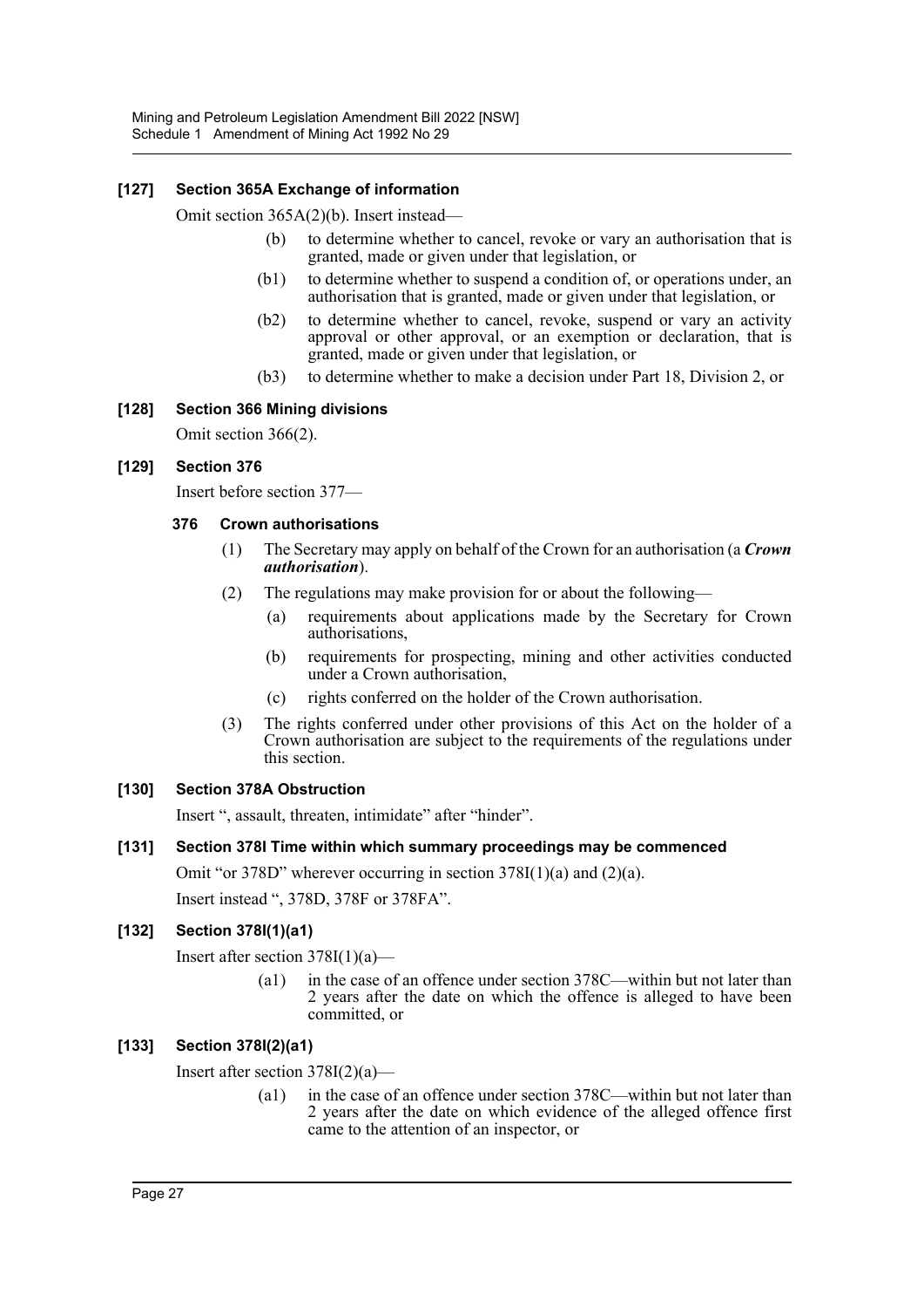### [127] Section 365A Exchange of information

Omit section 365A(2)(b). Insert instead—

> (b) to determine whether to cancel, revoke or vary an authorisation that is granted, made or given under that legislation, or
>
> (b1) to determine whether to suspend a condition of, or operations under, an authorisation that is granted, made or given under that legislation, or
>
> (b2) to determine whether to cancel, revoke, suspend or vary an activity approval or other approval, or an exemption or declaration, that is granted, made or given under that legislation, or
>
> (b3) to determine whether to make a decision under Part 18, Division 2, or

### [128] Section 366 Mining divisions

Omit section 366(2).

### [129] Section 376

Insert before section 377—

#### 376 Crown authorisations

(1) The Secretary may apply on behalf of the Crown for an authorisation (a ***Crown authorisation***).

(2) The regulations may make provision for or about the following—

- (a) requirements about applications made by the Secretary for Crown authorisations,
- (b) requirements for prospecting, mining and other activities conducted under a Crown authorisation,
- (c) rights conferred on the holder of the Crown authorisation.

(3) The rights conferred under other provisions of this Act on the holder of a Crown authorisation are subject to the requirements of the regulations under this section.

### [130] Section 378A Obstruction

Insert ", assault, threaten, intimidate" after "hinder".

### [131] Section 378I Time within which summary proceedings may be commenced

Omit "or 378D" wherever occurring in section 378I(1)(a) and (2)(a).

Insert instead ", 378D, 378F or 378FA".

### [132] Section 378I(1)(a1)

Insert after section 378I(1)(a)—

> (a1) in the case of an offence under section 378C—within but not later than 2 years after the date on which the offence is alleged to have been committed, or

### [133] Section 378I(2)(a1)

Insert after section 378I(2)(a)—

> (a1) in the case of an offence under section 378C—within but not later than 2 years after the date on which evidence of the alleged offence first came to the attention of an inspector, or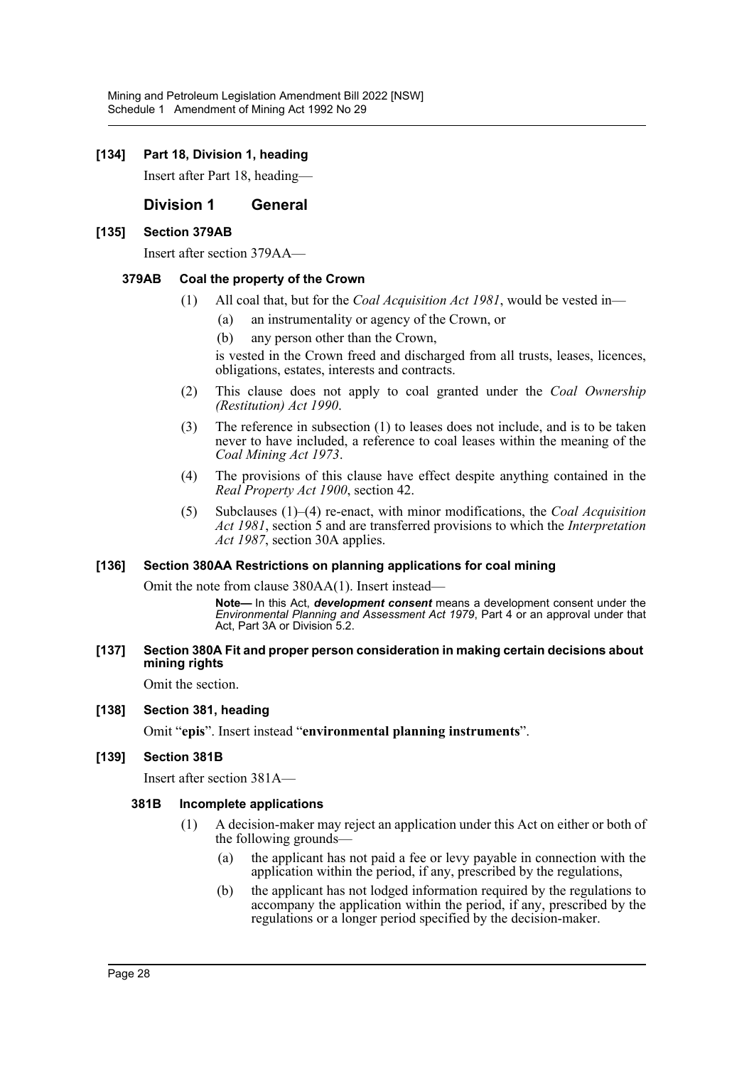### [134] Part 18, Division 1, heading

Insert after Part 18, heading—

## Division 1 General

### [135] Section 379AB

Insert after section 379AA—

#### 379AB Coal the property of the Crown

(1) All coal that, but for the *Coal Acquisition Act 1981*, would be vested in—

(a) an instrumentality or agency of the Crown, or

(b) any person other than the Crown,

is vested in the Crown freed and discharged from all trusts, leases, licences, obligations, estates, interests and contracts.

(2) This clause does not apply to coal granted under the *Coal Ownership (Restitution) Act 1990*.

(3) The reference in subsection (1) to leases does not include, and is to be taken never to have included, a reference to coal leases within the meaning of the *Coal Mining Act 1973*.

(4) The provisions of this clause have effect despite anything contained in the *Real Property Act 1900*, section 42.

(5) Subclauses (1)–(4) re-enact, with minor modifications, the *Coal Acquisition Act 1981*, section 5 and are transferred provisions to which the *Interpretation Act 1987*, section 30A applies.

### [136] Section 380AA Restrictions on planning applications for coal mining

Omit the note from clause 380AA(1). Insert instead—

**Note—** In this Act, ***development consent*** means a development consent under the *Environmental Planning and Assessment Act 1979*, Part 4 or an approval under that Act, Part 3A or Division 5.2.

### [137] Section 380A Fit and proper person consideration in making certain decisions about mining rights

Omit the section.

### [138] Section 381, heading

Omit "**epis**". Insert instead "**environmental planning instruments**".

### [139] Section 381B

Insert after section 381A—

#### 381B Incomplete applications

(1) A decision-maker may reject an application under this Act on either or both of the following grounds—

(a) the applicant has not paid a fee or levy payable in connection with the application within the period, if any, prescribed by the regulations,

(b) the applicant has not lodged information required by the regulations to accompany the application within the period, if any, prescribed by the regulations or a longer period specified by the decision-maker.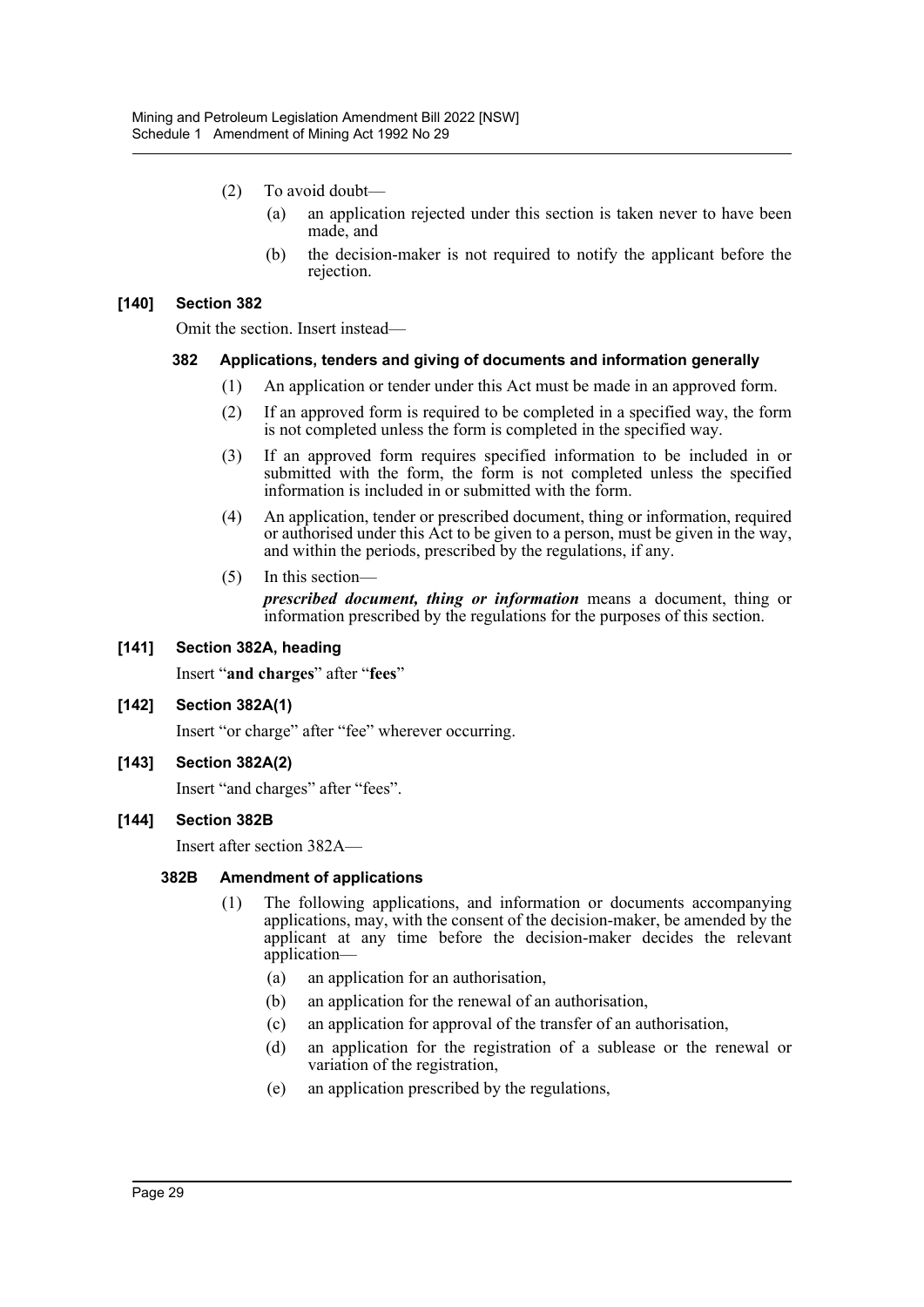(2) To avoid doubt—

(a) an application rejected under this section is taken never to have been made, and

(b) the decision-maker is not required to notify the applicant before the rejection.

### [140] Section 382

Omit the section. Insert instead—

#### 382 Applications, tenders and giving of documents and information generally

(1) An application or tender under this Act must be made in an approved form.

(2) If an approved form is required to be completed in a specified way, the form is not completed unless the form is completed in the specified way.

(3) If an approved form requires specified information to be included in or submitted with the form, the form is not completed unless the specified information is included in or submitted with the form.

(4) An application, tender or prescribed document, thing or information, required or authorised under this Act to be given to a person, must be given in the way, and within the periods, prescribed by the regulations, if any.

(5) In this section—

***prescribed document, thing or information*** means a document, thing or information prescribed by the regulations for the purposes of this section.

### [141] Section 382A, heading

Insert "**and charges**" after "**fees**"

### [142] Section 382A(1)

Insert "or charge" after "fee" wherever occurring.

### [143] Section 382A(2)

Insert "and charges" after "fees".

### [144] Section 382B

Insert after section 382A—

#### 382B Amendment of applications

(1) The following applications, and information or documents accompanying applications, may, with the consent of the decision-maker, be amended by the applicant at any time before the decision-maker decides the relevant application—

(a) an application for an authorisation,

(b) an application for the renewal of an authorisation,

(c) an application for approval of the transfer of an authorisation,

(d) an application for the registration of a sublease or the renewal or variation of the registration,

(e) an application prescribed by the regulations,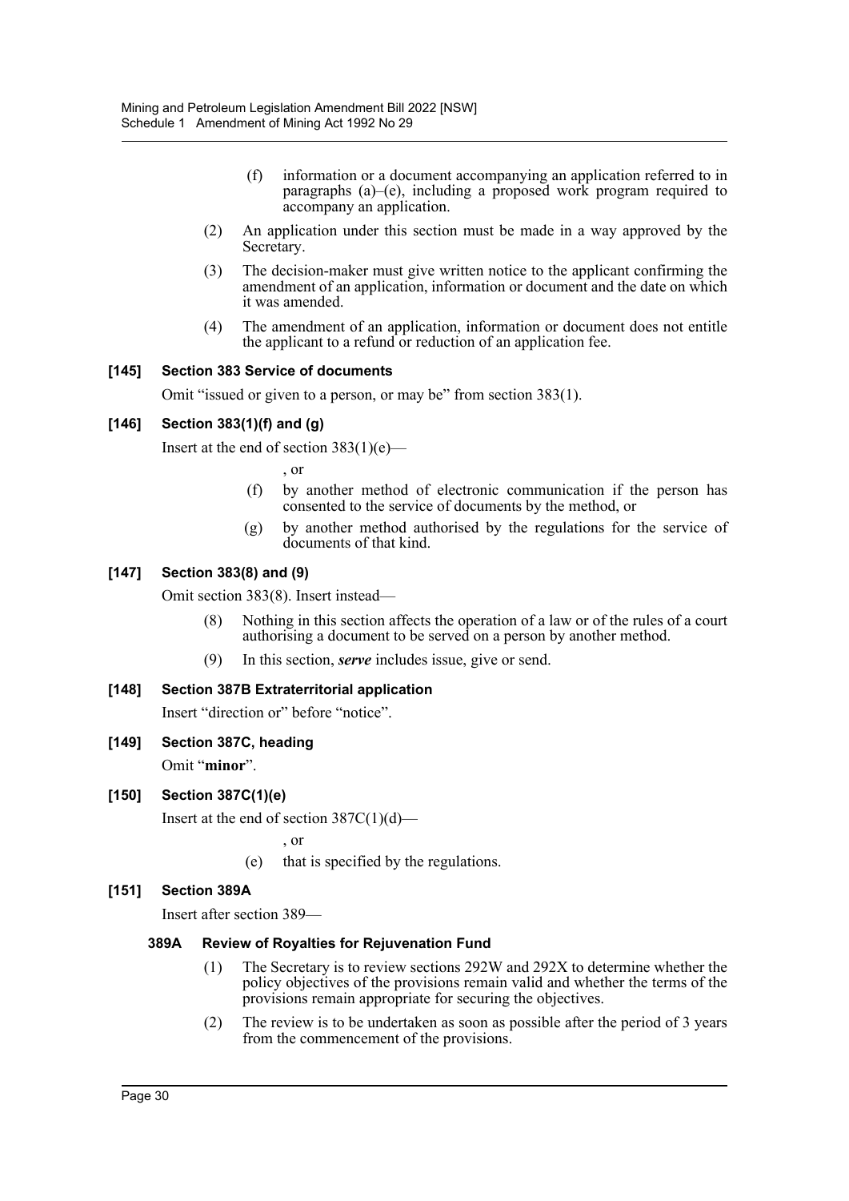(f) information or a document accompanying an application referred to in paragraphs (a)–(e), including a proposed work program required to accompany an application.

(2) An application under this section must be made in a way approved by the Secretary.

(3) The decision-maker must give written notice to the applicant confirming the amendment of an application, information or document and the date on which it was amended.

(4) The amendment of an application, information or document does not entitle the applicant to a refund or reduction of an application fee.

### [145] Section 383 Service of documents

Omit "issued or given to a person, or may be" from section 383(1).

### [146] Section 383(1)(f) and (g)

Insert at the end of section 383(1)(e)—

, or

(f) by another method of electronic communication if the person has consented to the service of documents by the method, or

(g) by another method authorised by the regulations for the service of documents of that kind.

### [147] Section 383(8) and (9)

Omit section 383(8). Insert instead—

(8) Nothing in this section affects the operation of a law or of the rules of a court authorising a document to be served on a person by another method.

(9) In this section, ***serve*** includes issue, give or send.

### [148] Section 387B Extraterritorial application

Insert "direction or" before "notice".

### [149] Section 387C, heading

Omit "**minor**".

### [150] Section 387C(1)(e)

Insert at the end of section 387C(1)(d)—

, or

(e) that is specified by the regulations.

### [151] Section 389A

Insert after section 389—

#### 389A Review of Royalties for Rejuvenation Fund

(1) The Secretary is to review sections 292W and 292X to determine whether the policy objectives of the provisions remain valid and whether the terms of the provisions remain appropriate for securing the objectives.

(2) The review is to be undertaken as soon as possible after the period of 3 years from the commencement of the provisions.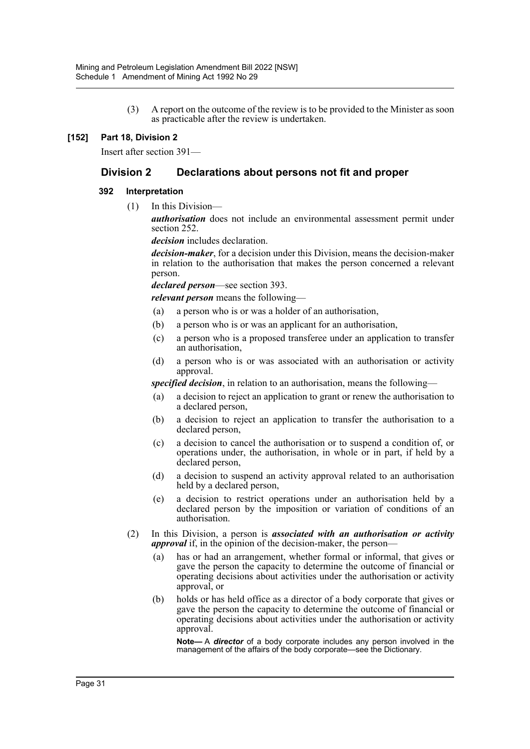(3) A report on the outcome of the review is to be provided to the Minister as soon as practicable after the review is undertaken.

**[152] Part 18, Division 2**

Insert after section 391—

## Division 2 Declarations about persons not fit and proper

### 392 Interpretation

(1) In this Division—

***authorisation*** does not include an environmental assessment permit under section 252.

***decision*** includes declaration.

***decision-maker***, for a decision under this Division, means the decision-maker in relation to the authorisation that makes the person concerned a relevant person.

***declared person***—see section 393.

***relevant person*** means the following—

(a) a person who is or was a holder of an authorisation,

(b) a person who is or was an applicant for an authorisation,

(c) a person who is a proposed transferee under an application to transfer an authorisation,

(d) a person who is or was associated with an authorisation or activity approval.

***specified decision***, in relation to an authorisation, means the following—

(a) a decision to reject an application to grant or renew the authorisation to a declared person,

(b) a decision to reject an application to transfer the authorisation to a declared person,

(c) a decision to cancel the authorisation or to suspend a condition of, or operations under, the authorisation, in whole or in part, if held by a declared person,

(d) a decision to suspend an activity approval related to an authorisation held by a declared person,

(e) a decision to restrict operations under an authorisation held by a declared person by the imposition or variation of conditions of an authorisation.

(2) In this Division, a person is ***associated with an authorisation or activity approval*** if, in the opinion of the decision-maker, the person—

(a) has or had an arrangement, whether formal or informal, that gives or gave the person the capacity to determine the outcome of financial or operating decisions about activities under the authorisation or activity approval, or

(b) holds or has held office as a director of a body corporate that gives or gave the person the capacity to determine the outcome of financial or operating decisions about activities under the authorisation or activity approval.

**Note—** A ***director*** of a body corporate includes any person involved in the management of the affairs of the body corporate—see the Dictionary.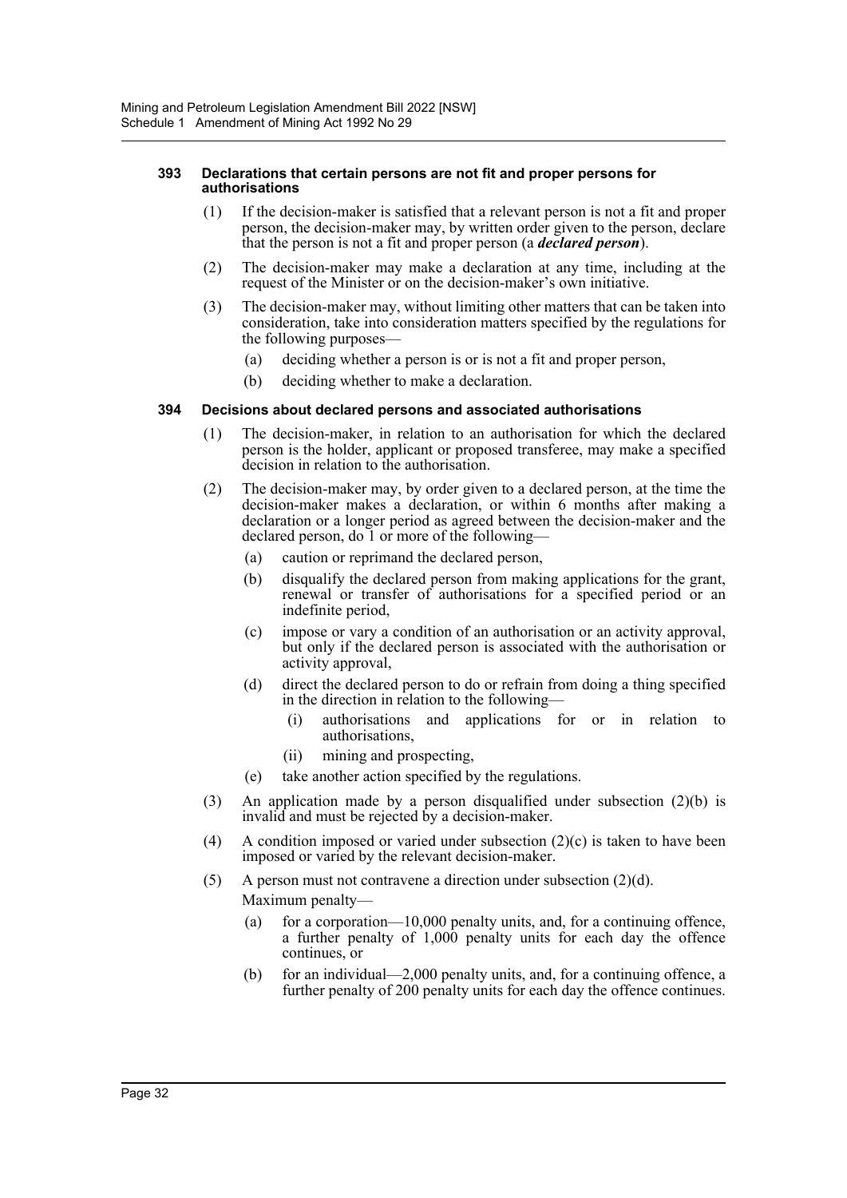#### 393 Declarations that certain persons are not fit and proper persons for authorisations

(1) If the decision-maker is satisfied that a relevant person is not a fit and proper person, the decision-maker may, by written order given to the person, declare that the person is not a fit and proper person (a ***declared person***).

(2) The decision-maker may make a declaration at any time, including at the request of the Minister or on the decision-maker's own initiative.

(3) The decision-maker may, without limiting other matters that can be taken into consideration, take into consideration matters specified by the regulations for the following purposes—

- (a) deciding whether a person is or is not a fit and proper person,
- (b) deciding whether to make a declaration.

#### 394 Decisions about declared persons and associated authorisations

(1) The decision-maker, in relation to an authorisation for which the declared person is the holder, applicant or proposed transferee, may make a specified decision in relation to the authorisation.

(2) The decision-maker may, by order given to a declared person, at the time the decision-maker makes a declaration, or within 6 months after making a declaration or a longer period as agreed between the decision-maker and the declared person, do 1 or more of the following—

- (a) caution or reprimand the declared person,
- (b) disqualify the declared person from making applications for the grant, renewal or transfer of authorisations for a specified period or an indefinite period,
- (c) impose or vary a condition of an authorisation or an activity approval, but only if the declared person is associated with the authorisation or activity approval,
- (d) direct the declared person to do or refrain from doing a thing specified in the direction in relation to the following—
  - (i) authorisations and applications for or in relation to authorisations,
  - (ii) mining and prospecting,
- (e) take another action specified by the regulations.

(3) An application made by a person disqualified under subsection (2)(b) is invalid and must be rejected by a decision-maker.

(4) A condition imposed or varied under subsection (2)(c) is taken to have been imposed or varied by the relevant decision-maker.

(5) A person must not contravene a direction under subsection (2)(d).

Maximum penalty—

- (a) for a corporation—10,000 penalty units, and, for a continuing offence, a further penalty of 1,000 penalty units for each day the offence continues, or
- (b) for an individual—2,000 penalty units, and, for a continuing offence, a further penalty of 200 penalty units for each day the offence continues.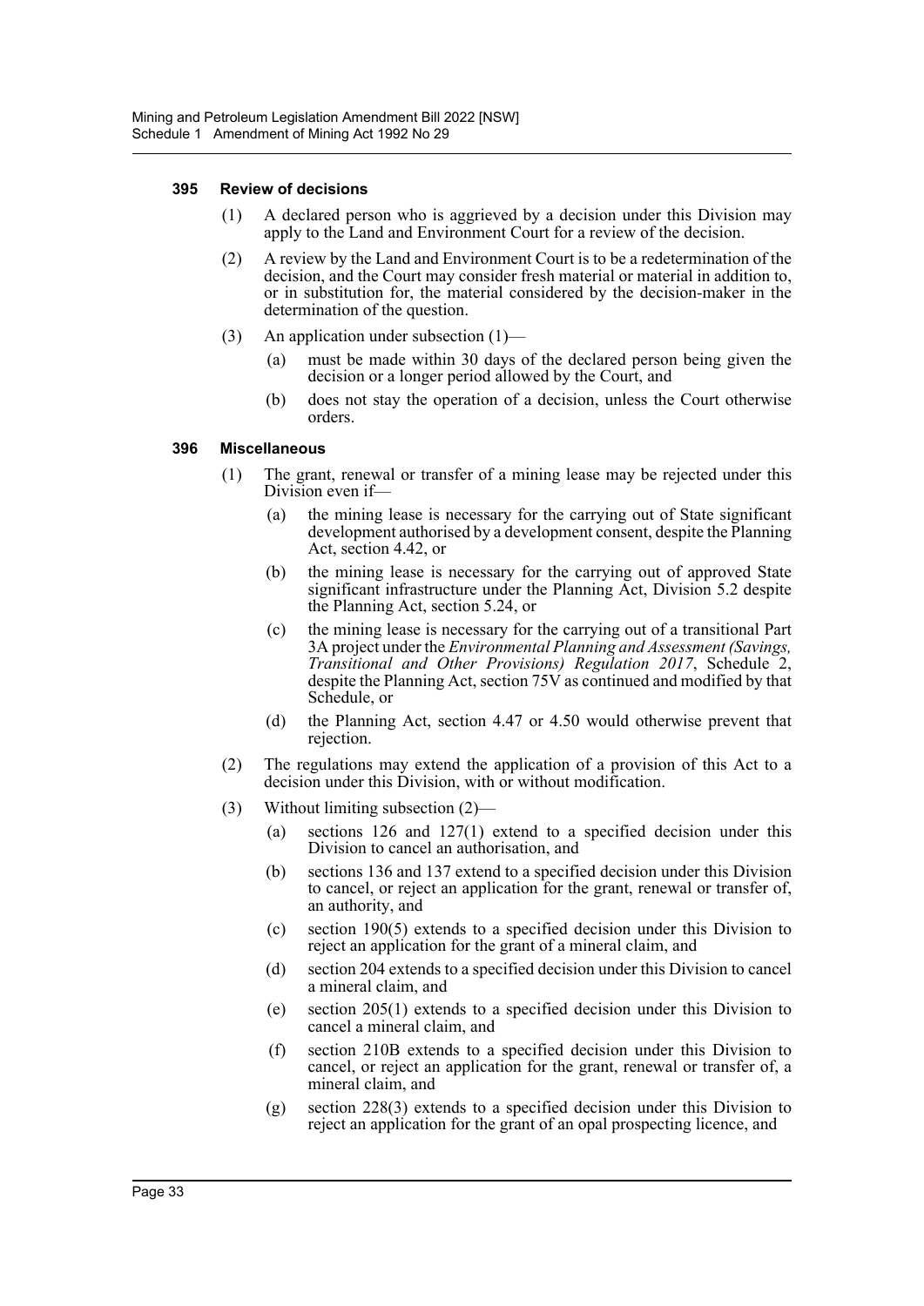#### 395 Review of decisions

(1) A declared person who is aggrieved by a decision under this Division may apply to the Land and Environment Court for a review of the decision.

(2) A review by the Land and Environment Court is to be a redetermination of the decision, and the Court may consider fresh material or material in addition to, or in substitution for, the material considered by the decision-maker in the determination of the question.

(3) An application under subsection (1)—

(a) must be made within 30 days of the declared person being given the decision or a longer period allowed by the Court, and

(b) does not stay the operation of a decision, unless the Court otherwise orders.

#### 396 Miscellaneous

(1) The grant, renewal or transfer of a mining lease may be rejected under this Division even if—

(a) the mining lease is necessary for the carrying out of State significant development authorised by a development consent, despite the Planning Act, section 4.42, or

(b) the mining lease is necessary for the carrying out of approved State significant infrastructure under the Planning Act, Division 5.2 despite the Planning Act, section 5.24, or

(c) the mining lease is necessary for the carrying out of a transitional Part 3A project under the *Environmental Planning and Assessment (Savings, Transitional and Other Provisions) Regulation 2017*, Schedule 2, despite the Planning Act, section 75V as continued and modified by that Schedule, or

(d) the Planning Act, section 4.47 or 4.50 would otherwise prevent that rejection.

(2) The regulations may extend the application of a provision of this Act to a decision under this Division, with or without modification.

(3) Without limiting subsection (2)—

(a) sections 126 and 127(1) extend to a specified decision under this Division to cancel an authorisation, and

(b) sections 136 and 137 extend to a specified decision under this Division to cancel, or reject an application for the grant, renewal or transfer of, an authority, and

(c) section 190(5) extends to a specified decision under this Division to reject an application for the grant of a mineral claim, and

(d) section 204 extends to a specified decision under this Division to cancel a mineral claim, and

(e) section 205(1) extends to a specified decision under this Division to cancel a mineral claim, and

(f) section 210B extends to a specified decision under this Division to cancel, or reject an application for the grant, renewal or transfer of, a mineral claim, and

(g) section 228(3) extends to a specified decision under this Division to reject an application for the grant of an opal prospecting licence, and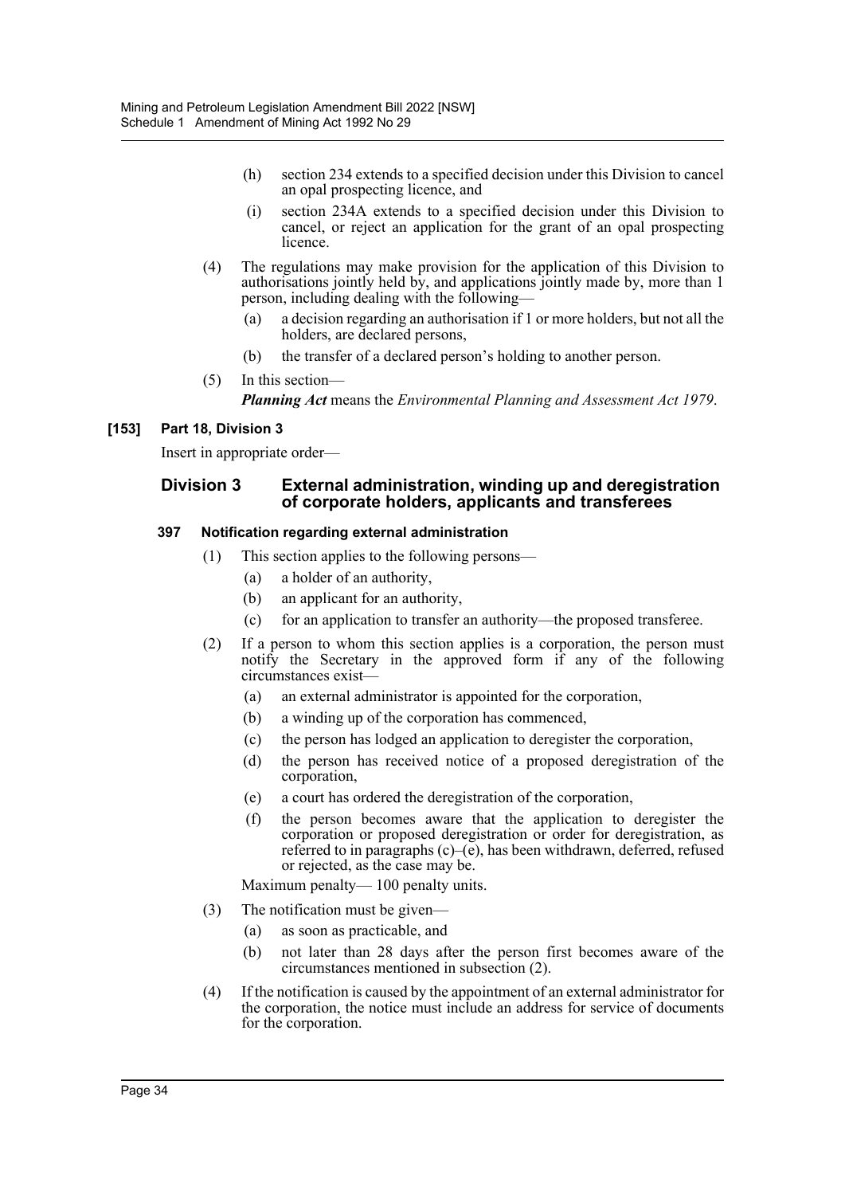(h) section 234 extends to a specified decision under this Division to cancel an opal prospecting licence, and

(i) section 234A extends to a specified decision under this Division to cancel, or reject an application for the grant of an opal prospecting licence.

(4) The regulations may make provision for the application of this Division to authorisations jointly held by, and applications jointly made by, more than 1 person, including dealing with the following—

(a) a decision regarding an authorisation if 1 or more holders, but not all the holders, are declared persons,

(b) the transfer of a declared person's holding to another person.

(5) In this section—

***Planning Act*** means the *Environmental Planning and Assessment Act 1979*.

**[153] Part 18, Division 3**

Insert in appropriate order—

## Division 3 External administration, winding up and deregistration of corporate holders, applicants and transferees

### 397 Notification regarding external administration

(1) This section applies to the following persons—

(a) a holder of an authority,

(b) an applicant for an authority,

(c) for an application to transfer an authority—the proposed transferee.

(2) If a person to whom this section applies is a corporation, the person must notify the Secretary in the approved form if any of the following circumstances exist—

(a) an external administrator is appointed for the corporation,

(b) a winding up of the corporation has commenced,

(c) the person has lodged an application to deregister the corporation,

(d) the person has received notice of a proposed deregistration of the corporation,

(e) a court has ordered the deregistration of the corporation,

(f) the person becomes aware that the application to deregister the corporation or proposed deregistration or order for deregistration, as referred to in paragraphs (c)–(e), has been withdrawn, deferred, refused or rejected, as the case may be.

Maximum penalty— 100 penalty units.

(3) The notification must be given—

(a) as soon as practicable, and

(b) not later than 28 days after the person first becomes aware of the circumstances mentioned in subsection (2).

(4) If the notification is caused by the appointment of an external administrator for the corporation, the notice must include an address for service of documents for the corporation.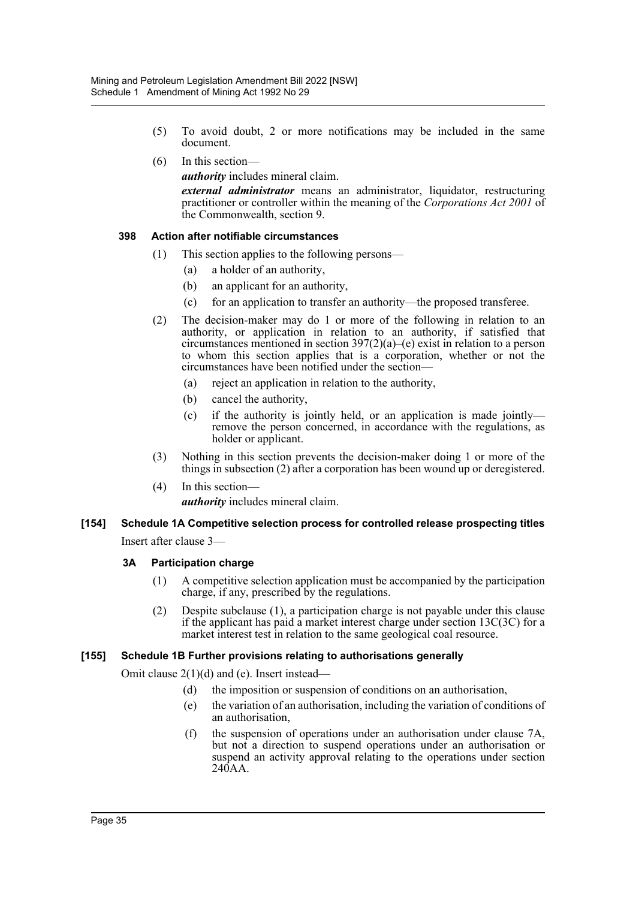(5) To avoid doubt, 2 or more notifications may be included in the same document.

(6) In this section—

***authority*** includes mineral claim.

***external administrator*** means an administrator, liquidator, restructuring practitioner or controller within the meaning of the *Corporations Act 2001* of the Commonwealth, section 9.

**398 Action after notifiable circumstances**

(1) This section applies to the following persons—

(a) a holder of an authority,

(b) an applicant for an authority,

(c) for an application to transfer an authority—the proposed transferee.

(2) The decision-maker may do 1 or more of the following in relation to an authority, or application in relation to an authority, if satisfied that circumstances mentioned in section 397(2)(a)–(e) exist in relation to a person to whom this section applies that is a corporation, whether or not the circumstances have been notified under the section—

(a) reject an application in relation to the authority,

(b) cancel the authority,

(c) if the authority is jointly held, or an application is made jointly—remove the person concerned, in accordance with the regulations, as holder or applicant.

(3) Nothing in this section prevents the decision-maker doing 1 or more of the things in subsection (2) after a corporation has been wound up or deregistered.

(4) In this section—

***authority*** includes mineral claim.

**[154] Schedule 1A Competitive selection process for controlled release prospecting titles**

Insert after clause 3—

**3A Participation charge**

(1) A competitive selection application must be accompanied by the participation charge, if any, prescribed by the regulations.

(2) Despite subclause (1), a participation charge is not payable under this clause if the applicant has paid a market interest charge under section 13C(3C) for a market interest test in relation to the same geological coal resource.

**[155] Schedule 1B Further provisions relating to authorisations generally**

Omit clause 2(1)(d) and (e). Insert instead—

(d) the imposition or suspension of conditions on an authorisation,

(e) the variation of an authorisation, including the variation of conditions of an authorisation,

(f) the suspension of operations under an authorisation under clause 7A, but not a direction to suspend operations under an authorisation or suspend an activity approval relating to the operations under section 240AA.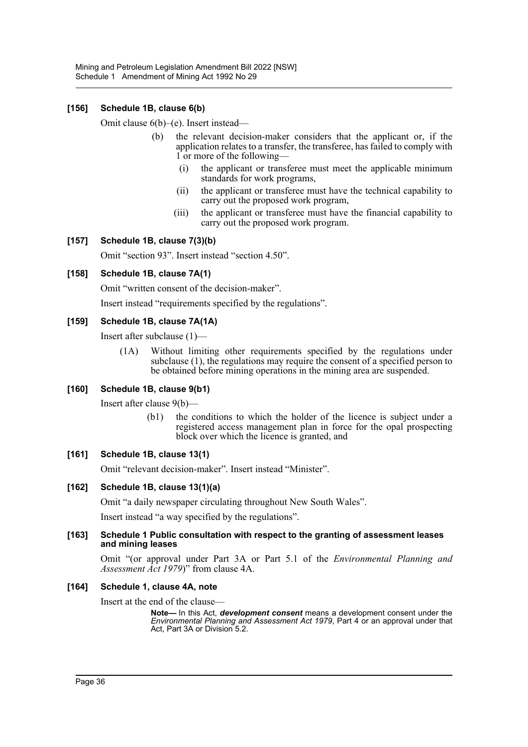### [156] Schedule 1B, clause 6(b)

Omit clause 6(b)–(e). Insert instead—

(b) the relevant decision-maker considers that the applicant or, if the application relates to a transfer, the transferee, has failed to comply with 1 or more of the following—

(i) the applicant or transferee must meet the applicable minimum standards for work programs,

(ii) the applicant or transferee must have the technical capability to carry out the proposed work program,

(iii) the applicant or transferee must have the financial capability to carry out the proposed work program.

### [157] Schedule 1B, clause 7(3)(b)

Omit "section 93". Insert instead "section 4.50".

### [158] Schedule 1B, clause 7A(1)

Omit "written consent of the decision-maker".

Insert instead "requirements specified by the regulations".

### [159] Schedule 1B, clause 7A(1A)

Insert after subclause (1)—

(1A) Without limiting other requirements specified by the regulations under subclause (1), the regulations may require the consent of a specified person to be obtained before mining operations in the mining area are suspended.

### [160] Schedule 1B, clause 9(b1)

Insert after clause 9(b)—

(b1) the conditions to which the holder of the licence is subject under a registered access management plan in force for the opal prospecting block over which the licence is granted, and

### [161] Schedule 1B, clause 13(1)

Omit "relevant decision-maker". Insert instead "Minister".

### [162] Schedule 1B, clause 13(1)(a)

Omit "a daily newspaper circulating throughout New South Wales".

Insert instead "a way specified by the regulations".

### [163] Schedule 1 Public consultation with respect to the granting of assessment leases and mining leases

Omit "(or approval under Part 3A or Part 5.1 of the *Environmental Planning and Assessment Act 1979*)" from clause 4A.

### [164] Schedule 1, clause 4A, note

Insert at the end of the clause—

**Note—** In this Act, ***development consent*** means a development consent under the *Environmental Planning and Assessment Act 1979*, Part 4 or an approval under that Act, Part 3A or Division 5.2.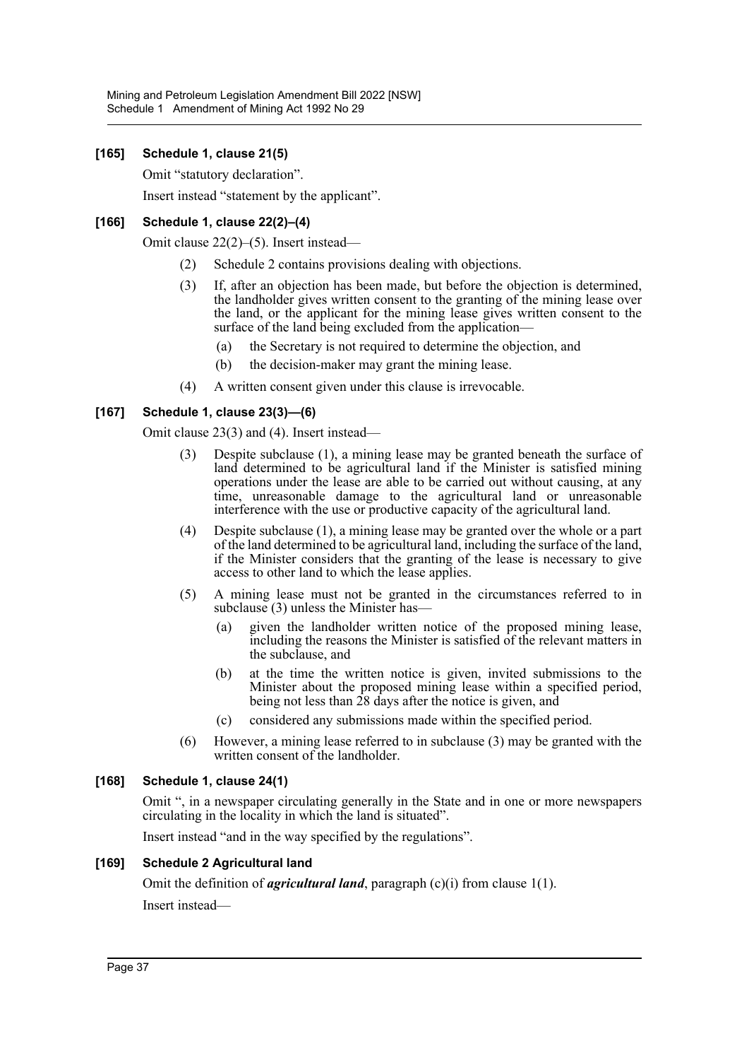### [165] Schedule 1, clause 21(5)

Omit "statutory declaration".

Insert instead "statement by the applicant".

### [166] Schedule 1, clause 22(2)–(4)

Omit clause 22(2)–(5). Insert instead—

(2) Schedule 2 contains provisions dealing with objections.

(3) If, after an objection has been made, but before the objection is determined, the landholder gives written consent to the granting of the mining lease over the land, or the applicant for the mining lease gives written consent to the surface of the land being excluded from the application—

(a) the Secretary is not required to determine the objection, and

(b) the decision-maker may grant the mining lease.

(4) A written consent given under this clause is irrevocable.

### [167] Schedule 1, clause 23(3)—(6)

Omit clause 23(3) and (4). Insert instead—

(3) Despite subclause (1), a mining lease may be granted beneath the surface of land determined to be agricultural land if the Minister is satisfied mining operations under the lease are able to be carried out without causing, at any time, unreasonable damage to the agricultural land or unreasonable interference with the use or productive capacity of the agricultural land.

(4) Despite subclause (1), a mining lease may be granted over the whole or a part of the land determined to be agricultural land, including the surface of the land, if the Minister considers that the granting of the lease is necessary to give access to other land to which the lease applies.

(5) A mining lease must not be granted in the circumstances referred to in subclause (3) unless the Minister has—

(a) given the landholder written notice of the proposed mining lease, including the reasons the Minister is satisfied of the relevant matters in the subclause, and

(b) at the time the written notice is given, invited submissions to the Minister about the proposed mining lease within a specified period, being not less than 28 days after the notice is given, and

(c) considered any submissions made within the specified period.

(6) However, a mining lease referred to in subclause (3) may be granted with the written consent of the landholder.

### [168] Schedule 1, clause 24(1)

Omit ", in a newspaper circulating generally in the State and in one or more newspapers circulating in the locality in which the land is situated".

Insert instead "and in the way specified by the regulations".

### [169] Schedule 2 Agricultural land

Omit the definition of ***agricultural land***, paragraph (c)(i) from clause 1(1).

Insert instead—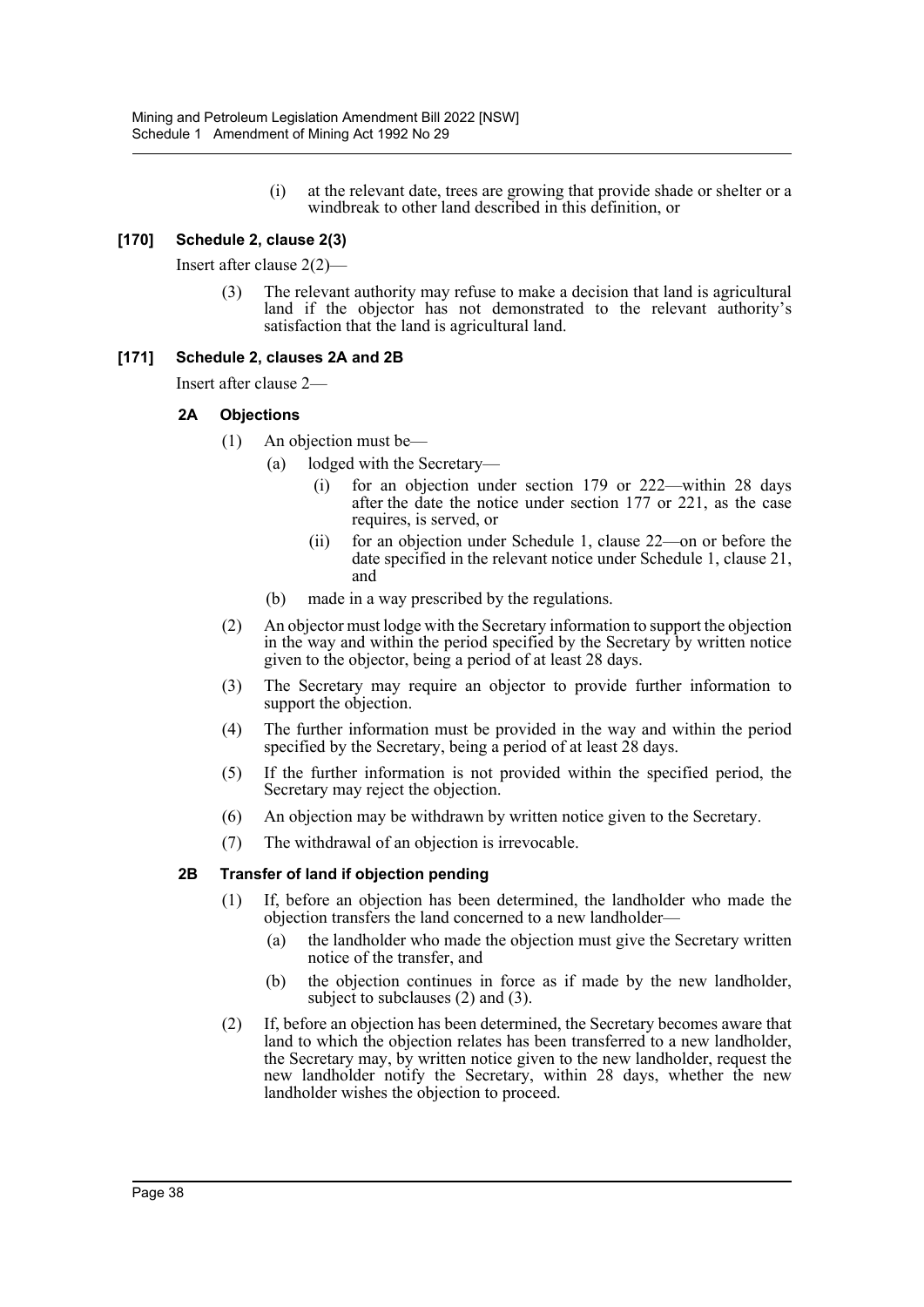(i) at the relevant date, trees are growing that provide shade or shelter or a windbreak to other land described in this definition, or

**[170] Schedule 2, clause 2(3)**

Insert after clause 2(2)—

(3) The relevant authority may refuse to make a decision that land is agricultural land if the objector has not demonstrated to the relevant authority's satisfaction that the land is agricultural land.

**[171] Schedule 2, clauses 2A and 2B**

Insert after clause 2—

**2A Objections**

(1) An objection must be—

(a) lodged with the Secretary—

(i) for an objection under section 179 or 222—within 28 days after the date the notice under section 177 or 221, as the case requires, is served, or

(ii) for an objection under Schedule 1, clause 22—on or before the date specified in the relevant notice under Schedule 1, clause 21, and

(b) made in a way prescribed by the regulations.

(2) An objector must lodge with the Secretary information to support the objection in the way and within the period specified by the Secretary by written notice given to the objector, being a period of at least 28 days.

(3) The Secretary may require an objector to provide further information to support the objection.

(4) The further information must be provided in the way and within the period specified by the Secretary, being a period of at least 28 days.

(5) If the further information is not provided within the specified period, the Secretary may reject the objection.

(6) An objection may be withdrawn by written notice given to the Secretary.

(7) The withdrawal of an objection is irrevocable.

**2B Transfer of land if objection pending**

(1) If, before an objection has been determined, the landholder who made the objection transfers the land concerned to a new landholder—

(a) the landholder who made the objection must give the Secretary written notice of the transfer, and

(b) the objection continues in force as if made by the new landholder, subject to subclauses (2) and (3).

(2) If, before an objection has been determined, the Secretary becomes aware that land to which the objection relates has been transferred to a new landholder, the Secretary may, by written notice given to the new landholder, request the new landholder notify the Secretary, within 28 days, whether the new landholder wishes the objection to proceed.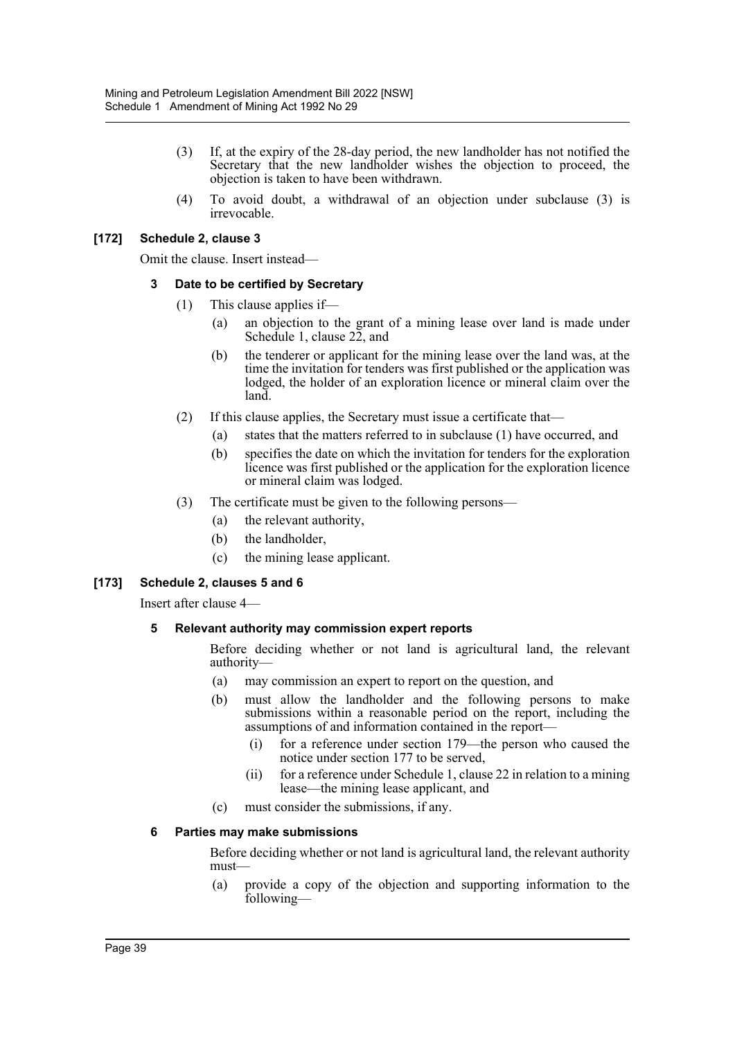(3) If, at the expiry of the 28-day period, the new landholder has not notified the Secretary that the new landholder wishes the objection to proceed, the objection is taken to have been withdrawn.

(4) To avoid doubt, a withdrawal of an objection under subclause (3) is irrevocable.

**[172] Schedule 2, clause 3**

Omit the clause. Insert instead—

**3 Date to be certified by Secretary**

(1) This clause applies if—

(a) an objection to the grant of a mining lease over land is made under Schedule 1, clause 22, and

(b) the tenderer or applicant for the mining lease over the land was, at the time the invitation for tenders was first published or the application was lodged, the holder of an exploration licence or mineral claim over the land.

(2) If this clause applies, the Secretary must issue a certificate that—

(a) states that the matters referred to in subclause (1) have occurred, and

(b) specifies the date on which the invitation for tenders for the exploration licence was first published or the application for the exploration licence or mineral claim was lodged.

(3) The certificate must be given to the following persons—

(a) the relevant authority,

(b) the landholder,

(c) the mining lease applicant.

**[173] Schedule 2, clauses 5 and 6**

Insert after clause 4—

**5 Relevant authority may commission expert reports**

Before deciding whether or not land is agricultural land, the relevant authority—

(a) may commission an expert to report on the question, and

(b) must allow the landholder and the following persons to make submissions within a reasonable period on the report, including the assumptions of and information contained in the report—

(i) for a reference under section 179—the person who caused the notice under section 177 to be served,

(ii) for a reference under Schedule 1, clause 22 in relation to a mining lease—the mining lease applicant, and

(c) must consider the submissions, if any.

**6 Parties may make submissions**

Before deciding whether or not land is agricultural land, the relevant authority must—

(a) provide a copy of the objection and supporting information to the following—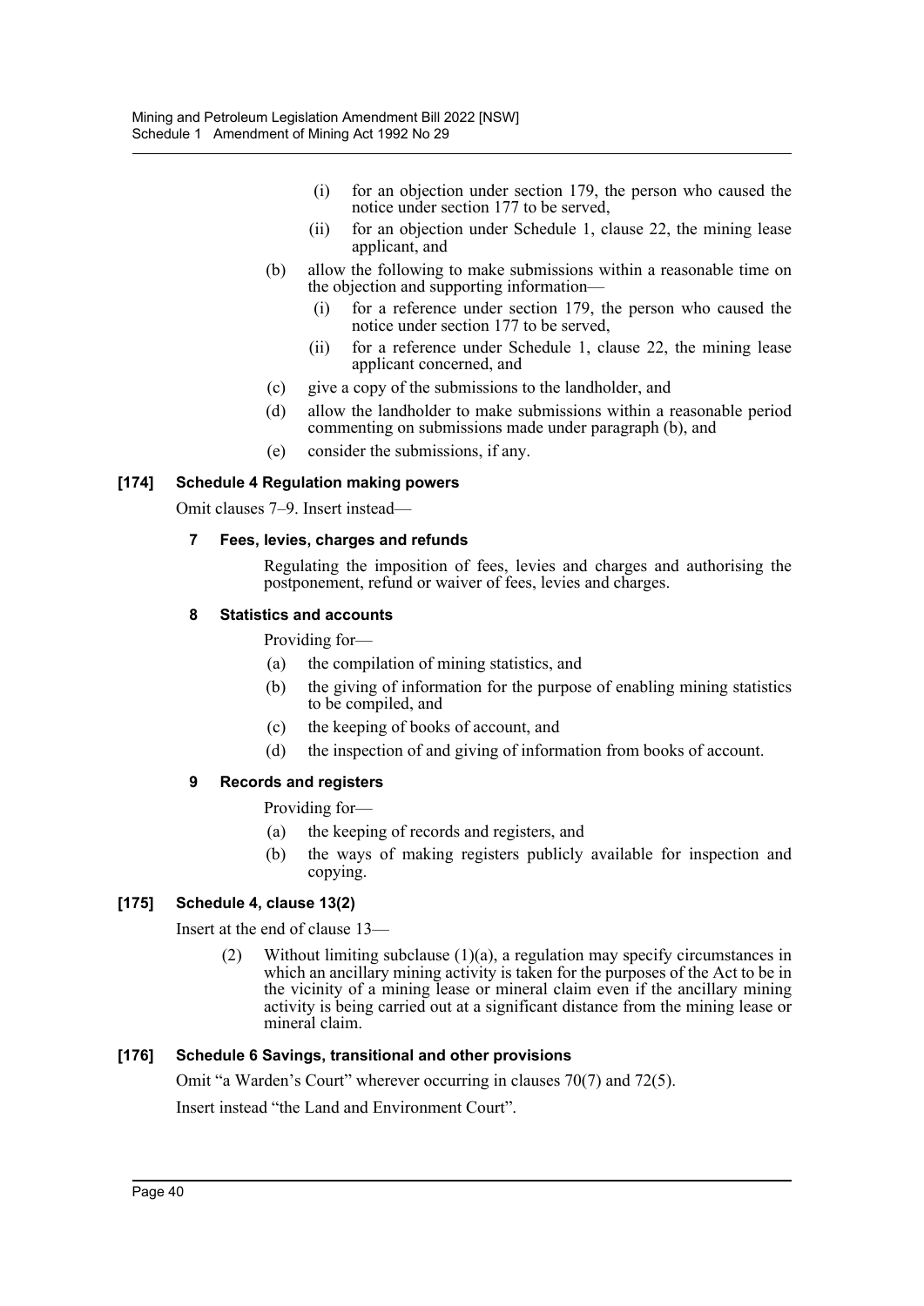(i) for an objection under section 179, the person who caused the notice under section 177 to be served,

(ii) for an objection under Schedule 1, clause 22, the mining lease applicant, and

(b) allow the following to make submissions within a reasonable time on the objection and supporting information—

(i) for a reference under section 179, the person who caused the notice under section 177 to be served,

(ii) for a reference under Schedule 1, clause 22, the mining lease applicant concerned, and

(c) give a copy of the submissions to the landholder, and

(d) allow the landholder to make submissions within a reasonable period commenting on submissions made under paragraph (b), and

(e) consider the submissions, if any.

### [174] Schedule 4 Regulation making powers

Omit clauses 7–9. Insert instead—

#### 7 Fees, levies, charges and refunds

Regulating the imposition of fees, levies and charges and authorising the postponement, refund or waiver of fees, levies and charges.

#### 8 Statistics and accounts

Providing for—

(a) the compilation of mining statistics, and

(b) the giving of information for the purpose of enabling mining statistics to be compiled, and

(c) the keeping of books of account, and

(d) the inspection of and giving of information from books of account.

#### 9 Records and registers

Providing for—

(a) the keeping of records and registers, and

(b) the ways of making registers publicly available for inspection and copying.

### [175] Schedule 4, clause 13(2)

Insert at the end of clause 13—

(2) Without limiting subclause (1)(a), a regulation may specify circumstances in which an ancillary mining activity is taken for the purposes of the Act to be in the vicinity of a mining lease or mineral claim even if the ancillary mining activity is being carried out at a significant distance from the mining lease or mineral claim.

### [176] Schedule 6 Savings, transitional and other provisions

Omit "a Warden's Court" wherever occurring in clauses 70(7) and 72(5).

Insert instead "the Land and Environment Court".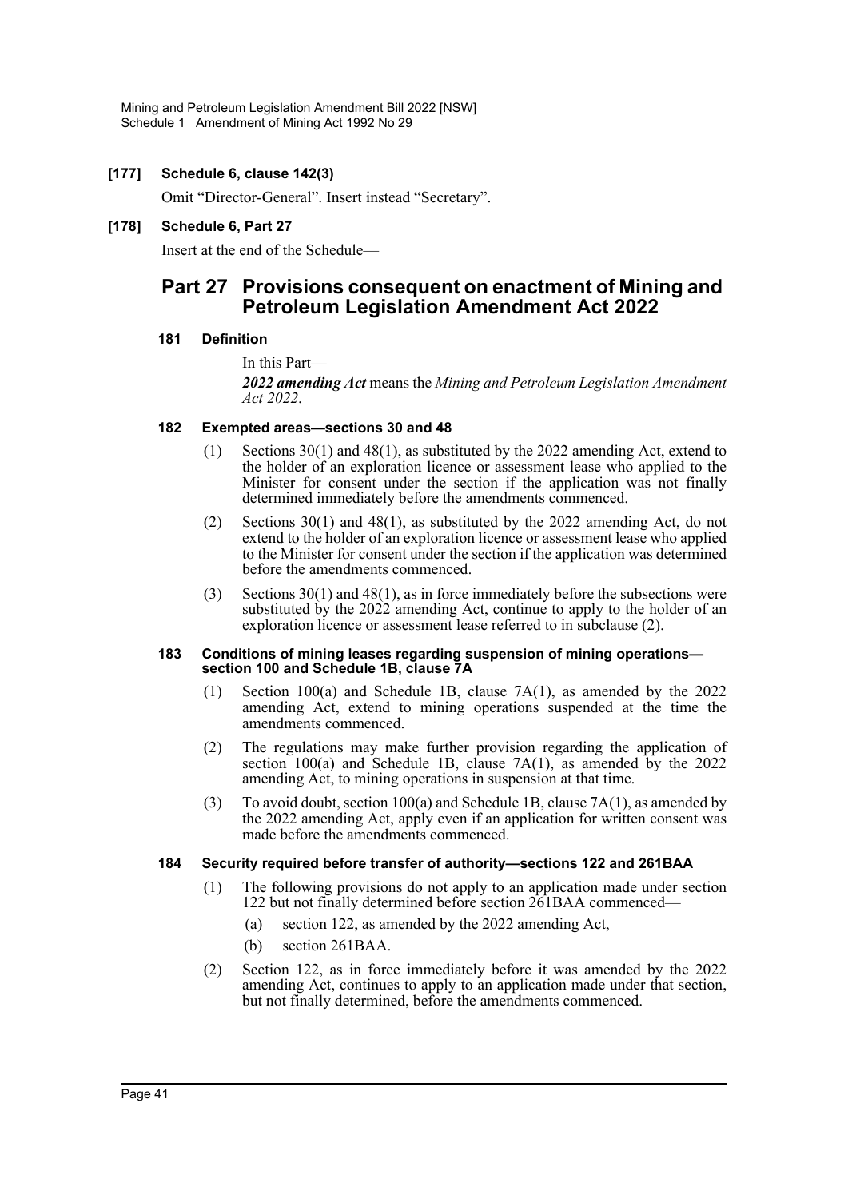**[177] Schedule 6, clause 142(3)**

Omit "Director-General". Insert instead "Secretary".

**[178] Schedule 6, Part 27**

Insert at the end of the Schedule—

## Part 27 Provisions consequent on enactment of Mining and Petroleum Legislation Amendment Act 2022

### 181 Definition

In this Part—

***2022 amending Act*** means the *Mining and Petroleum Legislation Amendment Act 2022*.

### 182 Exempted areas—sections 30 and 48

(1) Sections 30(1) and 48(1), as substituted by the 2022 amending Act, extend to the holder of an exploration licence or assessment lease who applied to the Minister for consent under the section if the application was not finally determined immediately before the amendments commenced.

(2) Sections 30(1) and 48(1), as substituted by the 2022 amending Act, do not extend to the holder of an exploration licence or assessment lease who applied to the Minister for consent under the section if the application was determined before the amendments commenced.

(3) Sections 30(1) and 48(1), as in force immediately before the subsections were substituted by the 2022 amending Act, continue to apply to the holder of an exploration licence or assessment lease referred to in subclause (2).

### 183 Conditions of mining leases regarding suspension of mining operations—section 100 and Schedule 1B, clause 7A

(1) Section 100(a) and Schedule 1B, clause 7A(1), as amended by the 2022 amending Act, extend to mining operations suspended at the time the amendments commenced.

(2) The regulations may make further provision regarding the application of section 100(a) and Schedule 1B, clause 7A(1), as amended by the 2022 amending Act, to mining operations in suspension at that time.

(3) To avoid doubt, section 100(a) and Schedule 1B, clause 7A(1), as amended by the 2022 amending Act, apply even if an application for written consent was made before the amendments commenced.

### 184 Security required before transfer of authority—sections 122 and 261BAA

(1) The following provisions do not apply to an application made under section 122 but not finally determined before section 261BAA commenced—

(a) section 122, as amended by the 2022 amending Act,

(b) section 261BAA.

(2) Section 122, as in force immediately before it was amended by the 2022 amending Act, continues to apply to an application made under that section, but not finally determined, before the amendments commenced.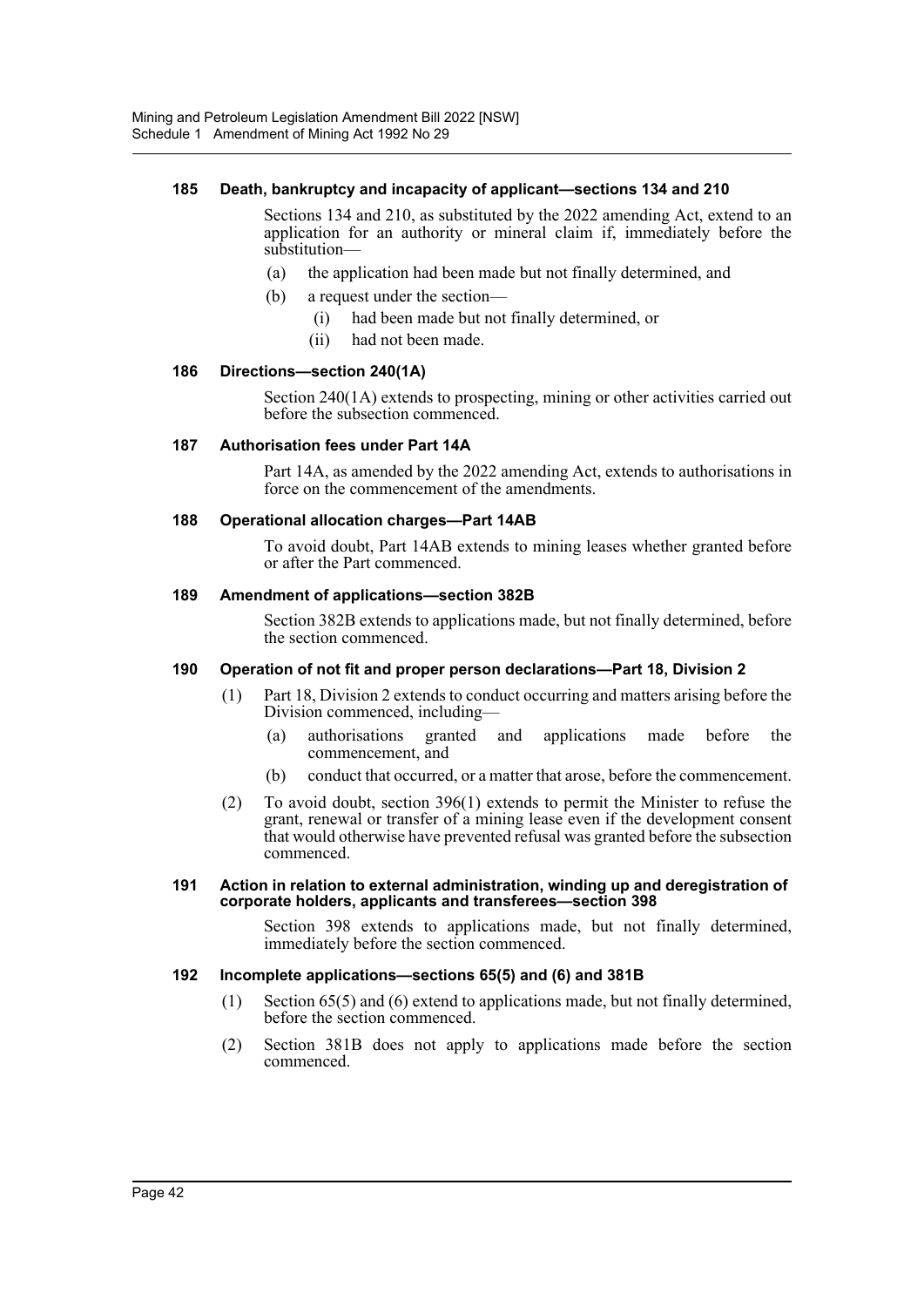### 185 Death, bankruptcy and incapacity of applicant—sections 134 and 210

Sections 134 and 210, as substituted by the 2022 amending Act, extend to an application for an authority or mineral claim if, immediately before the substitution—

(a) the application had been made but not finally determined, and

(b) a request under the section—

(i) had been made but not finally determined, or

(ii) had not been made.

### 186 Directions—section 240(1A)

Section 240(1A) extends to prospecting, mining or other activities carried out before the subsection commenced.

### 187 Authorisation fees under Part 14A

Part 14A, as amended by the 2022 amending Act, extends to authorisations in force on the commencement of the amendments.

### 188 Operational allocation charges—Part 14AB

To avoid doubt, Part 14AB extends to mining leases whether granted before or after the Part commenced.

### 189 Amendment of applications—section 382B

Section 382B extends to applications made, but not finally determined, before the section commenced.

### 190 Operation of not fit and proper person declarations—Part 18, Division 2

(1) Part 18, Division 2 extends to conduct occurring and matters arising before the Division commenced, including—

(a) authorisations granted and applications made before the commencement, and

(b) conduct that occurred, or a matter that arose, before the commencement.

(2) To avoid doubt, section 396(1) extends to permit the Minister to refuse the grant, renewal or transfer of a mining lease even if the development consent that would otherwise have prevented refusal was granted before the subsection commenced.

### 191 Action in relation to external administration, winding up and deregistration of corporate holders, applicants and transferees—section 398

Section 398 extends to applications made, but not finally determined, immediately before the section commenced.

### 192 Incomplete applications—sections 65(5) and (6) and 381B

(1) Section 65(5) and (6) extend to applications made, but not finally determined, before the section commenced.

(2) Section 381B does not apply to applications made before the section commenced.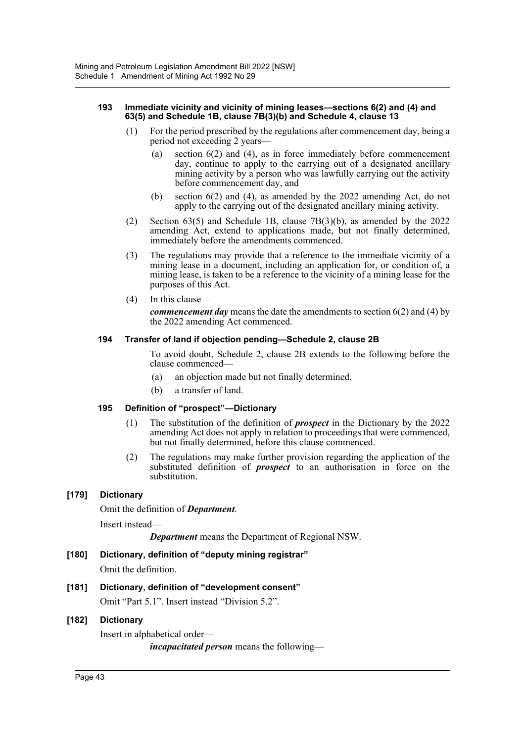#### 193 Immediate vicinity and vicinity of mining leases—sections 6(2) and (4) and 63(5) and Schedule 1B, clause 7B(3)(b) and Schedule 4, clause 13

(1) For the period prescribed by the regulations after commencement day, being a period not exceeding 2 years—

(a) section 6(2) and (4), as in force immediately before commencement day, continue to apply to the carrying out of a designated ancillary mining activity by a person who was lawfully carrying out the activity before commencement day, and

(b) section 6(2) and (4), as amended by the 2022 amending Act, do not apply to the carrying out of the designated ancillary mining activity.

(2) Section 63(5) and Schedule 1B, clause 7B(3)(b), as amended by the 2022 amending Act, extend to applications made, but not finally determined, immediately before the amendments commenced.

(3) The regulations may provide that a reference to the immediate vicinity of a mining lease in a document, including an application for, or condition of, a mining lease, is taken to be a reference to the vicinity of a mining lease for the purposes of this Act.

(4) In this clause—

***commencement day*** means the date the amendments to section 6(2) and (4) by the 2022 amending Act commenced.

#### 194 Transfer of land if objection pending—Schedule 2, clause 2B

To avoid doubt, Schedule 2, clause 2B extends to the following before the clause commenced—

(a) an objection made but not finally determined,

(b) a transfer of land.

#### 195 Definition of "prospect"—Dictionary

(1) The substitution of the definition of ***prospect*** in the Dictionary by the 2022 amending Act does not apply in relation to proceedings that were commenced, but not finally determined, before this clause commenced.

(2) The regulations may make further provision regarding the application of the substituted definition of ***prospect*** to an authorisation in force on the substitution.

### [179] Dictionary

Omit the definition of ***Department***.

Insert instead—

***Department*** means the Department of Regional NSW.

### [180] Dictionary, definition of "deputy mining registrar"

Omit the definition.

### [181] Dictionary, definition of "development consent"

Omit "Part 5.1". Insert instead "Division 5.2".

### [182] Dictionary

Insert in alphabetical order—

***incapacitated person*** means the following—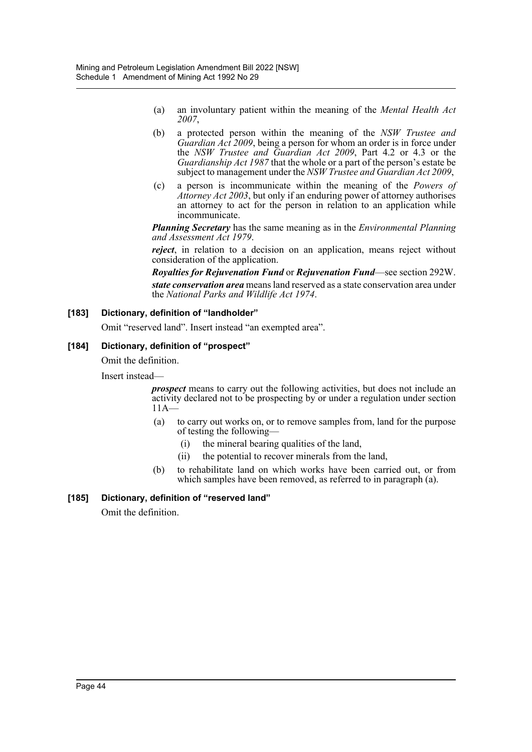(a) an involuntary patient within the meaning of the *Mental Health Act 2007*,

(b) a protected person within the meaning of the *NSW Trustee and Guardian Act 2009*, being a person for whom an order is in force under the *NSW Trustee and Guardian Act 2009*, Part 4.2 or 4.3 or the *Guardianship Act 1987* that the whole or a part of the person's estate be subject to management under the *NSW Trustee and Guardian Act 2009*,

(c) a person is incommunicate within the meaning of the *Powers of Attorney Act 2003*, but only if an enduring power of attorney authorises an attorney to act for the person in relation to an application while incommunicate.

***Planning Secretary*** has the same meaning as in the *Environmental Planning and Assessment Act 1979*.

***reject***, in relation to a decision on an application, means reject without consideration of the application.

***Royalties for Rejuvenation Fund*** or ***Rejuvenation Fund***—see section 292W.

***state conservation area*** means land reserved as a state conservation area under the *National Parks and Wildlife Act 1974*.

**[183] Dictionary, definition of "landholder"**

Omit "reserved land". Insert instead "an exempted area".

**[184] Dictionary, definition of "prospect"**

Omit the definition.

Insert instead—

***prospect*** means to carry out the following activities, but does not include an activity declared not to be prospecting by or under a regulation under section 11A—

(a) to carry out works on, or to remove samples from, land for the purpose of testing the following—

(i) the mineral bearing qualities of the land,

(ii) the potential to recover minerals from the land,

(b) to rehabilitate land on which works have been carried out, or from which samples have been removed, as referred to in paragraph (a).

**[185] Dictionary, definition of "reserved land"**

Omit the definition.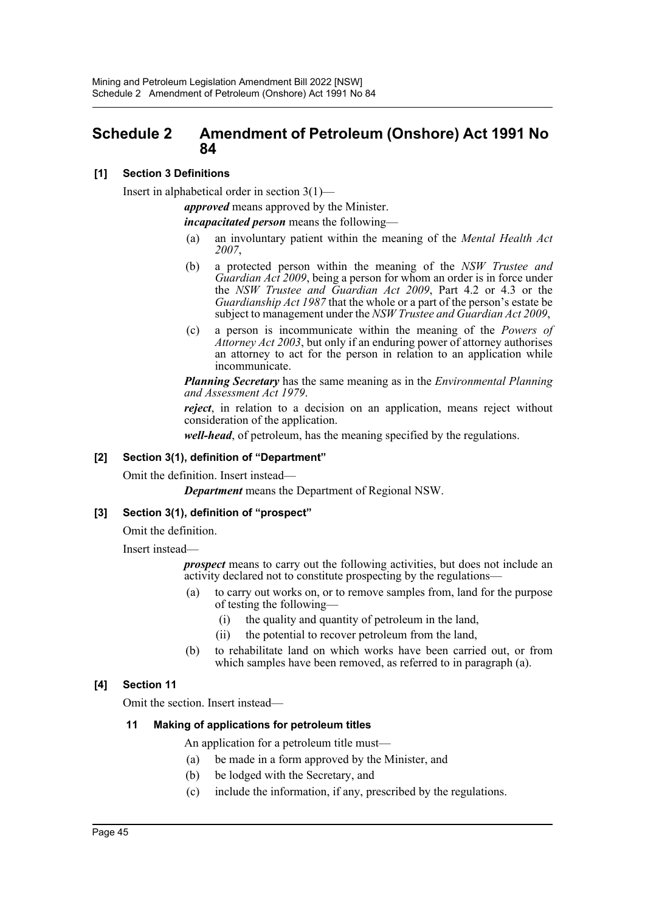# Schedule 2 Amendment of Petroleum (Onshore) Act 1991 No 84

### [1] Section 3 Definitions

Insert in alphabetical order in section 3(1)—

***approved*** means approved by the Minister.

***incapacitated person*** means the following—

(a) an involuntary patient within the meaning of the *Mental Health Act 2007*,

(b) a protected person within the meaning of the *NSW Trustee and Guardian Act 2009*, being a person for whom an order is in force under the *NSW Trustee and Guardian Act 2009*, Part 4.2 or 4.3 or the *Guardianship Act 1987* that the whole or a part of the person's estate be subject to management under the *NSW Trustee and Guardian Act 2009*,

(c) a person is incommunicate within the meaning of the *Powers of Attorney Act 2003*, but only if an enduring power of attorney authorises an attorney to act for the person in relation to an application while incommunicate.

***Planning Secretary*** has the same meaning as in the *Environmental Planning and Assessment Act 1979*.

***reject***, in relation to a decision on an application, means reject without consideration of the application.

***well-head***, of petroleum, has the meaning specified by the regulations.

### [2] Section 3(1), definition of "Department"

Omit the definition. Insert instead—

***Department*** means the Department of Regional NSW.

### [3] Section 3(1), definition of "prospect"

Omit the definition.

Insert instead—

***prospect*** means to carry out the following activities, but does not include an activity declared not to constitute prospecting by the regulations—

(a) to carry out works on, or to remove samples from, land for the purpose of testing the following—

(i) the quality and quantity of petroleum in the land,

(ii) the potential to recover petroleum from the land,

(b) to rehabilitate land on which works have been carried out, or from which samples have been removed, as referred to in paragraph (a).

### [4] Section 11

Omit the section. Insert instead—

#### 11 Making of applications for petroleum titles

An application for a petroleum title must—

(a) be made in a form approved by the Minister, and

(b) be lodged with the Secretary, and

(c) include the information, if any, prescribed by the regulations.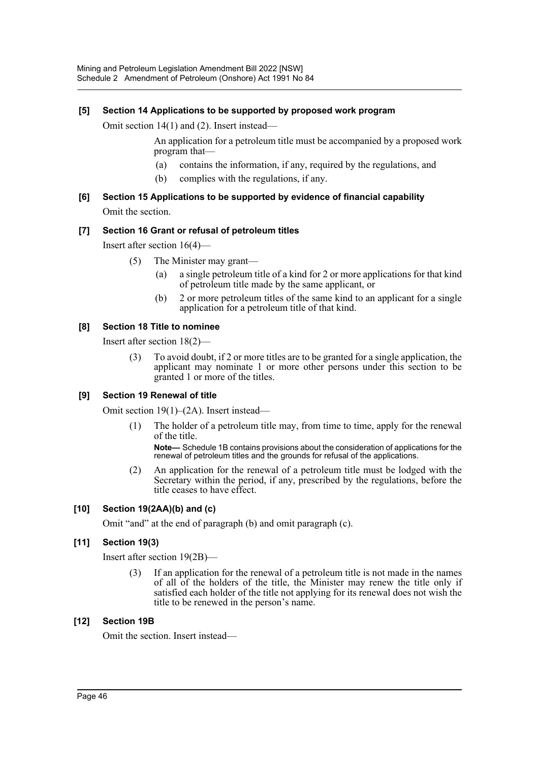**[5] Section 14 Applications to be supported by proposed work program**

Omit section 14(1) and (2). Insert instead—

> An application for a petroleum title must be accompanied by a proposed work program that—
>
> (a) contains the information, if any, required by the regulations, and
>
> (b) complies with the regulations, if any.

**[6] Section 15 Applications to be supported by evidence of financial capability**

Omit the section.

**[7] Section 16 Grant or refusal of petroleum titles**

Insert after section 16(4)—

> (5) The Minister may grant—
>
> (a) a single petroleum title of a kind for 2 or more applications for that kind of petroleum title made by the same applicant, or
>
> (b) 2 or more petroleum titles of the same kind to an applicant for a single application for a petroleum title of that kind.

**[8] Section 18 Title to nominee**

Insert after section 18(2)—

> (3) To avoid doubt, if 2 or more titles are to be granted for a single application, the applicant may nominate 1 or more other persons under this section to be granted 1 or more of the titles.

**[9] Section 19 Renewal of title**

Omit section 19(1)–(2A). Insert instead—

> (1) The holder of a petroleum title may, from time to time, apply for the renewal of the title.
>
> **Note—** Schedule 1B contains provisions about the consideration of applications for the renewal of petroleum titles and the grounds for refusal of the applications.
>
> (2) An application for the renewal of a petroleum title must be lodged with the Secretary within the period, if any, prescribed by the regulations, before the title ceases to have effect.

**[10] Section 19(2AA)(b) and (c)**

Omit "and" at the end of paragraph (b) and omit paragraph (c).

**[11] Section 19(3)**

Insert after section 19(2B)—

> (3) If an application for the renewal of a petroleum title is not made in the names of all of the holders of the title, the Minister may renew the title only if satisfied each holder of the title not applying for its renewal does not wish the title to be renewed in the person's name.

**[12] Section 19B**

Omit the section. Insert instead—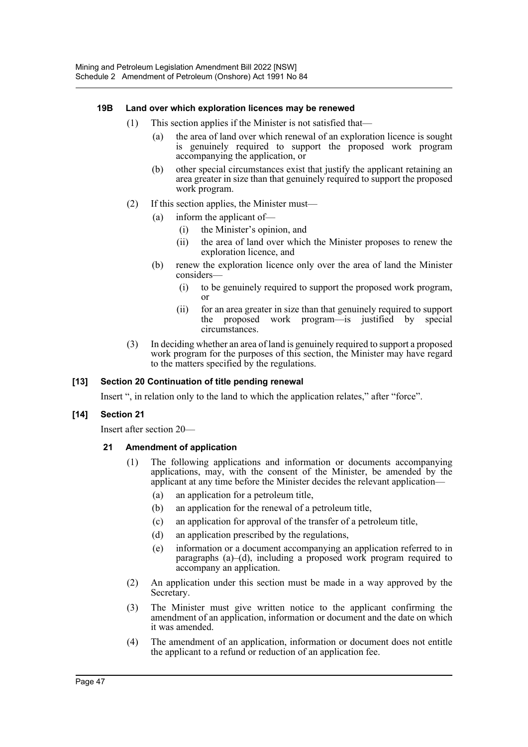#### 19B Land over which exploration licences may be renewed

(1) This section applies if the Minister is not satisfied that—

- (a) the area of land over which renewal of an exploration licence is sought is genuinely required to support the proposed work program accompanying the application, or
- (b) other special circumstances exist that justify the applicant retaining an area greater in size than that genuinely required to support the proposed work program.

(2) If this section applies, the Minister must—

- (a) inform the applicant of—
  - (i) the Minister's opinion, and
  - (ii) the area of land over which the Minister proposes to renew the exploration licence, and
- (b) renew the exploration licence only over the area of land the Minister considers—
  - (i) to be genuinely required to support the proposed work program, or
  - (ii) for an area greater in size than that genuinely required to support the proposed work program—is justified by special circumstances.

(3) In deciding whether an area of land is genuinely required to support a proposed work program for the purposes of this section, the Minister may have regard to the matters specified by the regulations.

### [13] Section 20 Continuation of title pending renewal

Insert ", in relation only to the land to which the application relates," after "force".

### [14] Section 21

Insert after section 20—

#### 21 Amendment of application

(1) The following applications and information or documents accompanying applications, may, with the consent of the Minister, be amended by the applicant at any time before the Minister decides the relevant application—

- (a) an application for a petroleum title,
- (b) an application for the renewal of a petroleum title,
- (c) an application for approval of the transfer of a petroleum title,
- (d) an application prescribed by the regulations,
- (e) information or a document accompanying an application referred to in paragraphs (a)–(d), including a proposed work program required to accompany an application.

(2) An application under this section must be made in a way approved by the Secretary.

(3) The Minister must give written notice to the applicant confirming the amendment of an application, information or document and the date on which it was amended.

(4) The amendment of an application, information or document does not entitle the applicant to a refund or reduction of an application fee.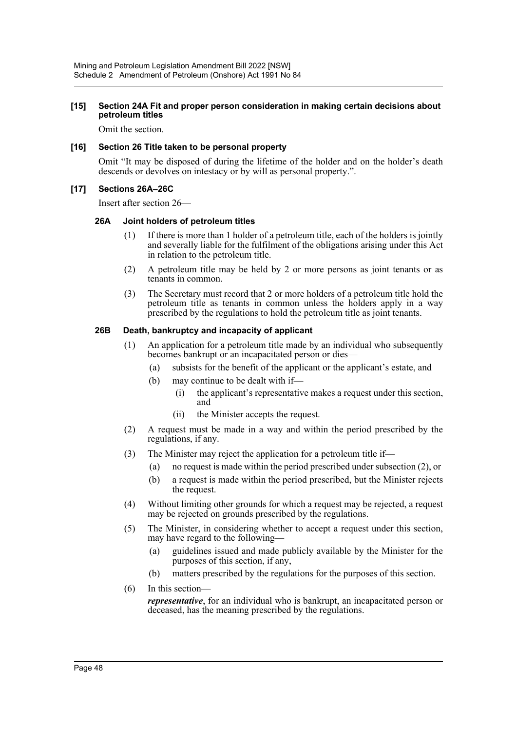**[15] Section 24A Fit and proper person consideration in making certain decisions about petroleum titles**

Omit the section.

**[16] Section 26 Title taken to be personal property**

Omit "It may be disposed of during the lifetime of the holder and on the holder's death descends or devolves on intestacy or by will as personal property.".

**[17] Sections 26A–26C**

Insert after section 26—

**26A Joint holders of petroleum titles**

(1) If there is more than 1 holder of a petroleum title, each of the holders is jointly and severally liable for the fulfilment of the obligations arising under this Act in relation to the petroleum title.

(2) A petroleum title may be held by 2 or more persons as joint tenants or as tenants in common.

(3) The Secretary must record that 2 or more holders of a petroleum title hold the petroleum title as tenants in common unless the holders apply in a way prescribed by the regulations to hold the petroleum title as joint tenants.

**26B Death, bankruptcy and incapacity of applicant**

(1) An application for a petroleum title made by an individual who subsequently becomes bankrupt or an incapacitated person or dies—

- (a) subsists for the benefit of the applicant or the applicant's estate, and
- (b) may continue to be dealt with if—
  - (i) the applicant's representative makes a request under this section, and
  - (ii) the Minister accepts the request.

(2) A request must be made in a way and within the period prescribed by the regulations, if any.

(3) The Minister may reject the application for a petroleum title if—

- (a) no request is made within the period prescribed under subsection (2), or
- (b) a request is made within the period prescribed, but the Minister rejects the request.

(4) Without limiting other grounds for which a request may be rejected, a request may be rejected on grounds prescribed by the regulations.

(5) The Minister, in considering whether to accept a request under this section, may have regard to the following—

- (a) guidelines issued and made publicly available by the Minister for the purposes of this section, if any,
- (b) matters prescribed by the regulations for the purposes of this section.

(6) In this section—

***representative***, for an individual who is bankrupt, an incapacitated person or deceased, has the meaning prescribed by the regulations.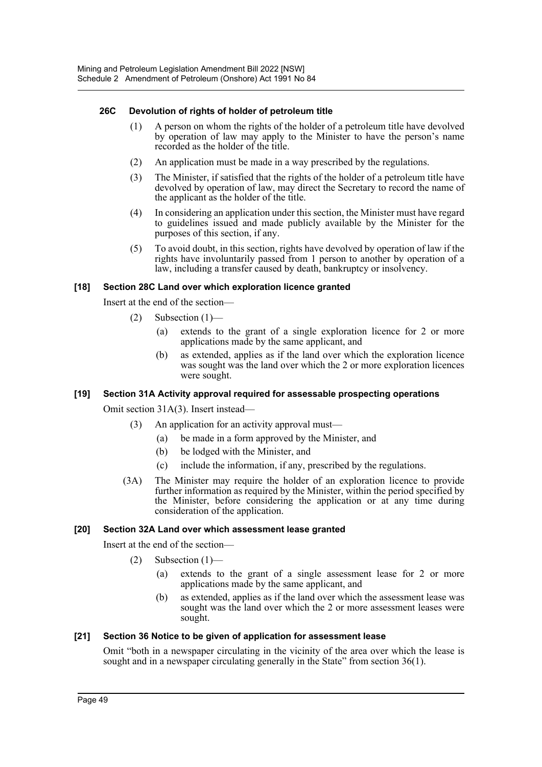### 26C Devolution of rights of holder of petroleum title

(1) A person on whom the rights of the holder of a petroleum title have devolved by operation of law may apply to the Minister to have the person's name recorded as the holder of the title.

(2) An application must be made in a way prescribed by the regulations.

(3) The Minister, if satisfied that the rights of the holder of a petroleum title have devolved by operation of law, may direct the Secretary to record the name of the applicant as the holder of the title.

(4) In considering an application under this section, the Minister must have regard to guidelines issued and made publicly available by the Minister for the purposes of this section, if any.

(5) To avoid doubt, in this section, rights have devolved by operation of law if the rights have involuntarily passed from 1 person to another by operation of a law, including a transfer caused by death, bankruptcy or insolvency.

### [18] Section 28C Land over which exploration licence granted

Insert at the end of the section—

(2) Subsection (1)—

(a) extends to the grant of a single exploration licence for 2 or more applications made by the same applicant, and

(b) as extended, applies as if the land over which the exploration licence was sought was the land over which the 2 or more exploration licences were sought.

### [19] Section 31A Activity approval required for assessable prospecting operations

Omit section 31A(3). Insert instead—

(3) An application for an activity approval must—

(a) be made in a form approved by the Minister, and

(b) be lodged with the Minister, and

(c) include the information, if any, prescribed by the regulations.

(3A) The Minister may require the holder of an exploration licence to provide further information as required by the Minister, within the period specified by the Minister, before considering the application or at any time during consideration of the application.

### [20] Section 32A Land over which assessment lease granted

Insert at the end of the section—

(2) Subsection (1)—

(a) extends to the grant of a single assessment lease for 2 or more applications made by the same applicant, and

(b) as extended, applies as if the land over which the assessment lease was sought was the land over which the 2 or more assessment leases were sought.

### [21] Section 36 Notice to be given of application for assessment lease

Omit "both in a newspaper circulating in the vicinity of the area over which the lease is sought and in a newspaper circulating generally in the State" from section 36(1).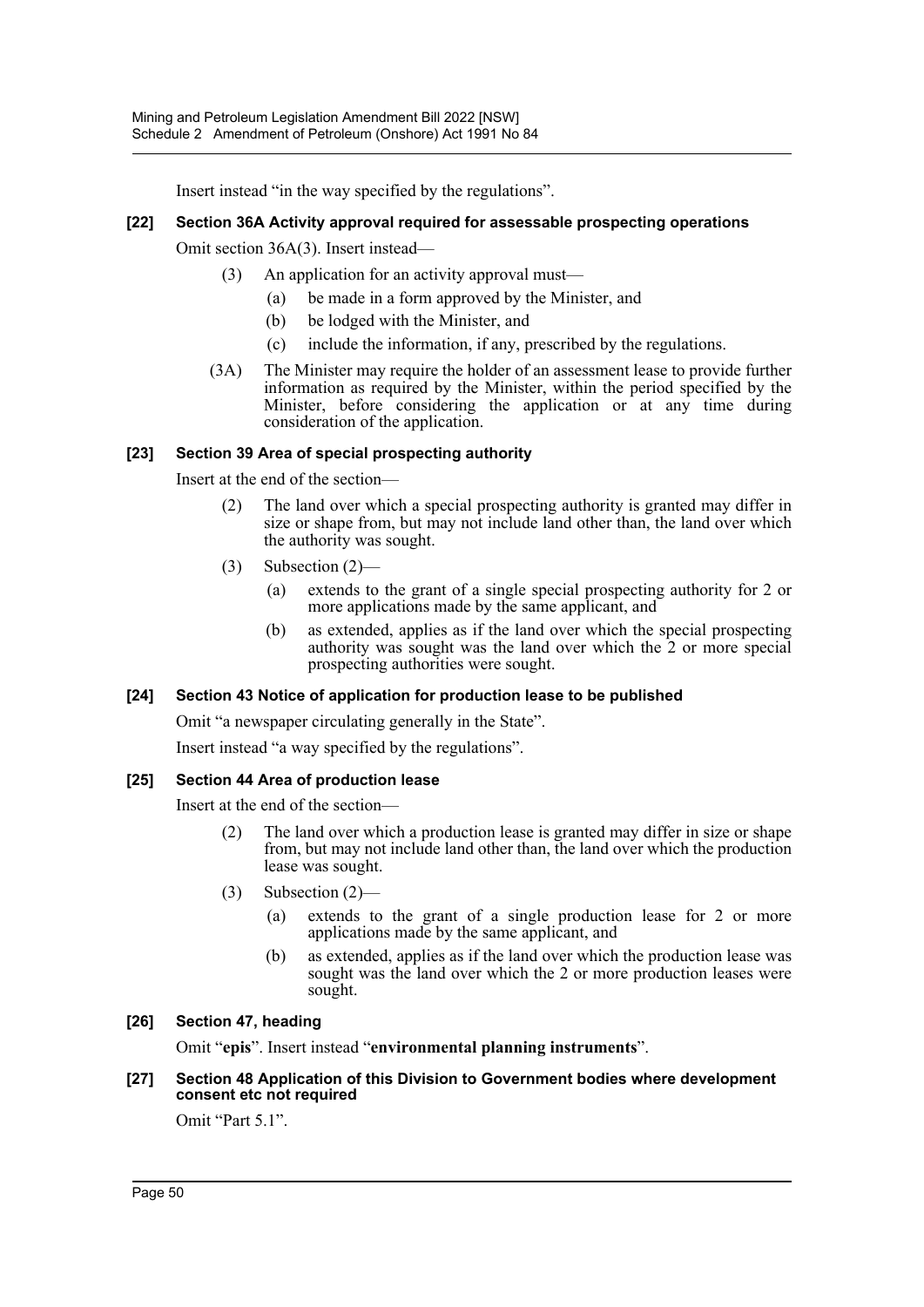Insert instead "in the way specified by the regulations".

**[22] Section 36A Activity approval required for assessable prospecting operations**

Omit section 36A(3). Insert instead—

(3) An application for an activity approval must—

(a) be made in a form approved by the Minister, and

(b) be lodged with the Minister, and

(c) include the information, if any, prescribed by the regulations.

(3A) The Minister may require the holder of an assessment lease to provide further information as required by the Minister, within the period specified by the Minister, before considering the application or at any time during consideration of the application.

**[23] Section 39 Area of special prospecting authority**

Insert at the end of the section—

(2) The land over which a special prospecting authority is granted may differ in size or shape from, but may not include land other than, the land over which the authority was sought.

(3) Subsection (2)—

(a) extends to the grant of a single special prospecting authority for 2 or more applications made by the same applicant, and

(b) as extended, applies as if the land over which the special prospecting authority was sought was the land over which the 2 or more special prospecting authorities were sought.

**[24] Section 43 Notice of application for production lease to be published**

Omit "a newspaper circulating generally in the State".

Insert instead "a way specified by the regulations".

**[25] Section 44 Area of production lease**

Insert at the end of the section—

(2) The land over which a production lease is granted may differ in size or shape from, but may not include land other than, the land over which the production lease was sought.

(3) Subsection (2)—

(a) extends to the grant of a single production lease for 2 or more applications made by the same applicant, and

(b) as extended, applies as if the land over which the production lease was sought was the land over which the 2 or more production leases were sought.

**[26] Section 47, heading**

Omit "**epis**". Insert instead "**environmental planning instruments**".

**[27] Section 48 Application of this Division to Government bodies where development consent etc not required**

Omit "Part 5.1".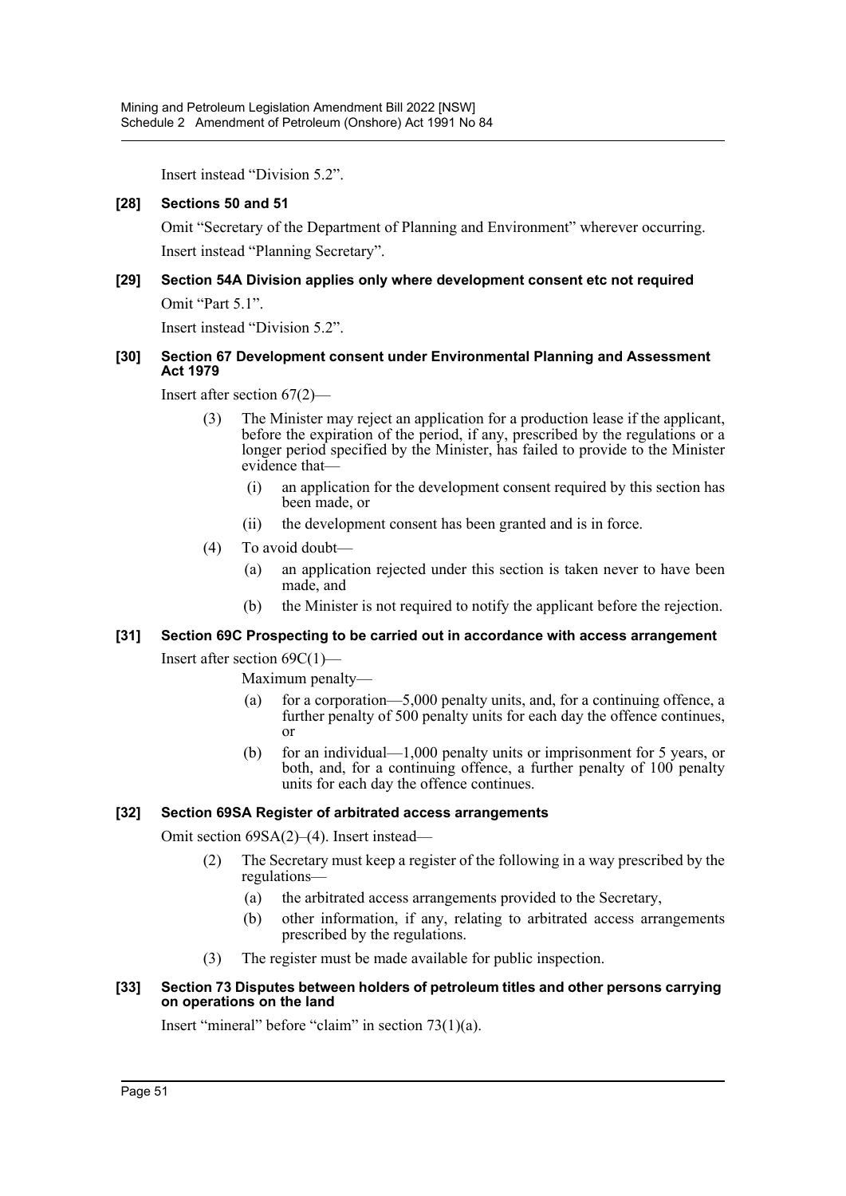Insert instead “Division 5.2”.

**[28] Sections 50 and 51**

Omit “Secretary of the Department of Planning and Environment” wherever occurring.

Insert instead “Planning Secretary”.

**[29] Section 54A Division applies only where development consent etc not required**

Omit “Part 5.1”.

Insert instead “Division 5.2”.

**[30] Section 67 Development consent under Environmental Planning and Assessment Act 1979**

Insert after section 67(2)—

> (3) The Minister may reject an application for a production lease if the applicant, before the expiration of the period, if any, prescribed by the regulations or a longer period specified by the Minister, has failed to provide to the Minister evidence that—
>
> > (i) an application for the development consent required by this section has been made, or
> >
> > (ii) the development consent has been granted and is in force.
>
> (4) To avoid doubt—
>
> > (a) an application rejected under this section is taken never to have been made, and
> >
> > (b) the Minister is not required to notify the applicant before the rejection.

**[31] Section 69C Prospecting to be carried out in accordance with access arrangement**

Insert after section 69C(1)—

> Maximum penalty—
>
> > (a) for a corporation—5,000 penalty units, and, for a continuing offence, a further penalty of 500 penalty units for each day the offence continues, or
> >
> > (b) for an individual—1,000 penalty units or imprisonment for 5 years, or both, and, for a continuing offence, a further penalty of 100 penalty units for each day the offence continues.

**[32] Section 69SA Register of arbitrated access arrangements**

Omit section 69SA(2)–(4). Insert instead—

> (2) The Secretary must keep a register of the following in a way prescribed by the regulations—
>
> > (a) the arbitrated access arrangements provided to the Secretary,
> >
> > (b) other information, if any, relating to arbitrated access arrangements prescribed by the regulations.
>
> (3) The register must be made available for public inspection.

**[33] Section 73 Disputes between holders of petroleum titles and other persons carrying on operations on the land**

Insert “mineral” before “claim” in section 73(1)(a).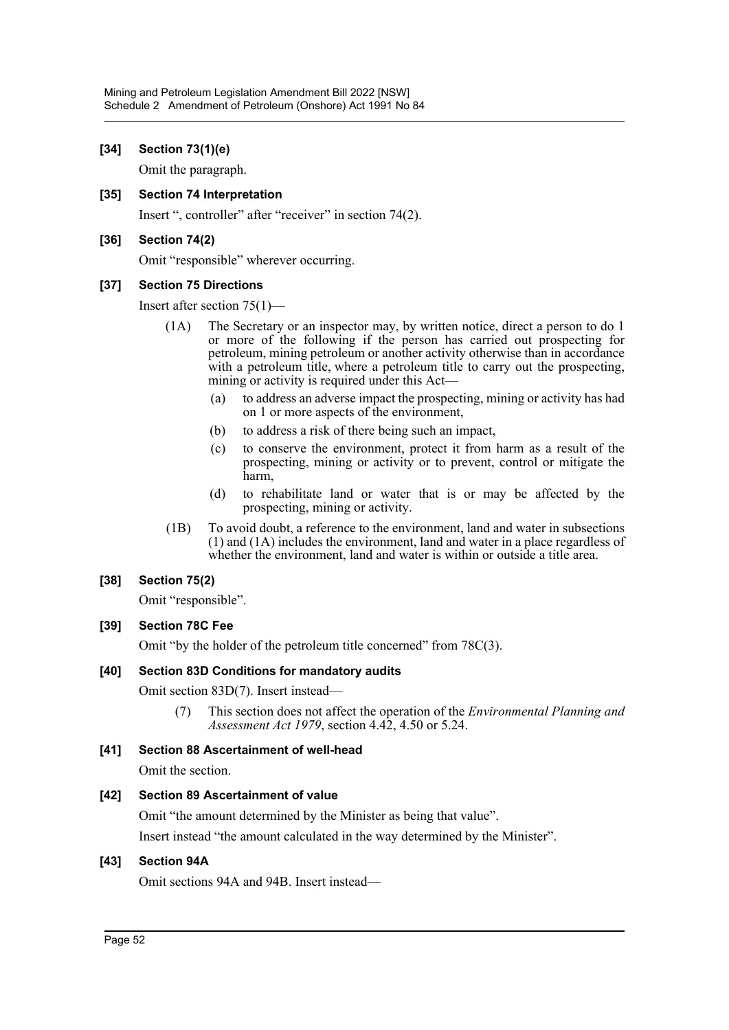### [34] Section 73(1)(e)

Omit the paragraph.

### [35] Section 74 Interpretation

Insert ", controller" after "receiver" in section 74(2).

### [36] Section 74(2)

Omit "responsible" wherever occurring.

### [37] Section 75 Directions

Insert after section 75(1)—

> (1A) The Secretary or an inspector may, by written notice, direct a person to do 1 or more of the following if the person has carried out prospecting for petroleum, mining petroleum or another activity otherwise than in accordance with a petroleum title, where a petroleum title to carry out the prospecting, mining or activity is required under this Act—
>
> (a) to address an adverse impact the prospecting, mining or activity has had on 1 or more aspects of the environment,
>
> (b) to address a risk of there being such an impact,
>
> (c) to conserve the environment, protect it from harm as a result of the prospecting, mining or activity or to prevent, control or mitigate the harm,
>
> (d) to rehabilitate land or water that is or may be affected by the prospecting, mining or activity.
>
> (1B) To avoid doubt, a reference to the environment, land and water in subsections (1) and (1A) includes the environment, land and water in a place regardless of whether the environment, land and water is within or outside a title area.

### [38] Section 75(2)

Omit "responsible".

### [39] Section 78C Fee

Omit "by the holder of the petroleum title concerned" from 78C(3).

### [40] Section 83D Conditions for mandatory audits

Omit section 83D(7). Insert instead—

> (7) This section does not affect the operation of the *Environmental Planning and Assessment Act 1979*, section 4.42, 4.50 or 5.24.

### [41] Section 88 Ascertainment of well-head

Omit the section.

### [42] Section 89 Ascertainment of value

Omit "the amount determined by the Minister as being that value".

Insert instead "the amount calculated in the way determined by the Minister".

### [43] Section 94A

Omit sections 94A and 94B. Insert instead—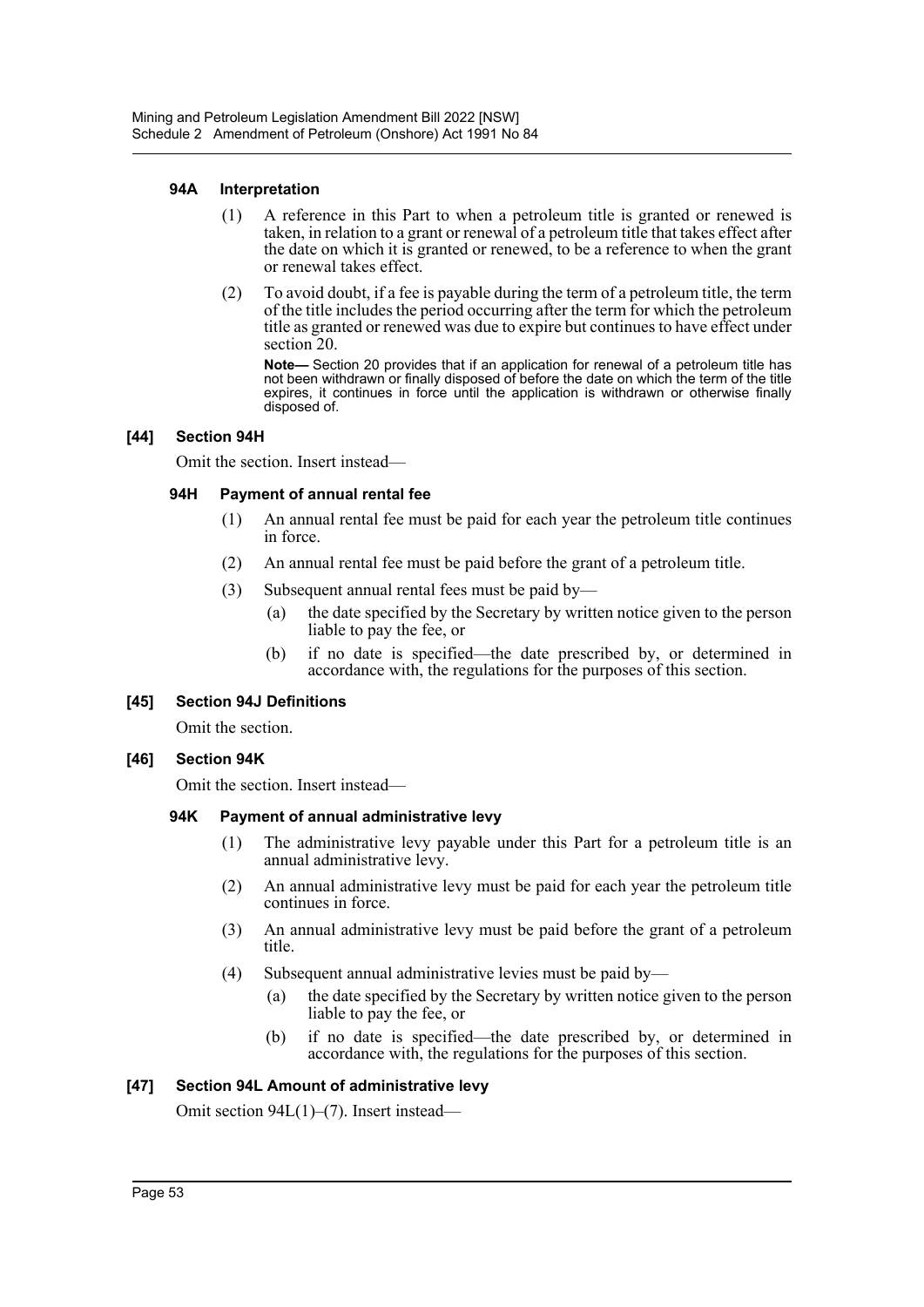#### 94A Interpretation

(1) A reference in this Part to when a petroleum title is granted or renewed is taken, in relation to a grant or renewal of a petroleum title that takes effect after the date on which it is granted or renewed, to be a reference to when the grant or renewal takes effect.

(2) To avoid doubt, if a fee is payable during the term of a petroleum title, the term of the title includes the period occurring after the term for which the petroleum title as granted or renewed was due to expire but continues to have effect under section 20.

**Note—** Section 20 provides that if an application for renewal of a petroleum title has not been withdrawn or finally disposed of before the date on which the term of the title expires, it continues in force until the application is withdrawn or otherwise finally disposed of.

### [44] Section 94H

Omit the section. Insert instead—

#### 94H Payment of annual rental fee

(1) An annual rental fee must be paid for each year the petroleum title continues in force.

(2) An annual rental fee must be paid before the grant of a petroleum title.

(3) Subsequent annual rental fees must be paid by—

(a) the date specified by the Secretary by written notice given to the person liable to pay the fee, or

(b) if no date is specified—the date prescribed by, or determined in accordance with, the regulations for the purposes of this section.

### [45] Section 94J Definitions

Omit the section.

### [46] Section 94K

Omit the section. Insert instead—

#### 94K Payment of annual administrative levy

(1) The administrative levy payable under this Part for a petroleum title is an annual administrative levy.

(2) An annual administrative levy must be paid for each year the petroleum title continues in force.

(3) An annual administrative levy must be paid before the grant of a petroleum title.

(4) Subsequent annual administrative levies must be paid by—

(a) the date specified by the Secretary by written notice given to the person liable to pay the fee, or

(b) if no date is specified—the date prescribed by, or determined in accordance with, the regulations for the purposes of this section.

### [47] Section 94L Amount of administrative levy

Omit section 94L(1)–(7). Insert instead—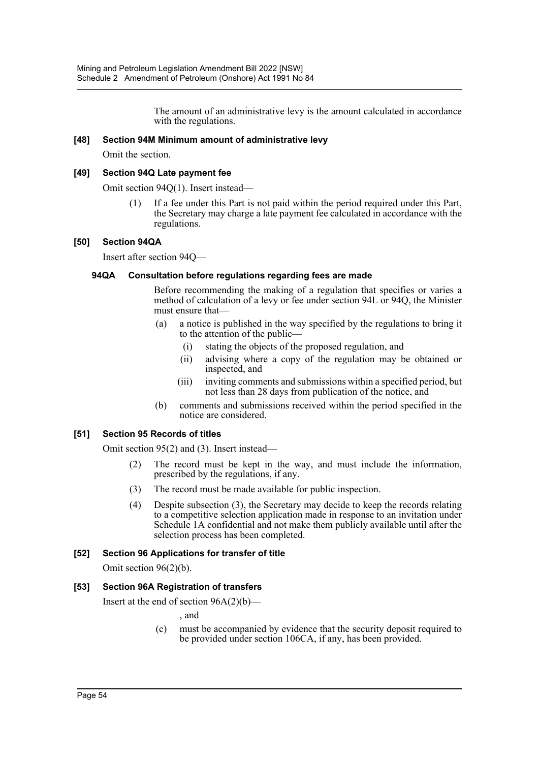The amount of an administrative levy is the amount calculated in accordance with the regulations.

### [48] Section 94M Minimum amount of administrative levy

Omit the section.

### [49] Section 94Q Late payment fee

Omit section 94Q(1). Insert instead—

(1) If a fee under this Part is not paid within the period required under this Part, the Secretary may charge a late payment fee calculated in accordance with the regulations.

### [50] Section 94QA

Insert after section 94Q—

#### 94QA Consultation before regulations regarding fees are made

Before recommending the making of a regulation that specifies or varies a method of calculation of a levy or fee under section 94L or 94Q, the Minister must ensure that—

(a) a notice is published in the way specified by the regulations to bring it to the attention of the public—

(i) stating the objects of the proposed regulation, and

(ii) advising where a copy of the regulation may be obtained or inspected, and

(iii) inviting comments and submissions within a specified period, but not less than 28 days from publication of the notice, and

(b) comments and submissions received within the period specified in the notice are considered.

### [51] Section 95 Records of titles

Omit section 95(2) and (3). Insert instead—

(2) The record must be kept in the way, and must include the information, prescribed by the regulations, if any.

(3) The record must be made available for public inspection.

(4) Despite subsection (3), the Secretary may decide to keep the records relating to a competitive selection application made in response to an invitation under Schedule 1A confidential and not make them publicly available until after the selection process has been completed.

### [52] Section 96 Applications for transfer of title

Omit section 96(2)(b).

### [53] Section 96A Registration of transfers

Insert at the end of section 96A(2)(b)—

, and

(c) must be accompanied by evidence that the security deposit required to be provided under section 106CA, if any, has been provided.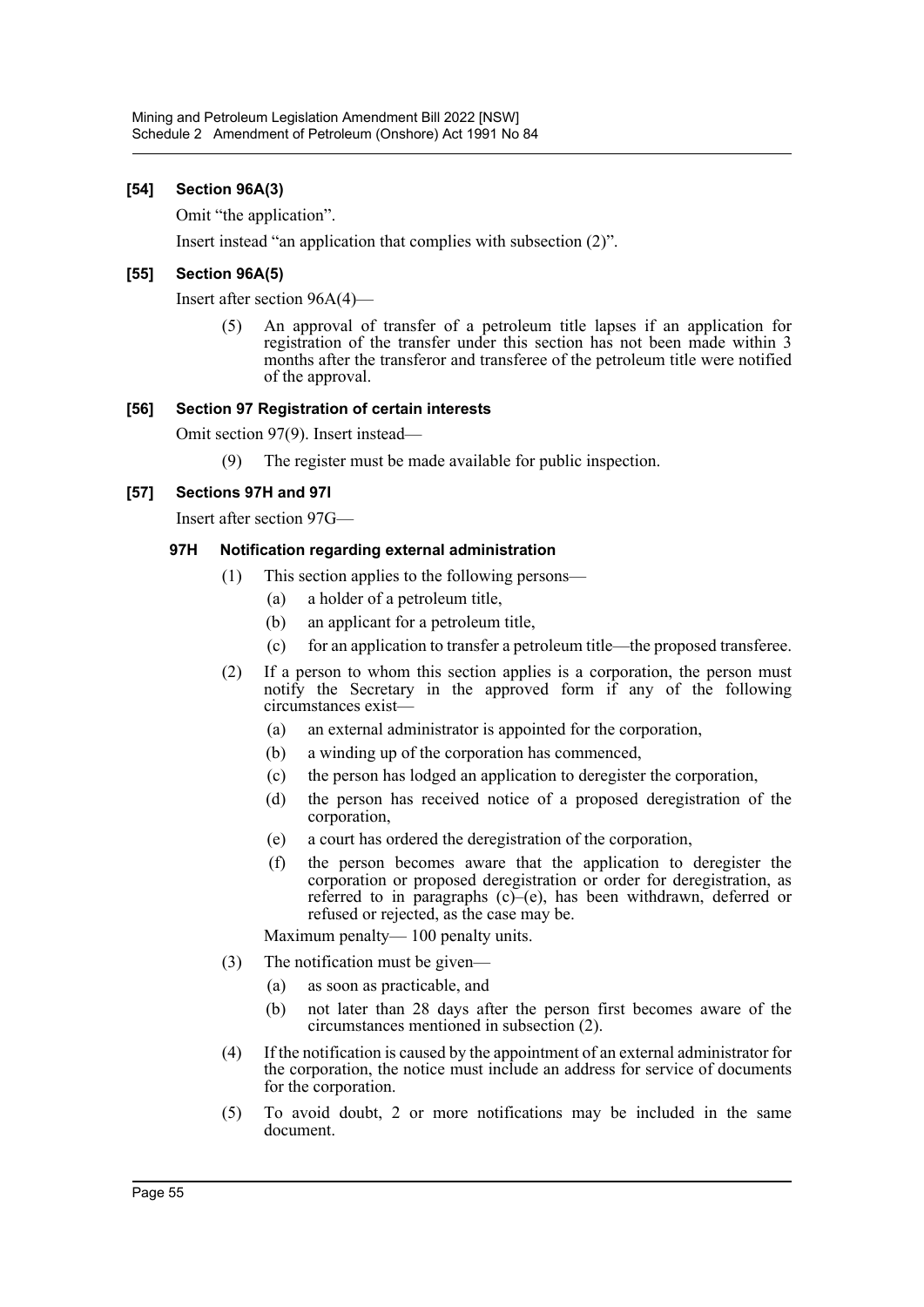### [54] Section 96A(3)

Omit "the application".

Insert instead "an application that complies with subsection (2)".

### [55] Section 96A(5)

Insert after section 96A(4)—

(5) An approval of transfer of a petroleum title lapses if an application for registration of the transfer under this section has not been made within 3 months after the transferor and transferee of the petroleum title were notified of the approval.

### [56] Section 97 Registration of certain interests

Omit section 97(9). Insert instead—

(9) The register must be made available for public inspection.

### [57] Sections 97H and 97I

Insert after section 97G—

#### 97H Notification regarding external administration

(1) This section applies to the following persons—

- (a) a holder of a petroleum title,
- (b) an applicant for a petroleum title,
- (c) for an application to transfer a petroleum title—the proposed transferee.

(2) If a person to whom this section applies is a corporation, the person must notify the Secretary in the approved form if any of the following circumstances exist—

- (a) an external administrator is appointed for the corporation,
- (b) a winding up of the corporation has commenced,
- (c) the person has lodged an application to deregister the corporation,
- (d) the person has received notice of a proposed deregistration of the corporation,
- (e) a court has ordered the deregistration of the corporation,
- (f) the person becomes aware that the application to deregister the corporation or proposed deregistration or order for deregistration, as referred to in paragraphs (c)–(e), has been withdrawn, deferred or refused or rejected, as the case may be.

Maximum penalty— 100 penalty units.

(3) The notification must be given—

- (a) as soon as practicable, and
- (b) not later than 28 days after the person first becomes aware of the circumstances mentioned in subsection (2).

(4) If the notification is caused by the appointment of an external administrator for the corporation, the notice must include an address for service of documents for the corporation.

(5) To avoid doubt, 2 or more notifications may be included in the same document.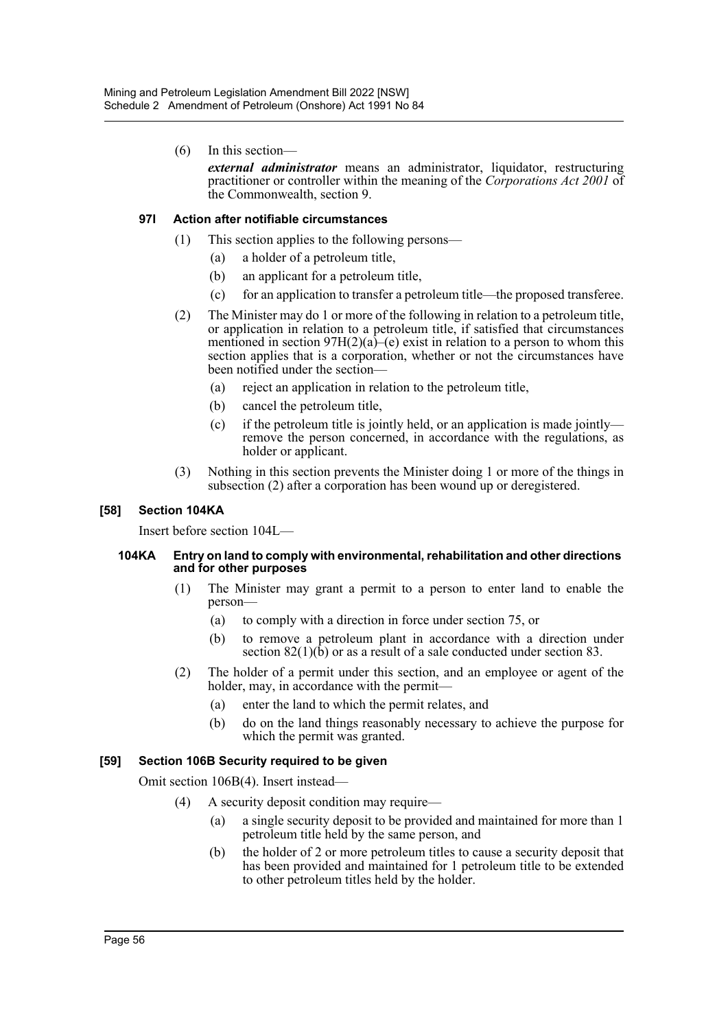(6) In this section—

***external administrator*** means an administrator, liquidator, restructuring practitioner or controller within the meaning of the *Corporations Act 2001* of the Commonwealth, section 9.

#### 97I Action after notifiable circumstances

(1) This section applies to the following persons—

(a) a holder of a petroleum title,

(b) an applicant for a petroleum title,

(c) for an application to transfer a petroleum title—the proposed transferee.

(2) The Minister may do 1 or more of the following in relation to a petroleum title, or application in relation to a petroleum title, if satisfied that circumstances mentioned in section 97H(2)(a)–(e) exist in relation to a person to whom this section applies that is a corporation, whether or not the circumstances have been notified under the section—

(a) reject an application in relation to the petroleum title,

(b) cancel the petroleum title,

(c) if the petroleum title is jointly held, or an application is made jointly—remove the person concerned, in accordance with the regulations, as holder or applicant.

(3) Nothing in this section prevents the Minister doing 1 or more of the things in subsection (2) after a corporation has been wound up or deregistered.

### [58] Section 104KA

Insert before section 104L—

#### 104KA Entry on land to comply with environmental, rehabilitation and other directions and for other purposes

(1) The Minister may grant a permit to a person to enter land to enable the person—

(a) to comply with a direction in force under section 75, or

(b) to remove a petroleum plant in accordance with a direction under section 82(1)(b) or as a result of a sale conducted under section 83.

(2) The holder of a permit under this section, and an employee or agent of the holder, may, in accordance with the permit—

(a) enter the land to which the permit relates, and

(b) do on the land things reasonably necessary to achieve the purpose for which the permit was granted.

### [59] Section 106B Security required to be given

Omit section 106B(4). Insert instead—

(4) A security deposit condition may require—

(a) a single security deposit to be provided and maintained for more than 1 petroleum title held by the same person, and

(b) the holder of 2 or more petroleum titles to cause a security deposit that has been provided and maintained for 1 petroleum title to be extended to other petroleum titles held by the holder.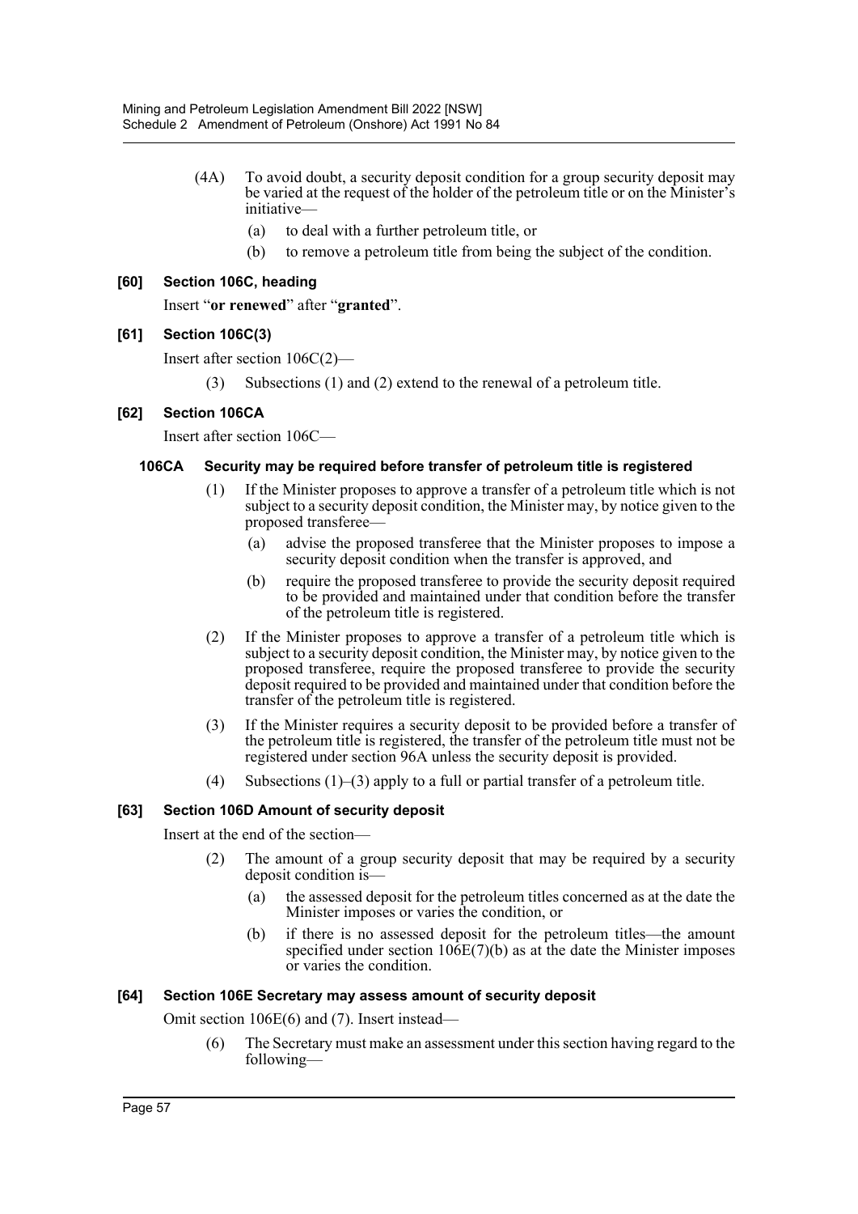(4A) To avoid doubt, a security deposit condition for a group security deposit may be varied at the request of the holder of the petroleum title or on the Minister's initiative—

(a) to deal with a further petroleum title, or

(b) to remove a petroleum title from being the subject of the condition.

### [60] Section 106C, heading

Insert "**or renewed**" after "**granted**".

### [61] Section 106C(3)

Insert after section 106C(2)—

(3) Subsections (1) and (2) extend to the renewal of a petroleum title.

### [62] Section 106CA

Insert after section 106C—

#### 106CA Security may be required before transfer of petroleum title is registered

(1) If the Minister proposes to approve a transfer of a petroleum title which is not subject to a security deposit condition, the Minister may, by notice given to the proposed transferee—

(a) advise the proposed transferee that the Minister proposes to impose a security deposit condition when the transfer is approved, and

(b) require the proposed transferee to provide the security deposit required to be provided and maintained under that condition before the transfer of the petroleum title is registered.

(2) If the Minister proposes to approve a transfer of a petroleum title which is subject to a security deposit condition, the Minister may, by notice given to the proposed transferee, require the proposed transferee to provide the security deposit required to be provided and maintained under that condition before the transfer of the petroleum title is registered.

(3) If the Minister requires a security deposit to be provided before a transfer of the petroleum title is registered, the transfer of the petroleum title must not be registered under section 96A unless the security deposit is provided.

(4) Subsections (1)–(3) apply to a full or partial transfer of a petroleum title.

### [63] Section 106D Amount of security deposit

Insert at the end of the section—

(2) The amount of a group security deposit that may be required by a security deposit condition is—

(a) the assessed deposit for the petroleum titles concerned as at the date the Minister imposes or varies the condition, or

(b) if there is no assessed deposit for the petroleum titles—the amount specified under section 106E(7)(b) as at the date the Minister imposes or varies the condition.

### [64] Section 106E Secretary may assess amount of security deposit

Omit section 106E(6) and (7). Insert instead—

(6) The Secretary must make an assessment under this section having regard to the following—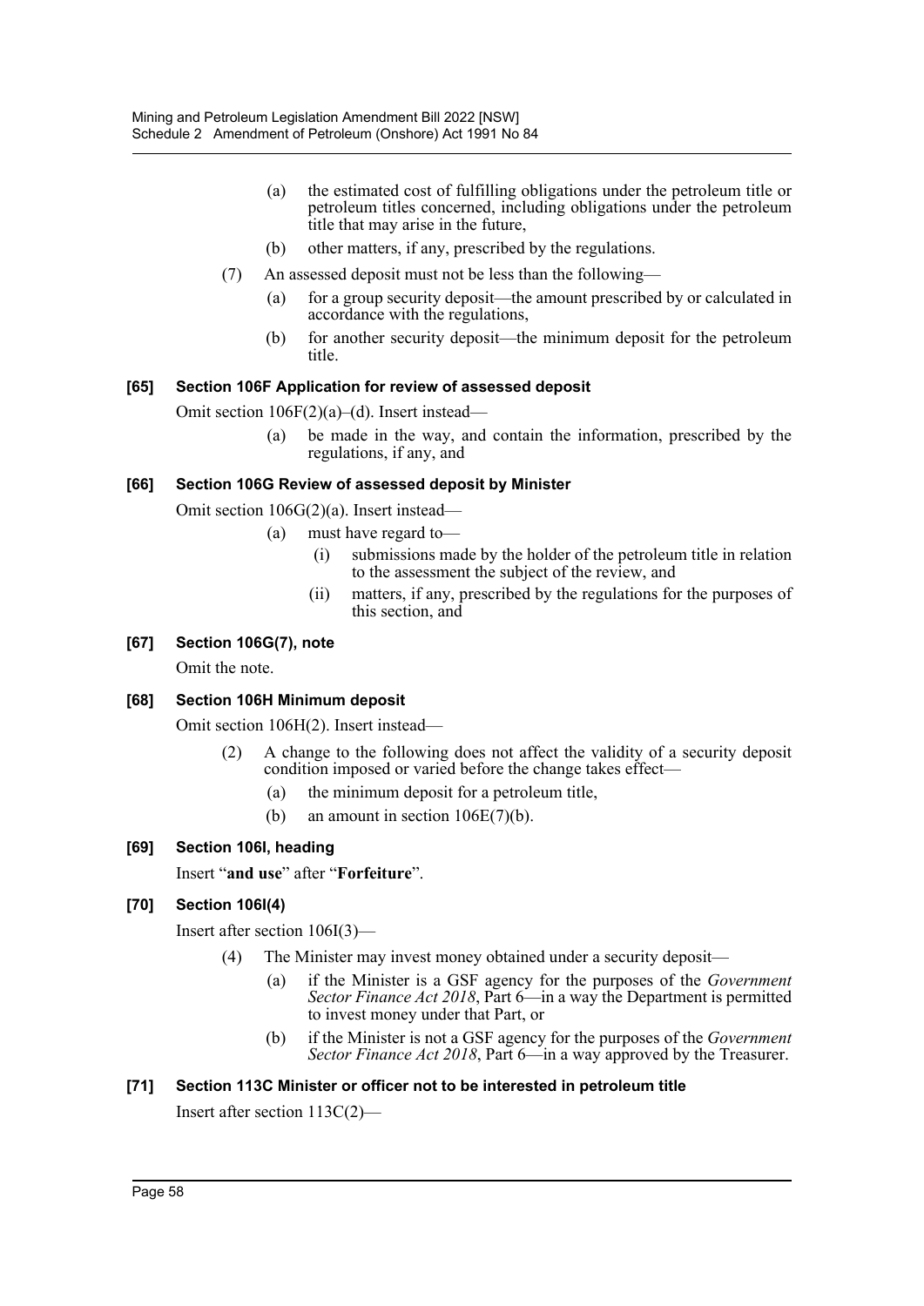(a) the estimated cost of fulfilling obligations under the petroleum title or petroleum titles concerned, including obligations under the petroleum title that may arise in the future,

(b) other matters, if any, prescribed by the regulations.

(7) An assessed deposit must not be less than the following—

(a) for a group security deposit—the amount prescribed by or calculated in accordance with the regulations,

(b) for another security deposit—the minimum deposit for the petroleum title.

#### [65] Section 106F Application for review of assessed deposit

Omit section 106F(2)(a)–(d). Insert instead—

(a) be made in the way, and contain the information, prescribed by the regulations, if any, and

#### [66] Section 106G Review of assessed deposit by Minister

Omit section 106G(2)(a). Insert instead—

(a) must have regard to—

(i) submissions made by the holder of the petroleum title in relation to the assessment the subject of the review, and

(ii) matters, if any, prescribed by the regulations for the purposes of this section, and

#### [67] Section 106G(7), note

Omit the note.

#### [68] Section 106H Minimum deposit

Omit section 106H(2). Insert instead—

(2) A change to the following does not affect the validity of a security deposit condition imposed or varied before the change takes effect—

(a) the minimum deposit for a petroleum title,

(b) an amount in section 106E(7)(b).

#### [69] Section 106I, heading

Insert "**and use**" after "**Forfeiture**".

#### [70] Section 106I(4)

Insert after section 106I(3)—

(4) The Minister may invest money obtained under a security deposit—

(a) if the Minister is a GSF agency for the purposes of the *Government Sector Finance Act 2018*, Part 6—in a way the Department is permitted to invest money under that Part, or

(b) if the Minister is not a GSF agency for the purposes of the *Government Sector Finance Act 2018*, Part 6—in a way approved by the Treasurer.

#### [71] Section 113C Minister or officer not to be interested in petroleum title

Insert after section 113C(2)—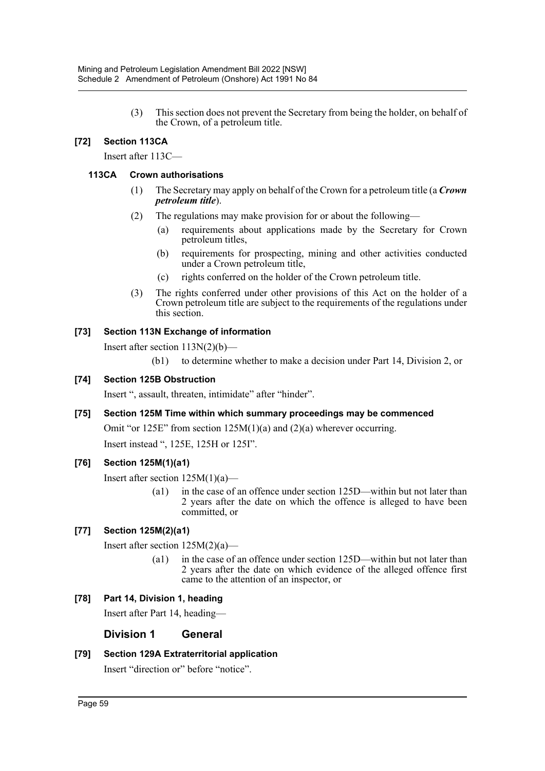(3) This section does not prevent the Secretary from being the holder, on behalf of the Crown, of a petroleum title.

### [72] Section 113CA

Insert after 113C—

#### 113CA Crown authorisations

(1) The Secretary may apply on behalf of the Crown for a petroleum title (a ***Crown petroleum title***).

(2) The regulations may make provision for or about the following—

(a) requirements about applications made by the Secretary for Crown petroleum titles,

(b) requirements for prospecting, mining and other activities conducted under a Crown petroleum title,

(c) rights conferred on the holder of the Crown petroleum title.

(3) The rights conferred under other provisions of this Act on the holder of a Crown petroleum title are subject to the requirements of the regulations under this section.

### [73] Section 113N Exchange of information

Insert after section 113N(2)(b)—

(b1) to determine whether to make a decision under Part 14, Division 2, or

### [74] Section 125B Obstruction

Insert ", assault, threaten, intimidate" after "hinder".

### [75] Section 125M Time within which summary proceedings may be commenced

Omit "or 125E" from section 125M(1)(a) and (2)(a) wherever occurring.

Insert instead ", 125E, 125H or 125I".

### [76] Section 125M(1)(a1)

Insert after section 125M(1)(a)—

(a1) in the case of an offence under section 125D—within but not later than 2 years after the date on which the offence is alleged to have been committed, or

### [77] Section 125M(2)(a1)

Insert after section 125M(2)(a)—

(a1) in the case of an offence under section 125D—within but not later than 2 years after the date on which evidence of the alleged offence first came to the attention of an inspector, or

### [78] Part 14, Division 1, heading

Insert after Part 14, heading—

## Division 1 General

### [79] Section 129A Extraterritorial application

Insert "direction or" before "notice".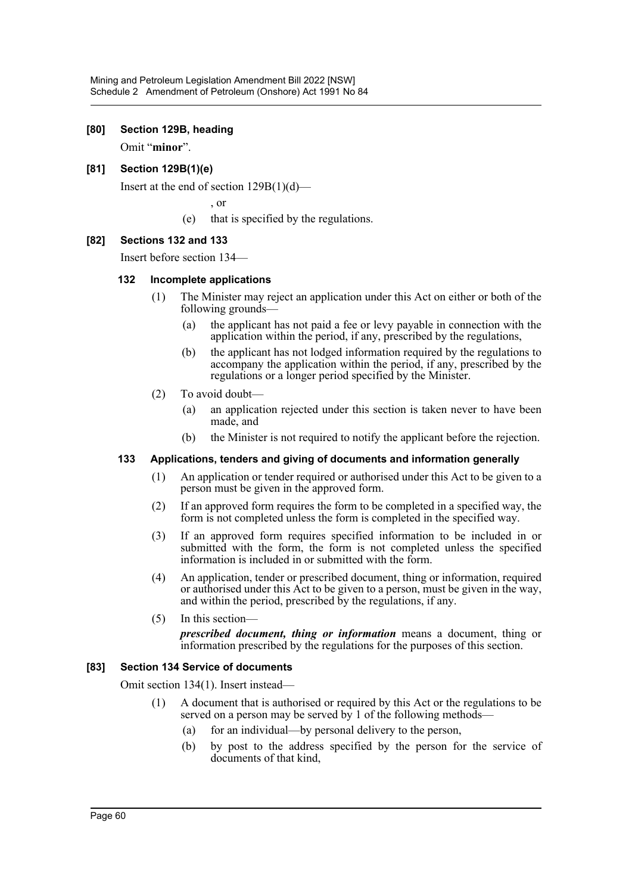**[80] Section 129B, heading**

Omit "**minor**".

**[81] Section 129B(1)(e)**

Insert at the end of section 129B(1)(d)—

, or

(e) that is specified by the regulations.

**[82] Sections 132 and 133**

Insert before section 134—

**132 Incomplete applications**

(1) The Minister may reject an application under this Act on either or both of the following grounds—

(a) the applicant has not paid a fee or levy payable in connection with the application within the period, if any, prescribed by the regulations,

(b) the applicant has not lodged information required by the regulations to accompany the application within the period, if any, prescribed by the regulations or a longer period specified by the Minister.

(2) To avoid doubt—

(a) an application rejected under this section is taken never to have been made, and

(b) the Minister is not required to notify the applicant before the rejection.

**133 Applications, tenders and giving of documents and information generally**

(1) An application or tender required or authorised under this Act to be given to a person must be given in the approved form.

(2) If an approved form requires the form to be completed in a specified way, the form is not completed unless the form is completed in the specified way.

(3) If an approved form requires specified information to be included in or submitted with the form, the form is not completed unless the specified information is included in or submitted with the form.

(4) An application, tender or prescribed document, thing or information, required or authorised under this Act to be given to a person, must be given in the way, and within the period, prescribed by the regulations, if any.

(5) In this section—

***prescribed document, thing or information*** means a document, thing or information prescribed by the regulations for the purposes of this section.

**[83] Section 134 Service of documents**

Omit section 134(1). Insert instead—

(1) A document that is authorised or required by this Act or the regulations to be served on a person may be served by 1 of the following methods—

(a) for an individual—by personal delivery to the person,

(b) by post to the address specified by the person for the service of documents of that kind,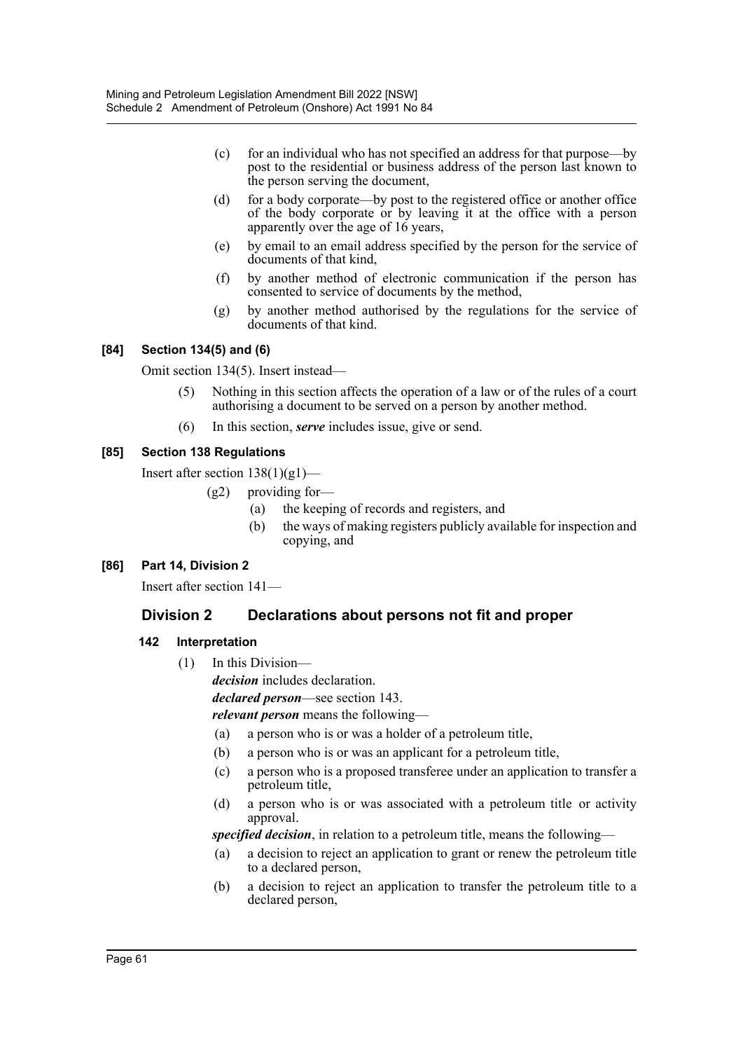(c) for an individual who has not specified an address for that purpose—by post to the residential or business address of the person last known to the person serving the document,

(d) for a body corporate—by post to the registered office or another office of the body corporate or by leaving it at the office with a person apparently over the age of 16 years,

(e) by email to an email address specified by the person for the service of documents of that kind,

(f) by another method of electronic communication if the person has consented to service of documents by the method,

(g) by another method authorised by the regulations for the service of documents of that kind.

#### [84] Section 134(5) and (6)

Omit section 134(5). Insert instead—

(5) Nothing in this section affects the operation of a law or of the rules of a court authorising a document to be served on a person by another method.

(6) In this section, ***serve*** includes issue, give or send.

#### [85] Section 138 Regulations

Insert after section 138(1)(g1)—

(g2) providing for—

(a) the keeping of records and registers, and

(b) the ways of making registers publicly available for inspection and copying, and

#### [86] Part 14, Division 2

Insert after section 141—

## Division 2 Declarations about persons not fit and proper

### 142 Interpretation

(1) In this Division—

***decision*** includes declaration.

***declared person***—see section 143.

***relevant person*** means the following—

(a) a person who is or was a holder of a petroleum title,

(b) a person who is or was an applicant for a petroleum title,

(c) a person who is a proposed transferee under an application to transfer a petroleum title,

(d) a person who is or was associated with a petroleum title or activity approval.

***specified decision***, in relation to a petroleum title, means the following—

(a) a decision to reject an application to grant or renew the petroleum title to a declared person,

(b) a decision to reject an application to transfer the petroleum title to a declared person,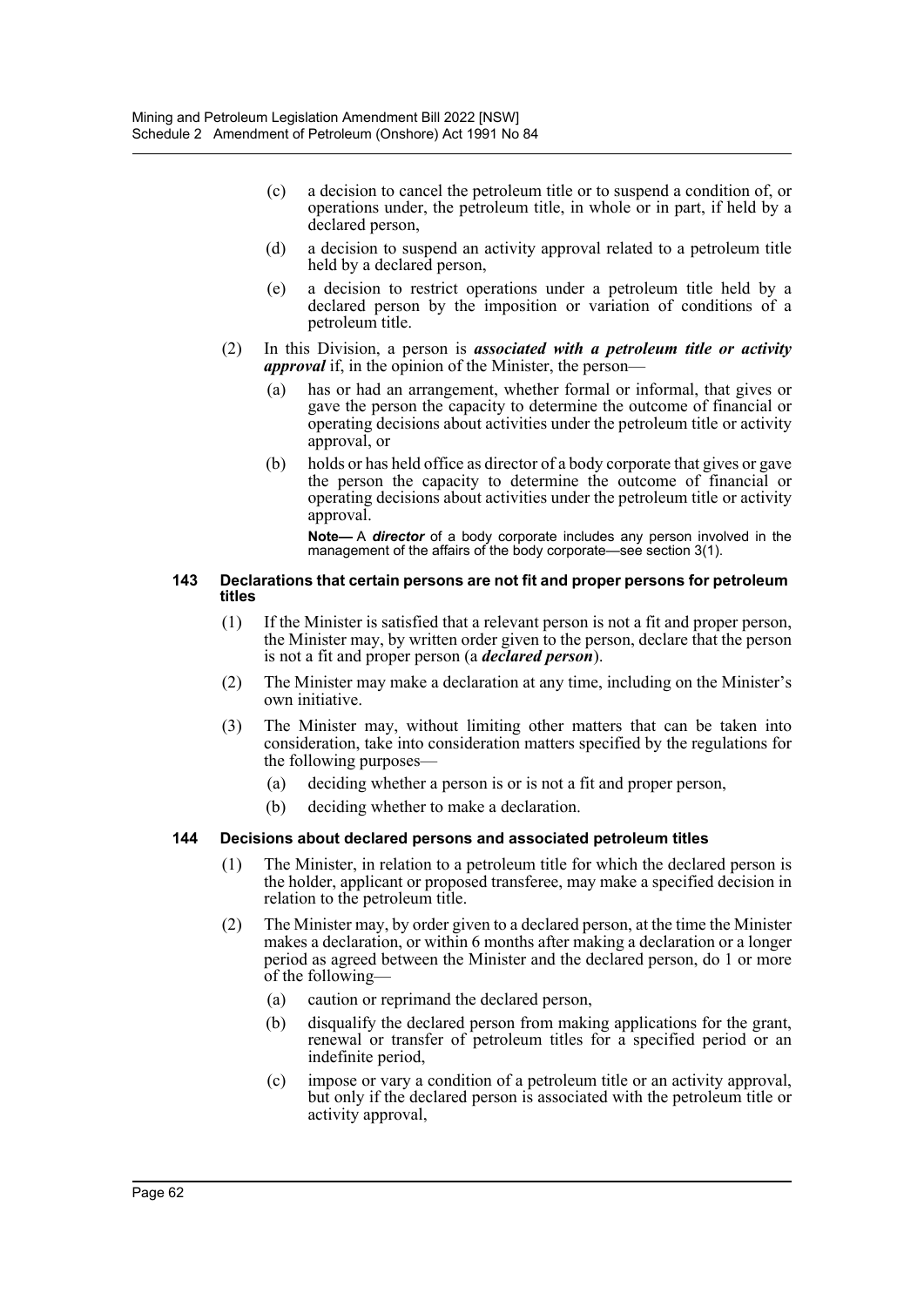(c) a decision to cancel the petroleum title or to suspend a condition of, or operations under, the petroleum title, in whole or in part, if held by a declared person,

(d) a decision to suspend an activity approval related to a petroleum title held by a declared person,

(e) a decision to restrict operations under a petroleum title held by a declared person by the imposition or variation of conditions of a petroleum title.

(2) In this Division, a person is ***associated with a petroleum title or activity approval*** if, in the opinion of the Minister, the person—

(a) has or had an arrangement, whether formal or informal, that gives or gave the person the capacity to determine the outcome of financial or operating decisions about activities under the petroleum title or activity approval, or

(b) holds or has held office as director of a body corporate that gives or gave the person the capacity to determine the outcome of financial or operating decisions about activities under the petroleum title or activity approval.

**Note—** A ***director*** of a body corporate includes any person involved in the management of the affairs of the body corporate—see section 3(1).

#### 143 Declarations that certain persons are not fit and proper persons for petroleum titles

(1) If the Minister is satisfied that a relevant person is not a fit and proper person, the Minister may, by written order given to the person, declare that the person is not a fit and proper person (a ***declared person***).

(2) The Minister may make a declaration at any time, including on the Minister's own initiative.

(3) The Minister may, without limiting other matters that can be taken into consideration, take into consideration matters specified by the regulations for the following purposes—

(a) deciding whether a person is or is not a fit and proper person,

(b) deciding whether to make a declaration.

#### 144 Decisions about declared persons and associated petroleum titles

(1) The Minister, in relation to a petroleum title for which the declared person is the holder, applicant or proposed transferee, may make a specified decision in relation to the petroleum title.

(2) The Minister may, by order given to a declared person, at the time the Minister makes a declaration, or within 6 months after making a declaration or a longer period as agreed between the Minister and the declared person, do 1 or more of the following—

(a) caution or reprimand the declared person,

(b) disqualify the declared person from making applications for the grant, renewal or transfer of petroleum titles for a specified period or an indefinite period,

(c) impose or vary a condition of a petroleum title or an activity approval, but only if the declared person is associated with the petroleum title or activity approval,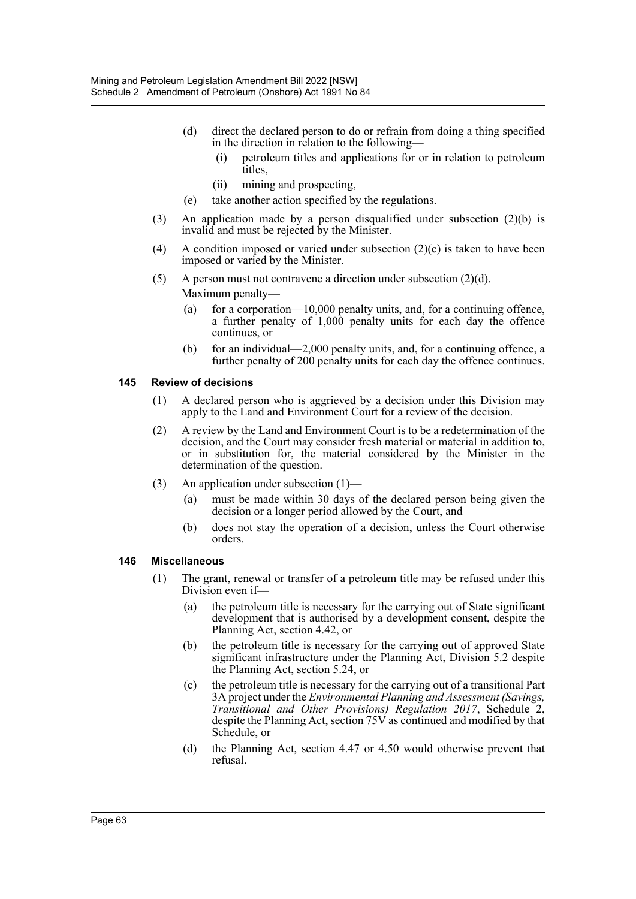(d) direct the declared person to do or refrain from doing a thing specified in the direction in relation to the following—

  (i) petroleum titles and applications for or in relation to petroleum titles,

  (ii) mining and prospecting,

(e) take another action specified by the regulations.

(3) An application made by a person disqualified under subsection (2)(b) is invalid and must be rejected by the Minister.

(4) A condition imposed or varied under subsection (2)(c) is taken to have been imposed or varied by the Minister.

(5) A person must not contravene a direction under subsection (2)(d).

Maximum penalty—

(a) for a corporation—10,000 penalty units, and, for a continuing offence, a further penalty of 1,000 penalty units for each day the offence continues, or

(b) for an individual—2,000 penalty units, and, for a continuing offence, a further penalty of 200 penalty units for each day the offence continues.

### 145 Review of decisions

(1) A declared person who is aggrieved by a decision under this Division may apply to the Land and Environment Court for a review of the decision.

(2) A review by the Land and Environment Court is to be a redetermination of the decision, and the Court may consider fresh material or material in addition to, or in substitution for, the material considered by the Minister in the determination of the question.

(3) An application under subsection (1)—

(a) must be made within 30 days of the declared person being given the decision or a longer period allowed by the Court, and

(b) does not stay the operation of a decision, unless the Court otherwise orders.

### 146 Miscellaneous

(1) The grant, renewal or transfer of a petroleum title may be refused under this Division even if—

(a) the petroleum title is necessary for the carrying out of State significant development that is authorised by a development consent, despite the Planning Act, section 4.42, or

(b) the petroleum title is necessary for the carrying out of approved State significant infrastructure under the Planning Act, Division 5.2 despite the Planning Act, section 5.24, or

(c) the petroleum title is necessary for the carrying out of a transitional Part 3A project under the *Environmental Planning and Assessment (Savings, Transitional and Other Provisions) Regulation 2017*, Schedule 2, despite the Planning Act, section 75V as continued and modified by that Schedule, or

(d) the Planning Act, section 4.47 or 4.50 would otherwise prevent that refusal.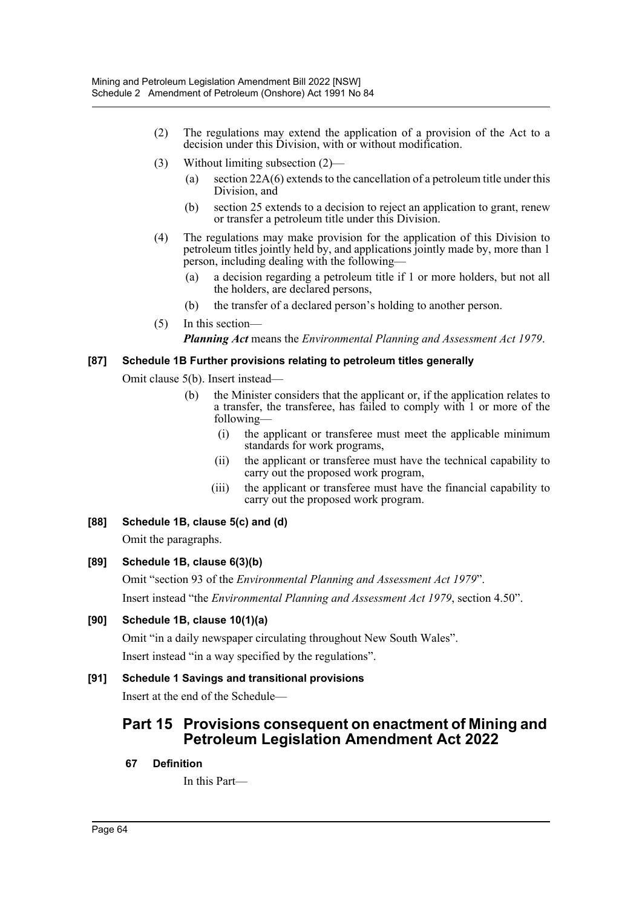(2) The regulations may extend the application of a provision of the Act to a decision under this Division, with or without modification.

(3) Without limiting subsection (2)—

(a) section 22A(6) extends to the cancellation of a petroleum title under this Division, and

(b) section 25 extends to a decision to reject an application to grant, renew or transfer a petroleum title under this Division.

(4) The regulations may make provision for the application of this Division to petroleum titles jointly held by, and applications jointly made by, more than 1 person, including dealing with the following—

(a) a decision regarding a petroleum title if 1 or more holders, but not all the holders, are declared persons,

(b) the transfer of a declared person's holding to another person.

(5) In this section—

***Planning Act*** means the *Environmental Planning and Assessment Act 1979*.

**[87] Schedule 1B Further provisions relating to petroleum titles generally**

Omit clause 5(b). Insert instead—

(b) the Minister considers that the applicant or, if the application relates to a transfer, the transferee, has failed to comply with 1 or more of the following—

(i) the applicant or transferee must meet the applicable minimum standards for work programs,

(ii) the applicant or transferee must have the technical capability to carry out the proposed work program,

(iii) the applicant or transferee must have the financial capability to carry out the proposed work program.

**[88] Schedule 1B, clause 5(c) and (d)**

Omit the paragraphs.

**[89] Schedule 1B, clause 6(3)(b)**

Omit "section 93 of the *Environmental Planning and Assessment Act 1979*".

Insert instead "the *Environmental Planning and Assessment Act 1979*, section 4.50".

**[90] Schedule 1B, clause 10(1)(a)**

Omit "in a daily newspaper circulating throughout New South Wales".

Insert instead "in a way specified by the regulations".

**[91] Schedule 1 Savings and transitional provisions**

Insert at the end of the Schedule—

## Part 15 Provisions consequent on enactment of Mining and Petroleum Legislation Amendment Act 2022

**67 Definition**

In this Part—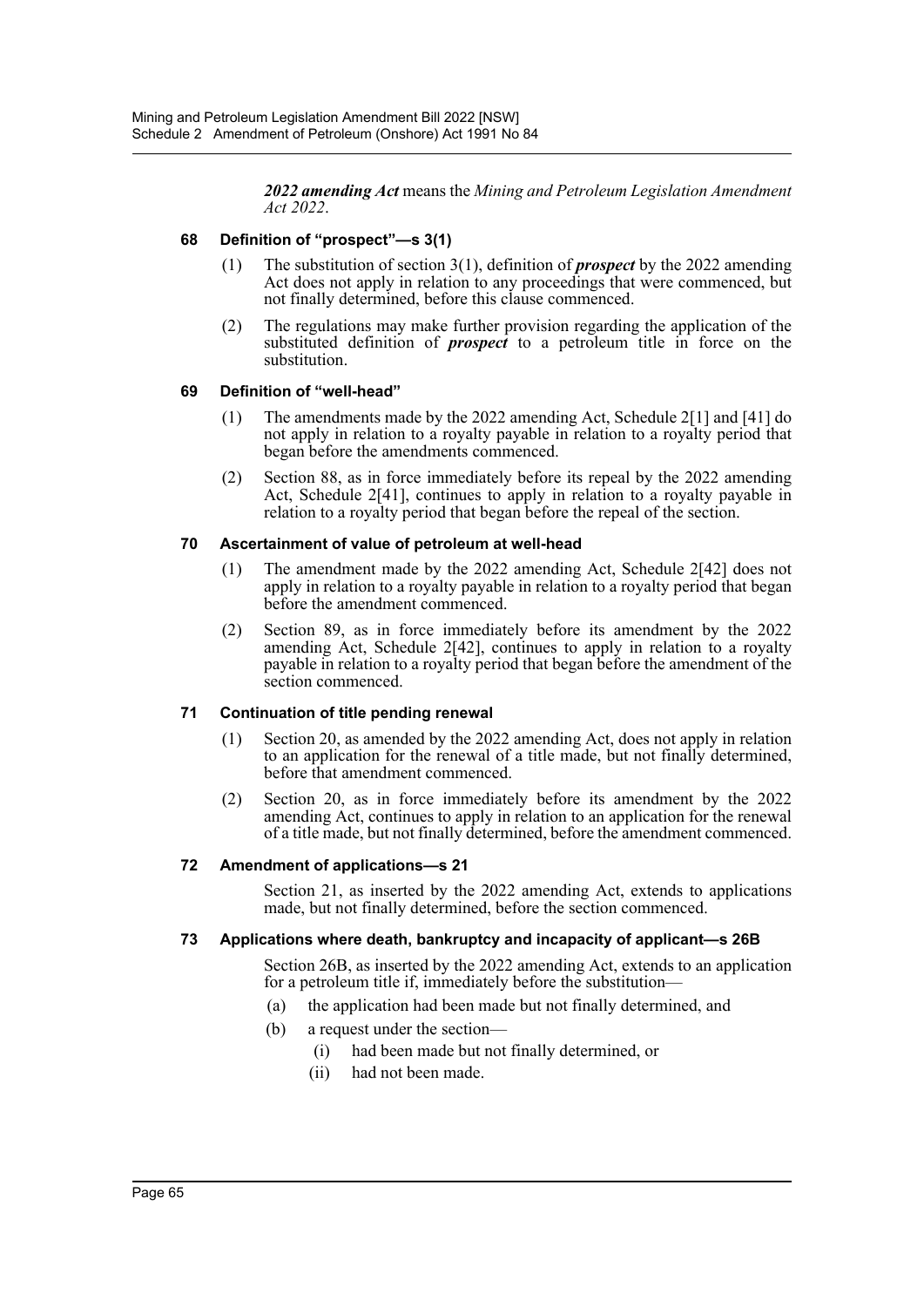***2022 amending Act*** means the *Mining and Petroleum Legislation Amendment Act 2022*.

### 68 Definition of "prospect"—s 3(1)

(1) The substitution of section 3(1), definition of ***prospect*** by the 2022 amending Act does not apply in relation to any proceedings that were commenced, but not finally determined, before this clause commenced.

(2) The regulations may make further provision regarding the application of the substituted definition of ***prospect*** to a petroleum title in force on the substitution.

### 69 Definition of "well-head"

(1) The amendments made by the 2022 amending Act, Schedule 2[1] and [41] do not apply in relation to a royalty payable in relation to a royalty period that began before the amendments commenced.

(2) Section 88, as in force immediately before its repeal by the 2022 amending Act, Schedule 2[41], continues to apply in relation to a royalty payable in relation to a royalty period that began before the repeal of the section.

### 70 Ascertainment of value of petroleum at well-head

(1) The amendment made by the 2022 amending Act, Schedule 2[42] does not apply in relation to a royalty payable in relation to a royalty period that began before the amendment commenced.

(2) Section 89, as in force immediately before its amendment by the 2022 amending Act, Schedule 2[42], continues to apply in relation to a royalty payable in relation to a royalty period that began before the amendment of the section commenced.

### 71 Continuation of title pending renewal

(1) Section 20, as amended by the 2022 amending Act, does not apply in relation to an application for the renewal of a title made, but not finally determined, before that amendment commenced.

(2) Section 20, as in force immediately before its amendment by the 2022 amending Act, continues to apply in relation to an application for the renewal of a title made, but not finally determined, before the amendment commenced.

### 72 Amendment of applications—s 21

Section 21, as inserted by the 2022 amending Act, extends to applications made, but not finally determined, before the section commenced.

### 73 Applications where death, bankruptcy and incapacity of applicant—s 26B

Section 26B, as inserted by the 2022 amending Act, extends to an application for a petroleum title if, immediately before the substitution—

(a) the application had been made but not finally determined, and

(b) a request under the section—

   (i) had been made but not finally determined, or

   (ii) had not been made.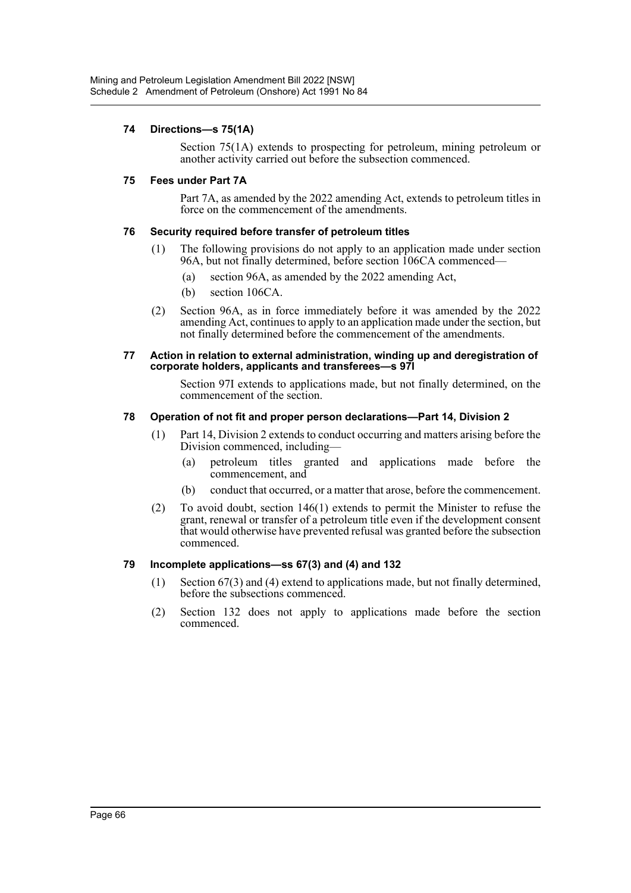#### 74 Directions—s 75(1A)

Section 75(1A) extends to prospecting for petroleum, mining petroleum or another activity carried out before the subsection commenced.

#### 75 Fees under Part 7A

Part 7A, as amended by the 2022 amending Act, extends to petroleum titles in force on the commencement of the amendments.

#### 76 Security required before transfer of petroleum titles

(1) The following provisions do not apply to an application made under section 96A, but not finally determined, before section 106CA commenced—

(a) section 96A, as amended by the 2022 amending Act,

(b) section 106CA.

(2) Section 96A, as in force immediately before it was amended by the 2022 amending Act, continues to apply to an application made under the section, but not finally determined before the commencement of the amendments.

#### 77 Action in relation to external administration, winding up and deregistration of corporate holders, applicants and transferees—s 97I

Section 97I extends to applications made, but not finally determined, on the commencement of the section.

#### 78 Operation of not fit and proper person declarations—Part 14, Division 2

(1) Part 14, Division 2 extends to conduct occurring and matters arising before the Division commenced, including—

(a) petroleum titles granted and applications made before the commencement, and

(b) conduct that occurred, or a matter that arose, before the commencement.

(2) To avoid doubt, section 146(1) extends to permit the Minister to refuse the grant, renewal or transfer of a petroleum title even if the development consent that would otherwise have prevented refusal was granted before the subsection commenced.

#### 79 Incomplete applications—ss 67(3) and (4) and 132

(1) Section 67(3) and (4) extend to applications made, but not finally determined, before the subsections commenced.

(2) Section 132 does not apply to applications made before the section commenced.